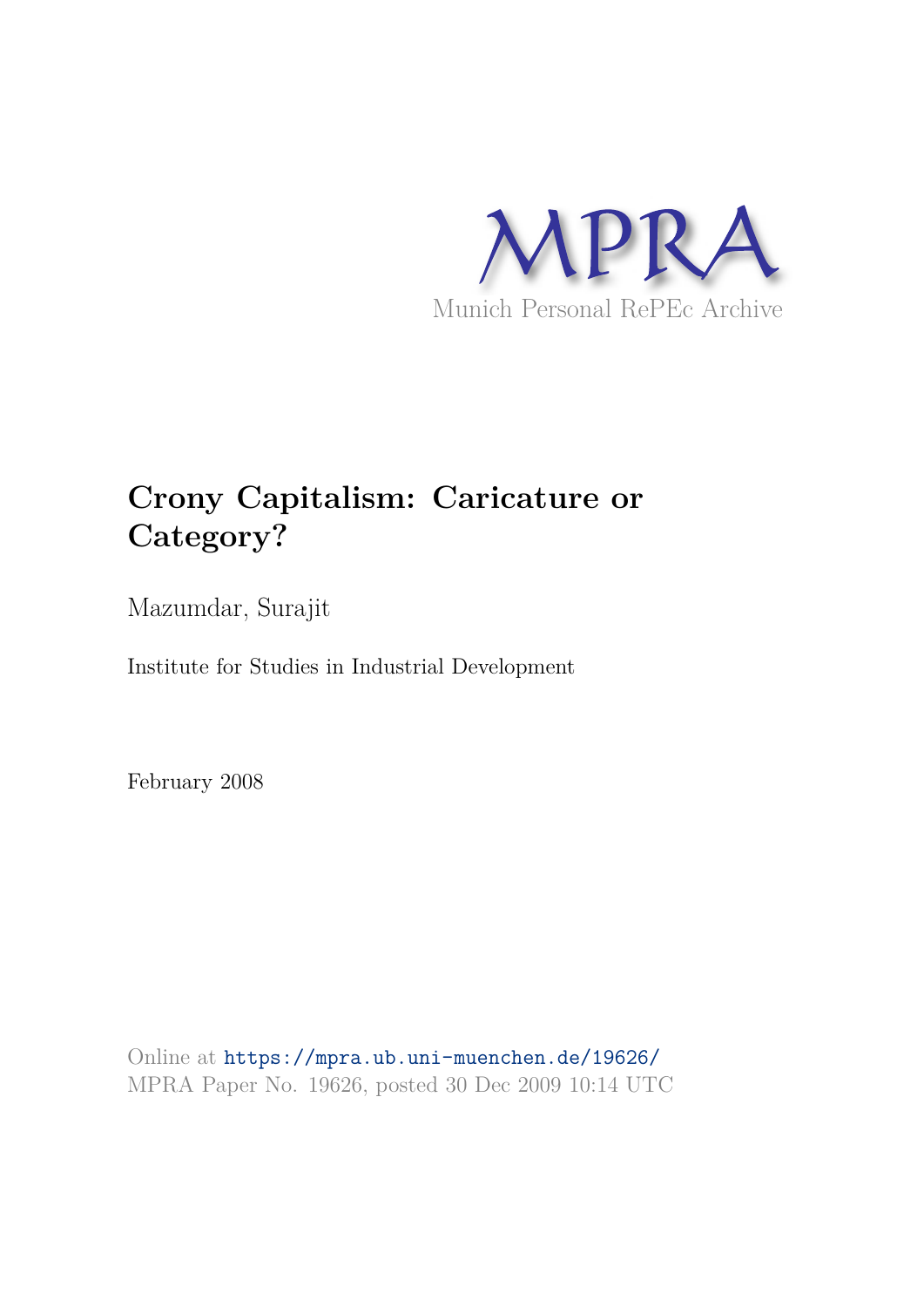MPRA

Munich Personal RePEc Archive

# Crony Capitalism: Caricature or Category?

Mazumdar, Surajit

Institute for Studies in Industrial Development

February 2008

Online at https://mpra.ub.uni-muenchen.de/19626/

MPRA Paper No. 19626, posted 30 Dec 2009 10:14 UTC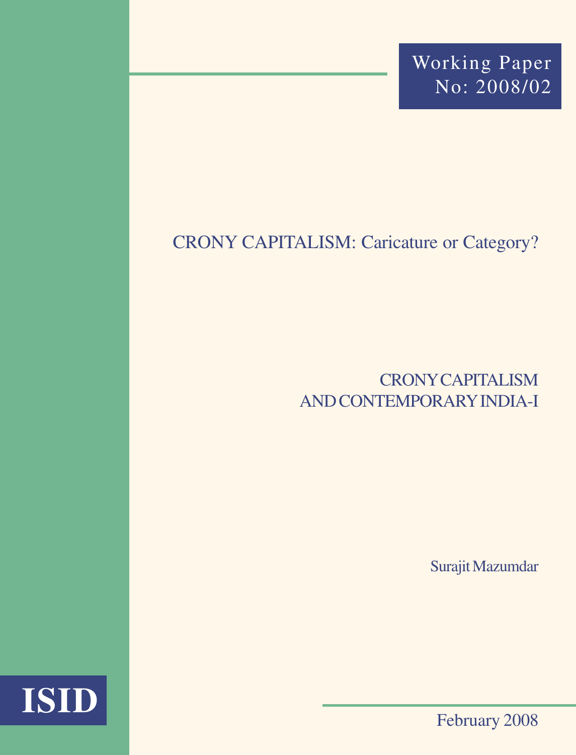Working Paper
No: 2008/02

# CRONY CAPITALISM: Caricature or Category?

## CRONY CAPITALISM AND CONTEMPORARY INDIA-I

Surajit Mazumdar

ISID

February 2008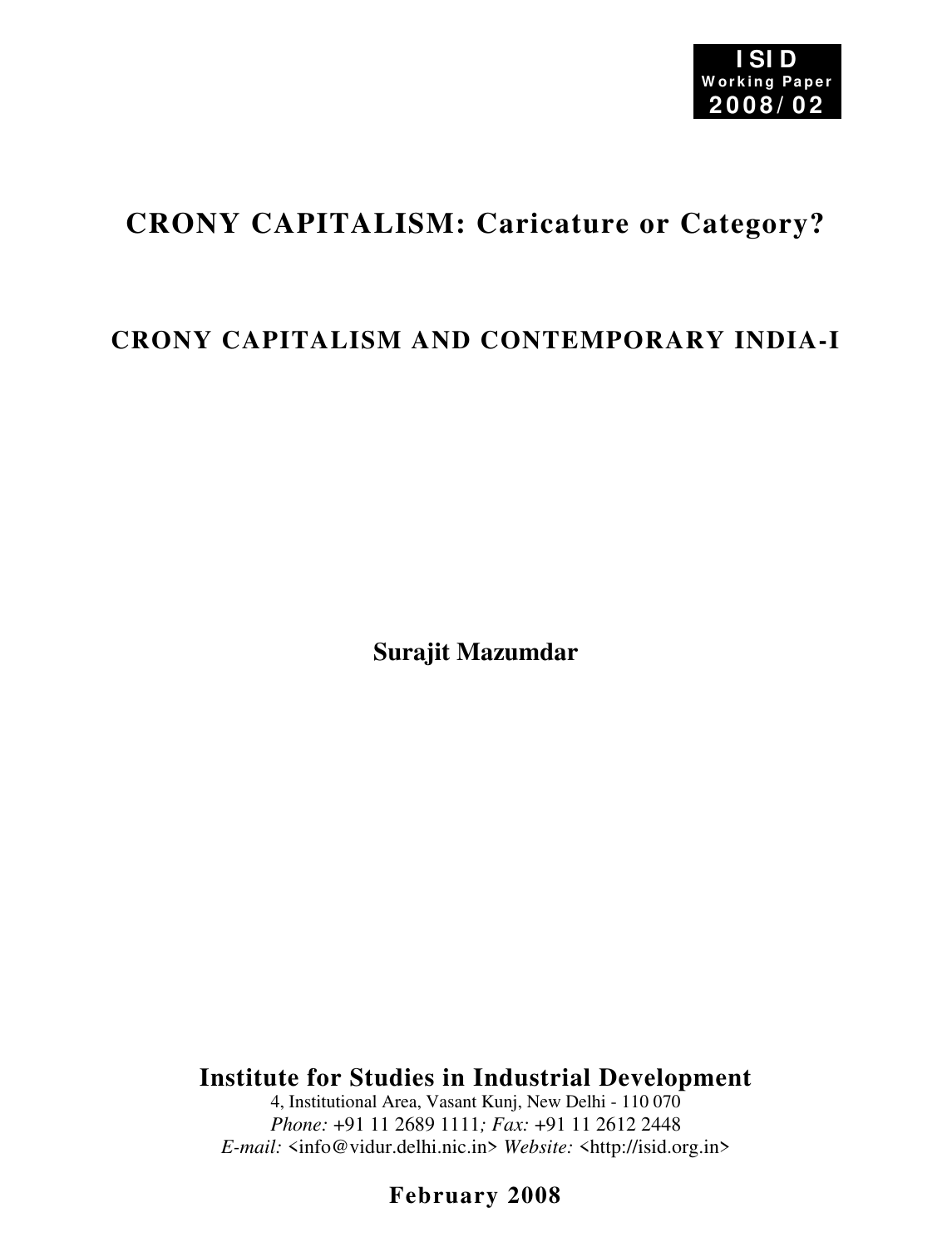**ISID**
**Working Paper**
**2008/02**

# CRONY CAPITALISM: Caricature or Category?

## CRONY CAPITALISM AND CONTEMPORARY INDIA-I

**Surajit Mazumdar**

**Institute for Studies in Industrial Development**

4, Institutional Area, Vasant Kunj, New Delhi - 110 070

*Phone:* +91 11 2689 1111*; Fax:* +91 11 2612 2448

*E-mail:* <info@vidur.delhi.nic.in> *Website:* <http://isid.org.in>

**February 2008**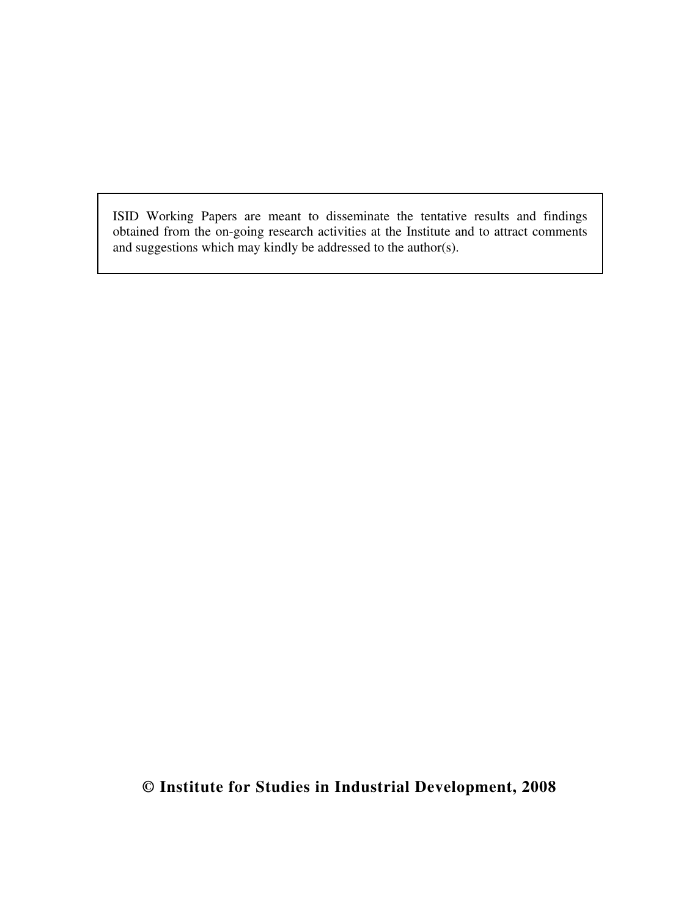ISID Working Papers are meant to disseminate the tentative results and findings obtained from the on-going research activities at the Institute and to attract comments and suggestions which may kindly be addressed to the author(s).

**© Institute for Studies in Industrial Development, 2008**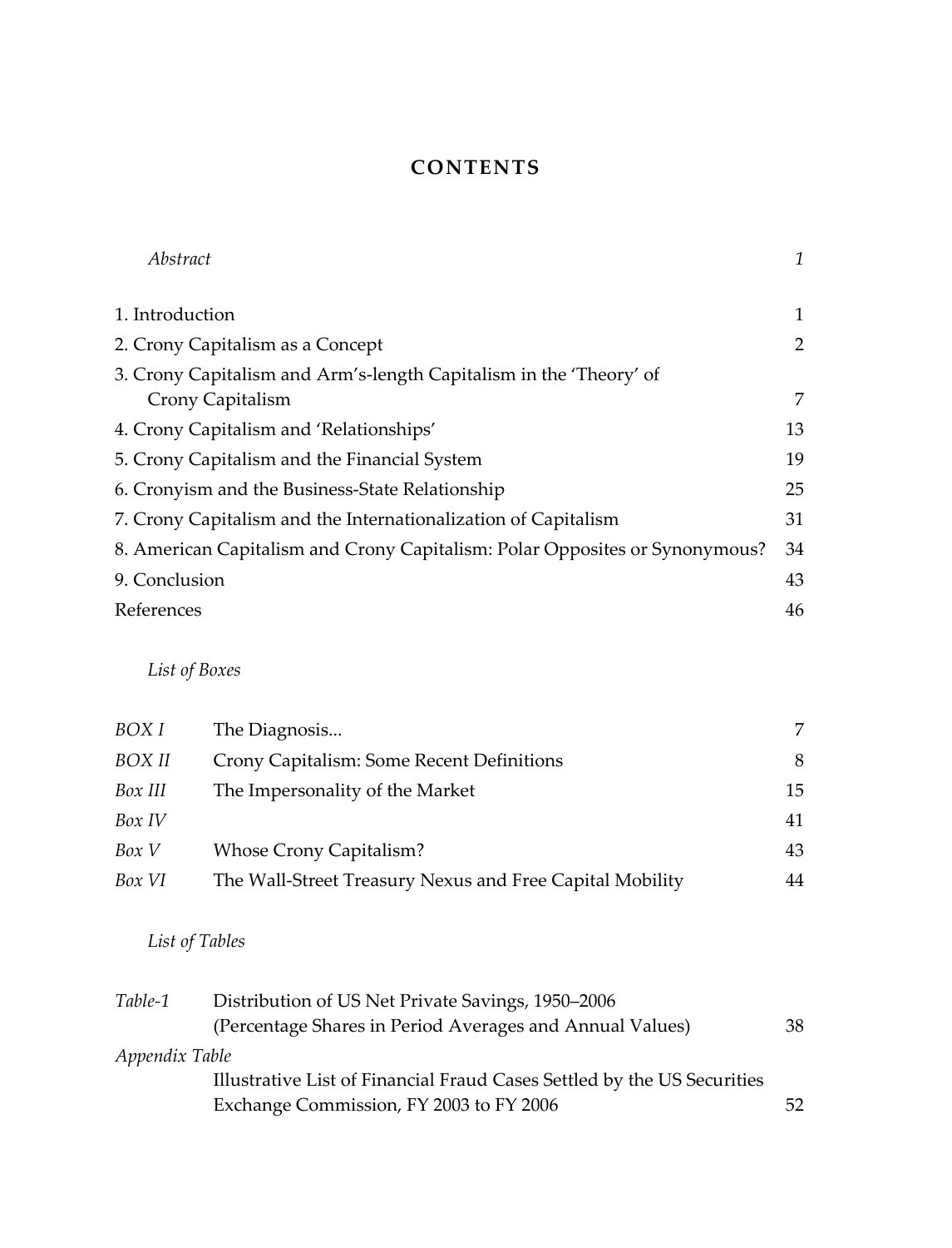# CONTENTS

| | |
|---|---|
| *Abstract* | *1* |
| 1. Introduction | 1 |
| 2. Crony Capitalism as a Concept | 2 |
| 3. Crony Capitalism and Arm's-length Capitalism in the 'Theory' of Crony Capitalism | 7 |
| 4. Crony Capitalism and 'Relationships' | 13 |
| 5. Crony Capitalism and the Financial System | 19 |
| 6. Cronyism and the Business-State Relationship | 25 |
| 7. Crony Capitalism and the Internationalization of Capitalism | 31 |
| 8. American Capitalism and Crony Capitalism: Polar Opposites or Synonymous? | 34 |
| 9. Conclusion | 43 |
| References | 46 |

*List of Boxes*

| | | |
|---|---|---|
| *BOX I* | The Diagnosis... | 7 |
| *BOX II* | Crony Capitalism: Some Recent Definitions | 8 |
| *Box III* | The Impersonality of the Market | 15 |
| *Box IV* | | 41 |
| *Box V* | Whose Crony Capitalism? | 43 |
| *Box VI* | The Wall-Street Treasury Nexus and Free Capital Mobility | 44 |

*List of Tables*

| | | |
|---|---|---|
| *Table-1* | Distribution of US Net Private Savings, 1950–2006 (Percentage Shares in Period Averages and Annual Values) | 38 |
| *Appendix Table* | Illustrative List of Financial Fraud Cases Settled by the US Securities Exchange Commission, FY 2003 to FY 2006 | 52 |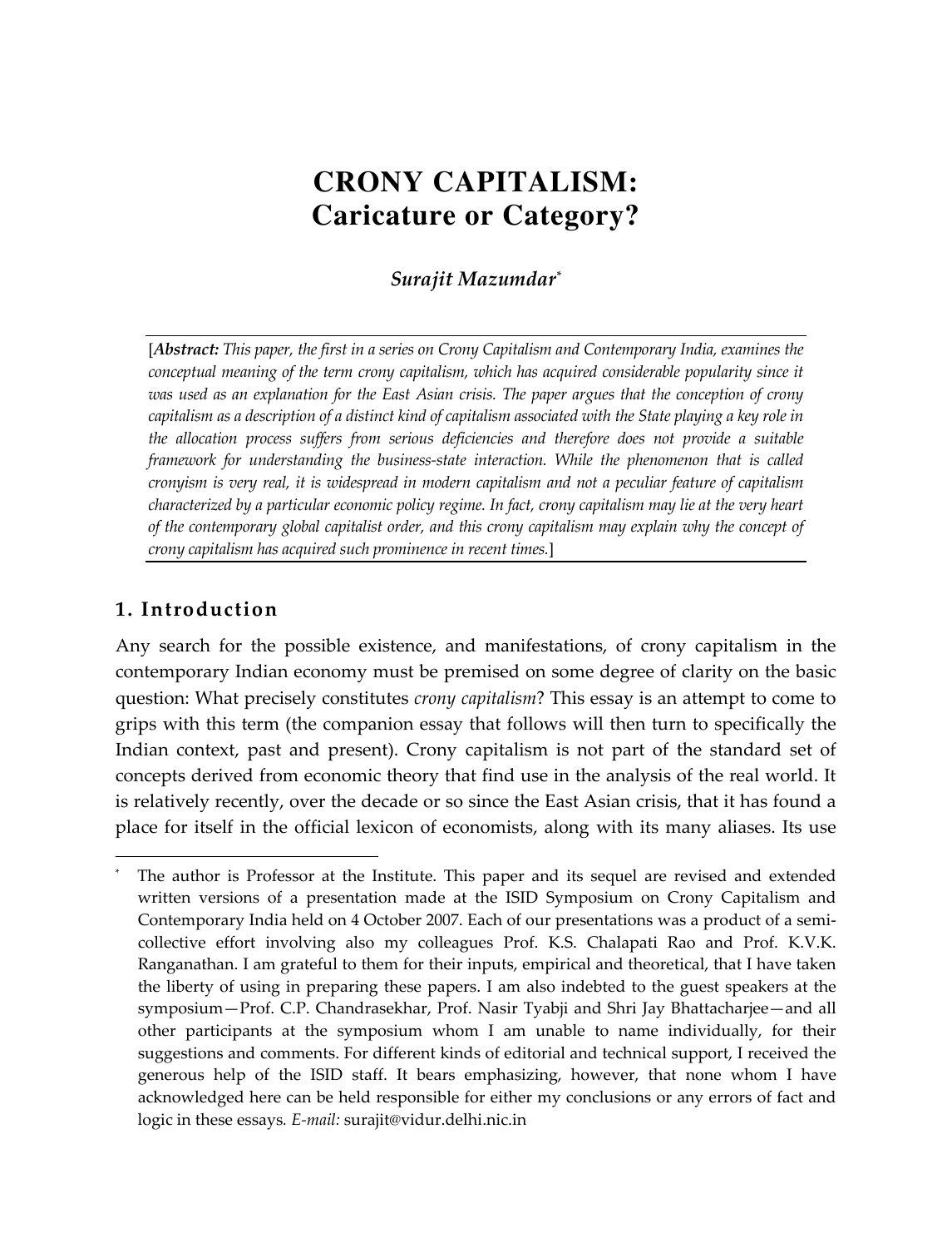# CRONY CAPITALISM: Caricature or Category?

***Surajit Mazumdar*****[*]**

[***Abstract:*** *This paper, the first in a series on Crony Capitalism and Contemporary India, examines the conceptual meaning of the term crony capitalism, which has acquired considerable popularity since it was used as an explanation for the East Asian crisis. The paper argues that the conception of crony capitalism as a description of a distinct kind of capitalism associated with the State playing a key role in the allocation process suffers from serious deficiencies and therefore does not provide a suitable framework for understanding the business-state interaction. While the phenomenon that is called cronyism is very real, it is widespread in modern capitalism and not a peculiar feature of capitalism characterized by a particular economic policy regime. In fact, crony capitalism may lie at the very heart of the contemporary global capitalist order, and this crony capitalism may explain why the concept of crony capitalism has acquired such prominence in recent times.*]

## 1. Introduction

Any search for the possible existence, and manifestations, of crony capitalism in the contemporary Indian economy must be premised on some degree of clarity on the basic question: What precisely constitutes *crony capitalism*? This essay is an attempt to come to grips with this term (the companion essay that follows will then turn to specifically the Indian context, past and present). Crony capitalism is not part of the standard set of concepts derived from economic theory that find use in the analysis of the real world. It is relatively recently, over the decade or so since the East Asian crisis, that it has found a place for itself in the official lexicon of economists, along with its many aliases. Its use

---

[*] The author is Professor at the Institute. This paper and its sequel are revised and extended written versions of a presentation made at the ISID Symposium on Crony Capitalism and Contemporary India held on 4 October 2007. Each of our presentations was a product of a semi-collective effort involving also my colleagues Prof. K.S. Chalapati Rao and Prof. K.V.K. Ranganathan. I am grateful to them for their inputs, empirical and theoretical, that I have taken the liberty of using in preparing these papers. I am also indebted to the guest speakers at the symposium—Prof. C.P. Chandrasekhar, Prof. Nasir Tyabji and Shri Jay Bhattacharjee—and all other participants at the symposium whom I am unable to name individually, for their suggestions and comments. For different kinds of editorial and technical support, I received the generous help of the ISID staff. It bears emphasizing, however, that none whom I have acknowledged here can be held responsible for either my conclusions or any errors of fact and logic in these essays. *E-mail:* surajit@vidur.delhi.nic.in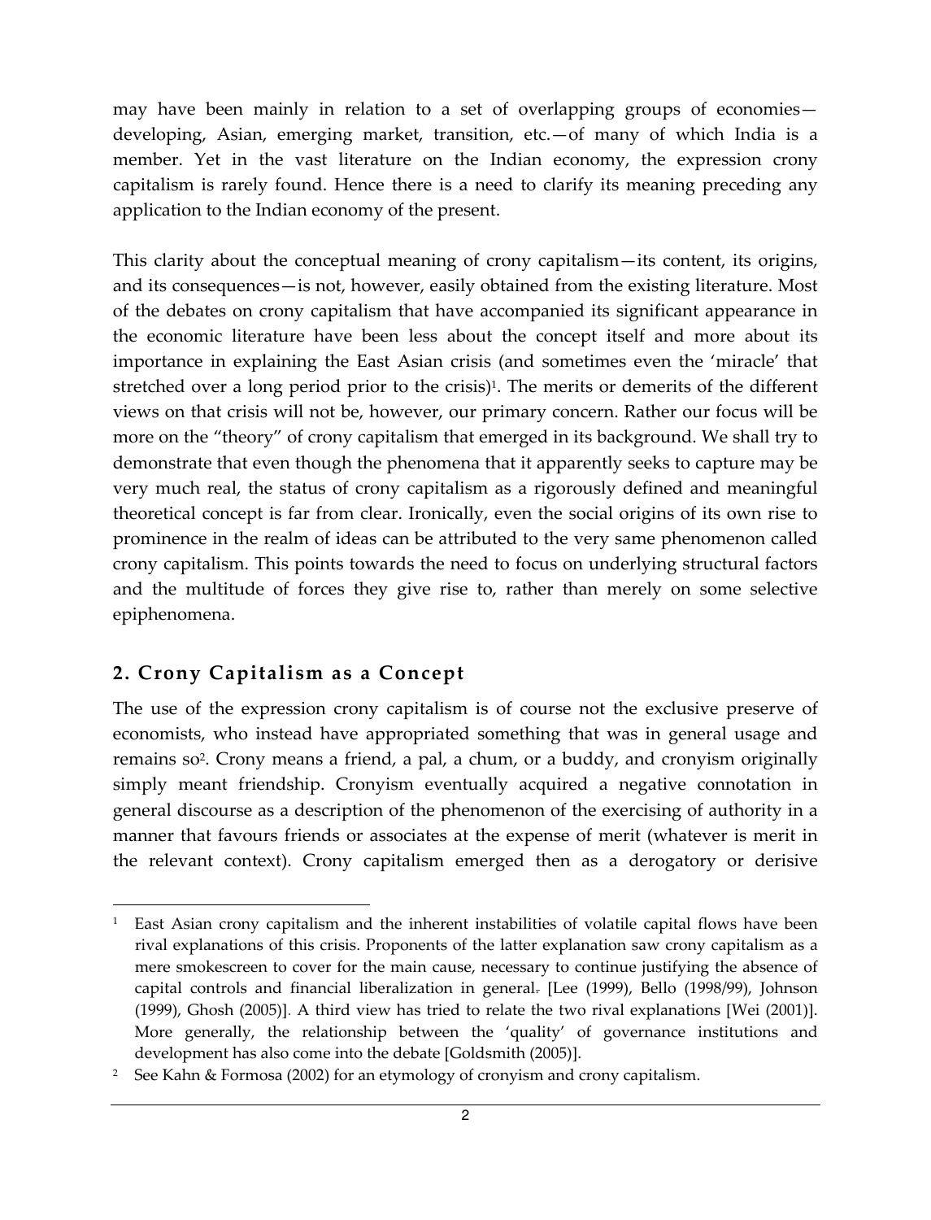may have been mainly in relation to a set of overlapping groups of economies—developing, Asian, emerging market, transition, etc.—of many of which India is a member. Yet in the vast literature on the Indian economy, the expression crony capitalism is rarely found. Hence there is a need to clarify its meaning preceding any application to the Indian economy of the present.

This clarity about the conceptual meaning of crony capitalism—its content, its origins, and its consequences—is not, however, easily obtained from the existing literature. Most of the debates on crony capitalism that have accompanied its significant appearance in the economic literature have been less about the concept itself and more about its importance in explaining the East Asian crisis (and sometimes even the 'miracle' that stretched over a long period prior to the crisis)[1]. The merits or demerits of the different views on that crisis will not be, however, our primary concern. Rather our focus will be more on the "theory" of crony capitalism that emerged in its background. We shall try to demonstrate that even though the phenomena that it apparently seeks to capture may be very much real, the status of crony capitalism as a rigorously defined and meaningful theoretical concept is far from clear. Ironically, even the social origins of its own rise to prominence in the realm of ideas can be attributed to the very same phenomenon called crony capitalism. This points towards the need to focus on underlying structural factors and the multitude of forces they give rise to, rather than merely on some selective epiphenomena.

## 2. Crony Capitalism as a Concept

The use of the expression crony capitalism is of course not the exclusive preserve of economists, who instead have appropriated something that was in general usage and remains so[2]. Crony means a friend, a pal, a chum, or a buddy, and cronyism originally simply meant friendship. Cronyism eventually acquired a negative connotation in general discourse as a description of the phenomenon of the exercising of authority in a manner that favours friends or associates at the expense of merit (whatever is merit in the relevant context). Crony capitalism emerged then as a derogatory or derisive

---

[1] East Asian crony capitalism and the inherent instabilities of volatile capital flows have been rival explanations of this crisis. Proponents of the latter explanation saw crony capitalism as a mere smokescreen to cover for the main cause, necessary to continue justifying the absence of capital controls and financial liberalization in general. [Lee (1999), Bello (1998/99), Johnson (1999), Ghosh (2005)]. A third view has tried to relate the two rival explanations [Wei (2001)]. More generally, the relationship between the 'quality' of governance institutions and development has also come into the debate [Goldsmith (2005)].

[2] See Kahn & Formosa (2002) for an etymology of cronyism and crony capitalism.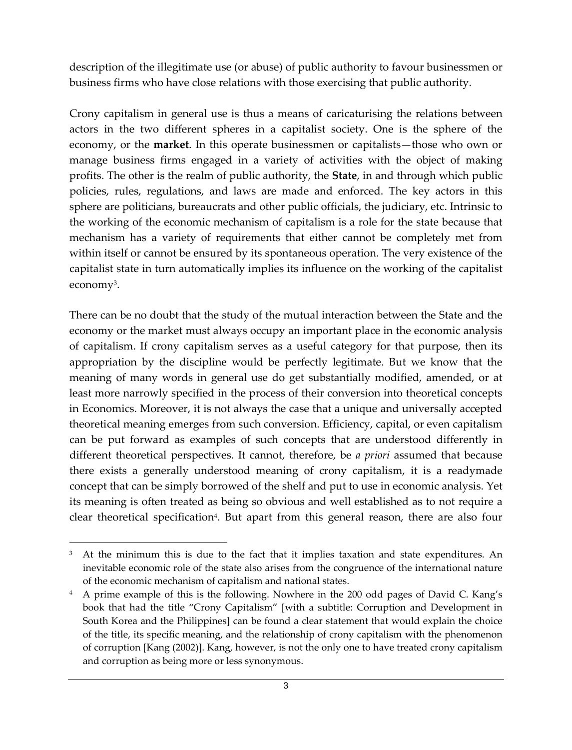description of the illegitimate use (or abuse) of public authority to favour businessmen or business firms who have close relations with those exercising that public authority.

Crony capitalism in general use is thus a means of caricaturising the relations between actors in the two different spheres in a capitalist society. One is the sphere of the economy, or the **market**. In this operate businessmen or capitalists—those who own or manage business firms engaged in a variety of activities with the object of making profits. The other is the realm of public authority, the **State**, in and through which public policies, rules, regulations, and laws are made and enforced. The key actors in this sphere are politicians, bureaucrats and other public officials, the judiciary, etc. Intrinsic to the working of the economic mechanism of capitalism is a role for the state because that mechanism has a variety of requirements that either cannot be completely met from within itself or cannot be ensured by its spontaneous operation. The very existence of the capitalist state in turn automatically implies its influence on the working of the capitalist economy[3].

There can be no doubt that the study of the mutual interaction between the State and the economy or the market must always occupy an important place in the economic analysis of capitalism. If crony capitalism serves as a useful category for that purpose, then its appropriation by the discipline would be perfectly legitimate. But we know that the meaning of many words in general use do get substantially modified, amended, or at least more narrowly specified in the process of their conversion into theoretical concepts in Economics. Moreover, it is not always the case that a unique and universally accepted theoretical meaning emerges from such conversion. Efficiency, capital, or even capitalism can be put forward as examples of such concepts that are understood differently in different theoretical perspectives. It cannot, therefore, be *a priori* assumed that because there exists a generally understood meaning of crony capitalism, it is a readymade concept that can be simply borrowed of the shelf and put to use in economic analysis. Yet its meaning is often treated as being so obvious and well established as to not require a clear theoretical specification[4]. But apart from this general reason, there are also four

---

[3] At the minimum this is due to the fact that it implies taxation and state expenditures. An inevitable economic role of the state also arises from the congruence of the international nature of the economic mechanism of capitalism and national states.

[4] A prime example of this is the following. Nowhere in the 200 odd pages of David C. Kang's book that had the title "Crony Capitalism" [with a subtitle: Corruption and Development in South Korea and the Philippines] can be found a clear statement that would explain the choice of the title, its specific meaning, and the relationship of crony capitalism with the phenomenon of corruption [Kang (2002)]. Kang, however, is not the only one to have treated crony capitalism and corruption as being more or less synonymous.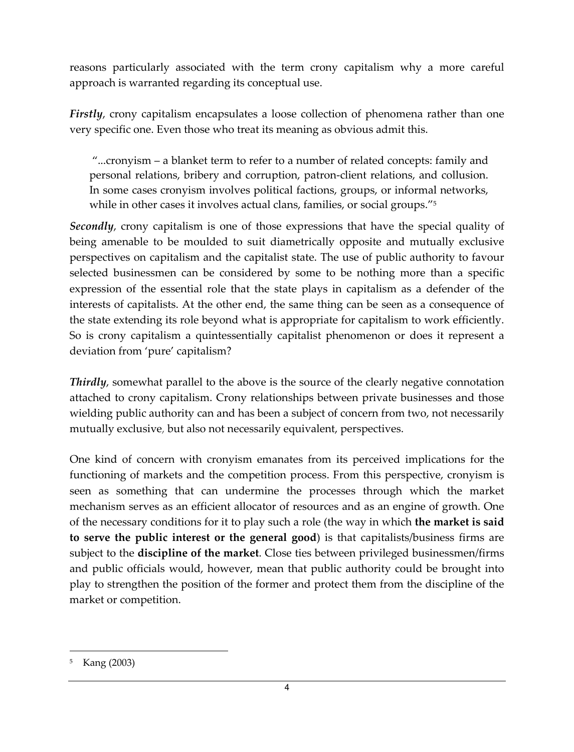reasons particularly associated with the term crony capitalism why a more careful approach is warranted regarding its conceptual use.

***Firstly***, crony capitalism encapsulates a loose collection of phenomena rather than one very specific one. Even those who treat its meaning as obvious admit this.

> "...cronyism – a blanket term to refer to a number of related concepts: family and personal relations, bribery and corruption, patron-client relations, and collusion. In some cases cronyism involves political factions, groups, or informal networks, while in other cases it involves actual clans, families, or social groups."[5]

***Secondly***, crony capitalism is one of those expressions that have the special quality of being amenable to be moulded to suit diametrically opposite and mutually exclusive perspectives on capitalism and the capitalist state. The use of public authority to favour selected businessmen can be considered by some to be nothing more than a specific expression of the essential role that the state plays in capitalism as a defender of the interests of capitalists. At the other end, the same thing can be seen as a consequence of the state extending its role beyond what is appropriate for capitalism to work efficiently. So is crony capitalism a quintessentially capitalist phenomenon or does it represent a deviation from 'pure' capitalism?

***Thirdly***, somewhat parallel to the above is the source of the clearly negative connotation attached to crony capitalism. Crony relationships between private businesses and those wielding public authority can and has been a subject of concern from two, not necessarily mutually exclusive, but also not necessarily equivalent, perspectives.

One kind of concern with cronyism emanates from its perceived implications for the functioning of markets and the competition process. From this perspective, cronyism is seen as something that can undermine the processes through which the market mechanism serves as an efficient allocator of resources and as an engine of growth. One of the necessary conditions for it to play such a role (the way in which **the market is said to serve the public interest or the general good**) is that capitalists/business firms are subject to the **discipline of the market**. Close ties between privileged businessmen/firms and public officials would, however, mean that public authority could be brought into play to strengthen the position of the former and protect them from the discipline of the market or competition.

---

[5] Kang (2003)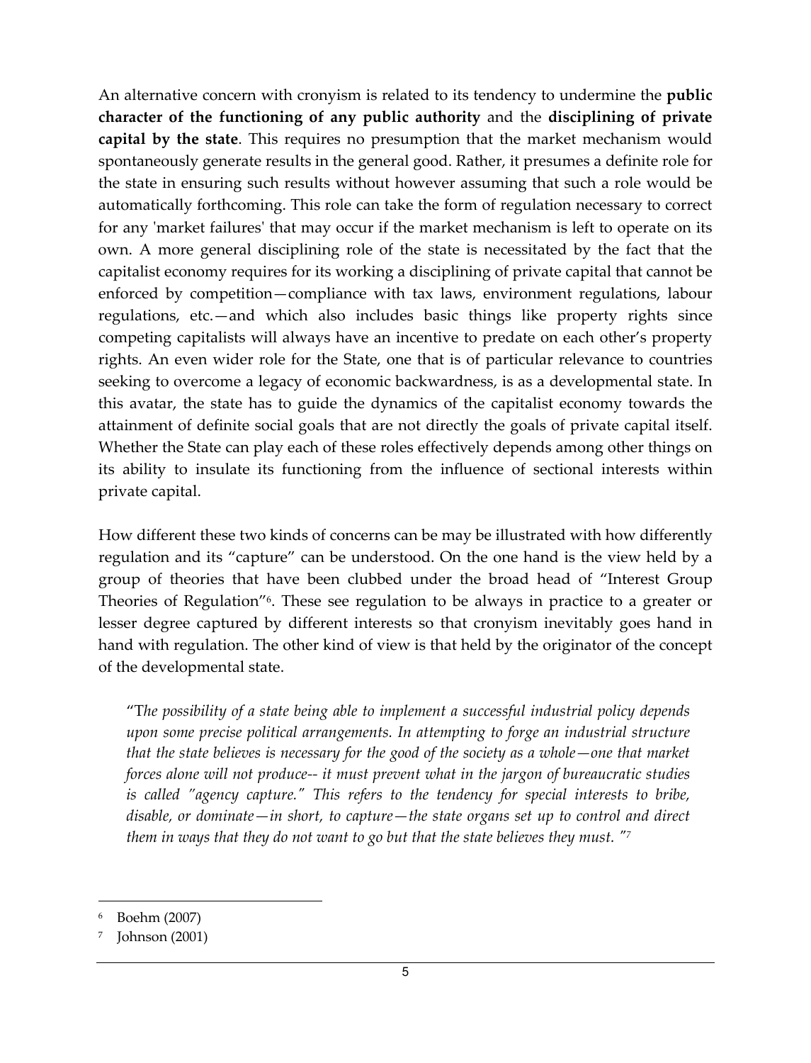An alternative concern with cronyism is related to its tendency to undermine the **public character of the functioning of any public authority** and the **disciplining of private capital by the state**. This requires no presumption that the market mechanism would spontaneously generate results in the general good. Rather, it presumes a definite role for the state in ensuring such results without however assuming that such a role would be automatically forthcoming. This role can take the form of regulation necessary to correct for any 'market failures' that may occur if the market mechanism is left to operate on its own. A more general disciplining role of the state is necessitated by the fact that the capitalist economy requires for its working a disciplining of private capital that cannot be enforced by competition—compliance with tax laws, environment regulations, labour regulations, etc.—and which also includes basic things like property rights since competing capitalists will always have an incentive to predate on each other's property rights. An even wider role for the State, one that is of particular relevance to countries seeking to overcome a legacy of economic backwardness, is as a developmental state. In this avatar, the state has to guide the dynamics of the capitalist economy towards the attainment of definite social goals that are not directly the goals of private capital itself. Whether the State can play each of these roles effectively depends among other things on its ability to insulate its functioning from the influence of sectional interests within private capital.

How different these two kinds of concerns can be may be illustrated with how differently regulation and its "capture" can be understood. On the one hand is the view held by a group of theories that have been clubbed under the broad head of "Interest Group Theories of Regulation"[6]. These see regulation to be always in practice to a greater or lesser degree captured by different interests so that cronyism inevitably goes hand in hand with regulation. The other kind of view is that held by the originator of the concept of the developmental state.

> "*The possibility of a state being able to implement a successful industrial policy depends upon some precise political arrangements. In attempting to forge an industrial structure that the state believes is necessary for the good of the society as a whole—one that market forces alone will not produce-- it must prevent what in the jargon of bureaucratic studies is called "agency capture." This refers to the tendency for special interests to bribe, disable, or dominate—in short, to capture—the state organs set up to control and direct them in ways that they do not want to go but that the state believes they must.* "[7]

---

[6] Boehm (2007)

[7] Johnson (2001)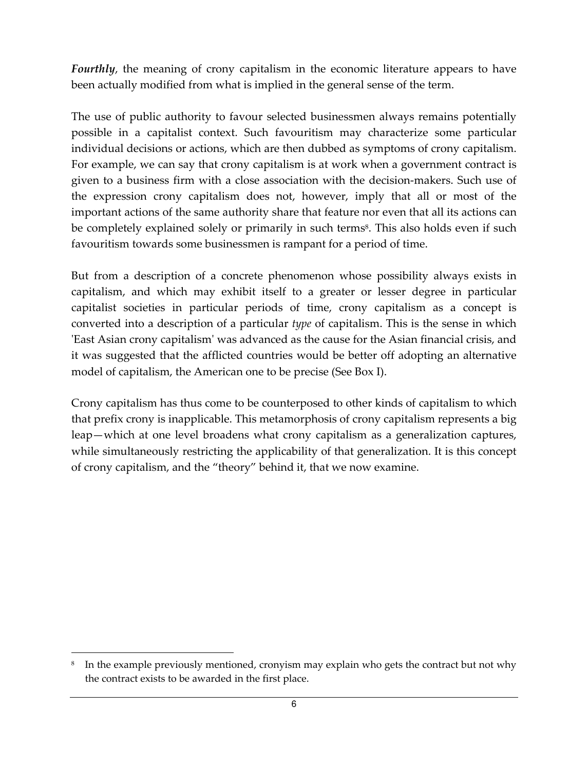***Fourthly***, the meaning of crony capitalism in the economic literature appears to have been actually modified from what is implied in the general sense of the term.

The use of public authority to favour selected businessmen always remains potentially possible in a capitalist context. Such favouritism may characterize some particular individual decisions or actions, which are then dubbed as symptoms of crony capitalism. For example, we can say that crony capitalism is at work when a government contract is given to a business firm with a close association with the decision-makers. Such use of the expression crony capitalism does not, however, imply that all or most of the important actions of the same authority share that feature nor even that all its actions can be completely explained solely or primarily in such terms[8]. This also holds even if such favouritism towards some businessmen is rampant for a period of time.

But from a description of a concrete phenomenon whose possibility always exists in capitalism, and which may exhibit itself to a greater or lesser degree in particular capitalist societies in particular periods of time, crony capitalism as a concept is converted into a description of a particular *type* of capitalism. This is the sense in which 'East Asian crony capitalism' was advanced as the cause for the Asian financial crisis, and it was suggested that the afflicted countries would be better off adopting an alternative model of capitalism, the American one to be precise (See Box I).

Crony capitalism has thus come to be counterposed to other kinds of capitalism to which that prefix crony is inapplicable. This metamorphosis of crony capitalism represents a big leap—which at one level broadens what crony capitalism as a generalization captures, while simultaneously restricting the applicability of that generalization. It is this concept of crony capitalism, and the "theory" behind it, that we now examine.

---

[8] In the example previously mentioned, cronyism may explain who gets the contract but not why the contract exists to be awarded in the first place.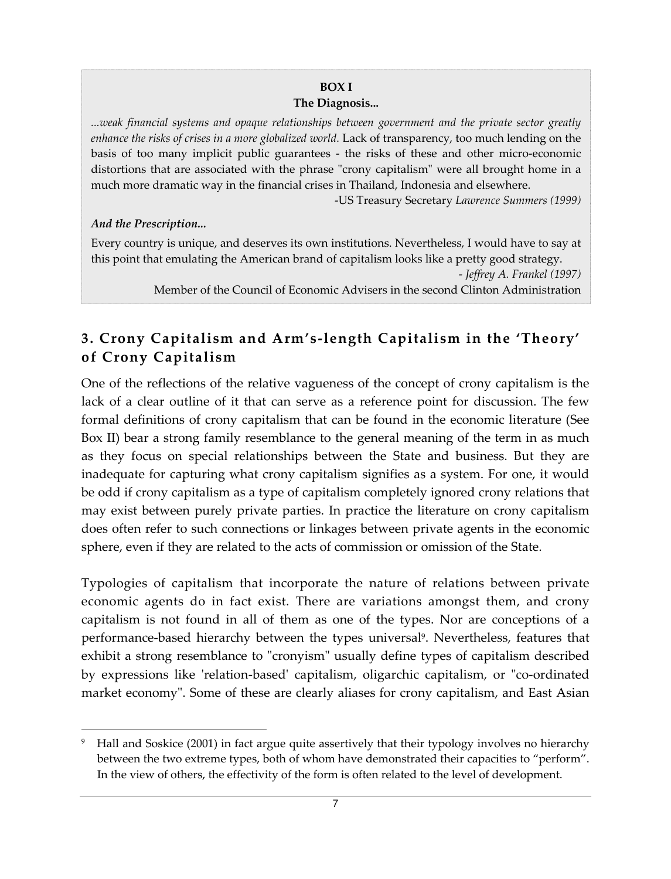**BOX I**

**The Diagnosis...**

*...weak financial systems and opaque relationships between government and the private sector greatly enhance the risks of crises in a more globalized world.* Lack of transparency, too much lending on the basis of too many implicit public guarantees - the risks of these and other micro-economic distortions that are associated with the phrase "crony capitalism" were all brought home in a much more dramatic way in the financial crises in Thailand, Indonesia and elsewhere.

-US Treasury Secretary *Lawrence Summers (1999)*

***And the Prescription...***

Every country is unique, and deserves its own institutions. Nevertheless, I would have to say at this point that emulating the American brand of capitalism looks like a pretty good strategy.

*- Jeffrey A. Frankel (1997)*

Member of the Council of Economic Advisers in the second Clinton Administration

## 3. Crony Capitalism and Arm's-length Capitalism in the 'Theory' of Crony Capitalism

One of the reflections of the relative vagueness of the concept of crony capitalism is the lack of a clear outline of it that can serve as a reference point for discussion. The few formal definitions of crony capitalism that can be found in the economic literature (See Box II) bear a strong family resemblance to the general meaning of the term in as much as they focus on special relationships between the State and business. But they are inadequate for capturing what crony capitalism signifies as a system. For one, it would be odd if crony capitalism as a type of capitalism completely ignored crony relations that may exist between purely private parties. In practice the literature on crony capitalism does often refer to such connections or linkages between private agents in the economic sphere, even if they are related to the acts of commission or omission of the State.

Typologies of capitalism that incorporate the nature of relations between private economic agents do in fact exist. There are variations amongst them, and crony capitalism is not found in all of them as one of the types. Nor are conceptions of a performance-based hierarchy between the types universal[9]. Nevertheless, features that exhibit a strong resemblance to "cronyism" usually define types of capitalism described by expressions like 'relation-based' capitalism, oligarchic capitalism, or "co-ordinated market economy". Some of these are clearly aliases for crony capitalism, and East Asian

[9] Hall and Soskice (2001) in fact argue quite assertively that their typology involves no hierarchy between the two extreme types, both of whom have demonstrated their capacities to "perform". In the view of others, the effectivity of the form is often related to the level of development.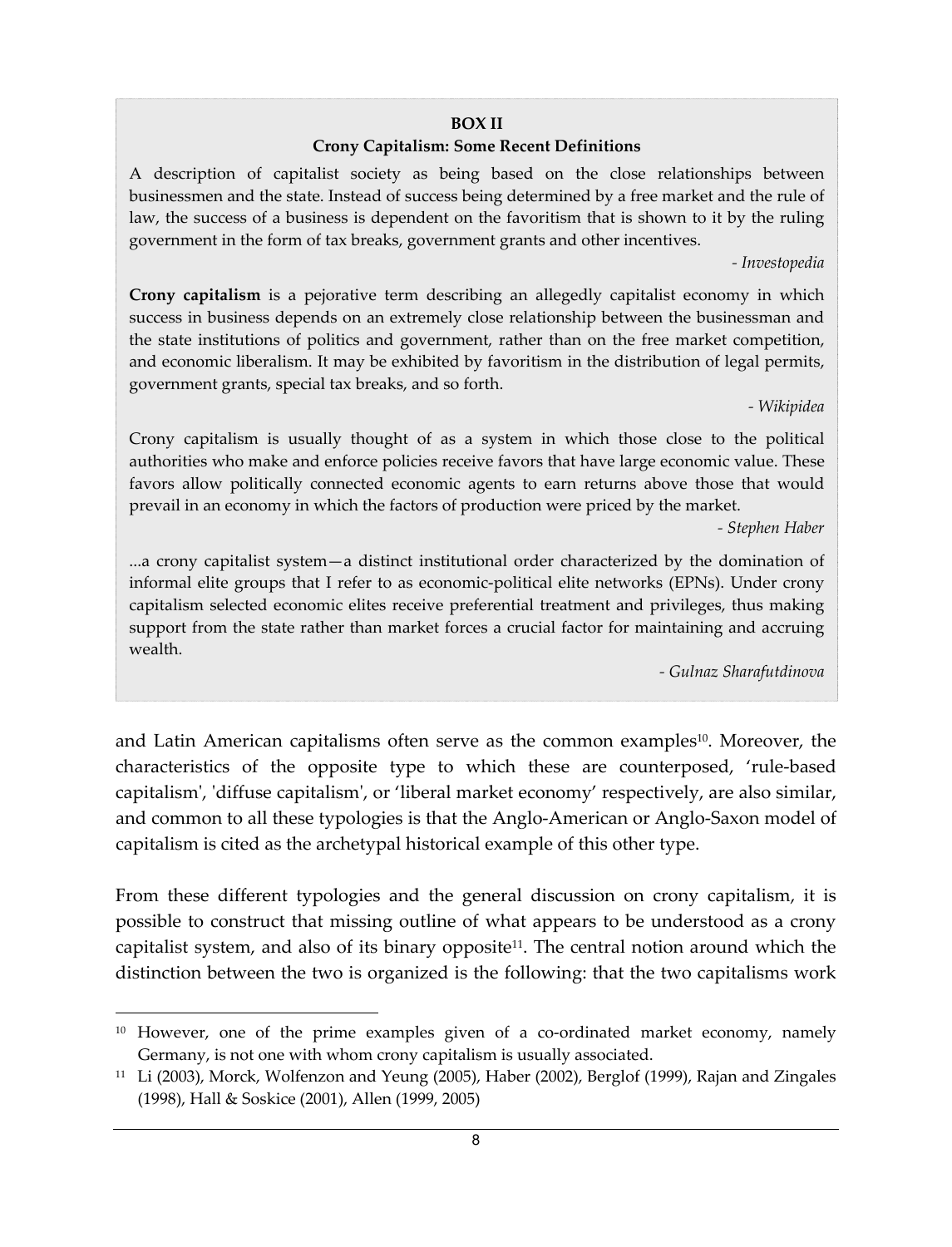**BOX II**

**Crony Capitalism: Some Recent Definitions**

A description of capitalist society as being based on the close relationships between businessmen and the state. Instead of success being determined by a free market and the rule of law, the success of a business is dependent on the favoritism that is shown to it by the ruling government in the form of tax breaks, government grants and other incentives.

*- Investopedia*

**Crony capitalism** is a pejorative term describing an allegedly capitalist economy in which success in business depends on an extremely close relationship between the businessman and the state institutions of politics and government, rather than on the free market competition, and economic liberalism. It may be exhibited by favoritism in the distribution of legal permits, government grants, special tax breaks, and so forth.

*- Wikipidea*

Crony capitalism is usually thought of as a system in which those close to the political authorities who make and enforce policies receive favors that have large economic value. These favors allow politically connected economic agents to earn returns above those that would prevail in an economy in which the factors of production were priced by the market.

*- Stephen Haber*

...a crony capitalist system—a distinct institutional order characterized by the domination of informal elite groups that I refer to as economic-political elite networks (EPNs). Under crony capitalism selected economic elites receive preferential treatment and privileges, thus making support from the state rather than market forces a crucial factor for maintaining and accruing wealth.

*- Gulnaz Sharafutdinova*

and Latin American capitalisms often serve as the common examples[10]. Moreover, the characteristics of the opposite type to which these are counterposed, 'rule-based capitalism', 'diffuse capitalism', or 'liberal market economy' respectively, are also similar, and common to all these typologies is that the Anglo-American or Anglo-Saxon model of capitalism is cited as the archetypal historical example of this other type.

From these different typologies and the general discussion on crony capitalism, it is possible to construct that missing outline of what appears to be understood as a crony capitalist system, and also of its binary opposite[11]. The central notion around which the distinction between the two is organized is the following: that the two capitalisms work

[10] However, one of the prime examples given of a co-ordinated market economy, namely Germany, is not one with whom crony capitalism is usually associated.

[11] Li (2003), Morck, Wolfenzon and Yeung (2005), Haber (2002), Berglof (1999), Rajan and Zingales (1998), Hall & Soskice (2001), Allen (1999, 2005)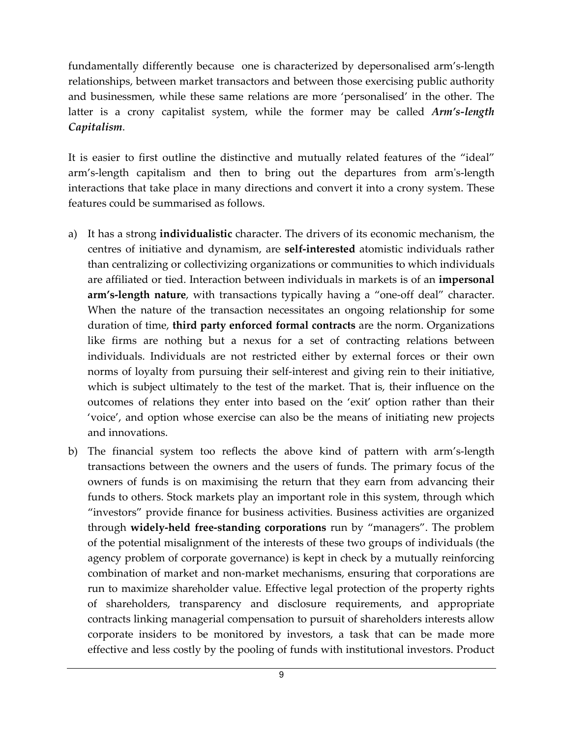fundamentally differently because one is characterized by depersonalised arm's-length relationships, between market transactors and between those exercising public authority and businessmen, while these same relations are more 'personalised' in the other. The latter is a crony capitalist system, while the former may be called ***Arm's-length Capitalism***.

It is easier to first outline the distinctive and mutually related features of the "ideal" arm's-length capitalism and then to bring out the departures from arm's-length interactions that take place in many directions and convert it into a crony system. These features could be summarised as follows.

a) It has a strong **individualistic** character. The drivers of its economic mechanism, the centres of initiative and dynamism, are **self-interested** atomistic individuals rather than centralizing or collectivizing organizations or communities to which individuals are affiliated or tied. Interaction between individuals in markets is of an **impersonal arm's-length nature**, with transactions typically having a "one-off deal" character. When the nature of the transaction necessitates an ongoing relationship for some duration of time, **third party enforced formal contracts** are the norm. Organizations like firms are nothing but a nexus for a set of contracting relations between individuals. Individuals are not restricted either by external forces or their own norms of loyalty from pursuing their self-interest and giving rein to their initiative, which is subject ultimately to the test of the market. That is, their influence on the outcomes of relations they enter into based on the 'exit' option rather than their 'voice', and option whose exercise can also be the means of initiating new projects and innovations.

b) The financial system too reflects the above kind of pattern with arm's-length transactions between the owners and the users of funds. The primary focus of the owners of funds is on maximising the return that they earn from advancing their funds to others. Stock markets play an important role in this system, through which "investors" provide finance for business activities. Business activities are organized through **widely-held free-standing corporations** run by "managers". The problem of the potential misalignment of the interests of these two groups of individuals (the agency problem of corporate governance) is kept in check by a mutually reinforcing combination of market and non-market mechanisms, ensuring that corporations are run to maximize shareholder value. Effective legal protection of the property rights of shareholders, transparency and disclosure requirements, and appropriate contracts linking managerial compensation to pursuit of shareholders interests allow corporate insiders to be monitored by investors, a task that can be made more effective and less costly by the pooling of funds with institutional investors. Product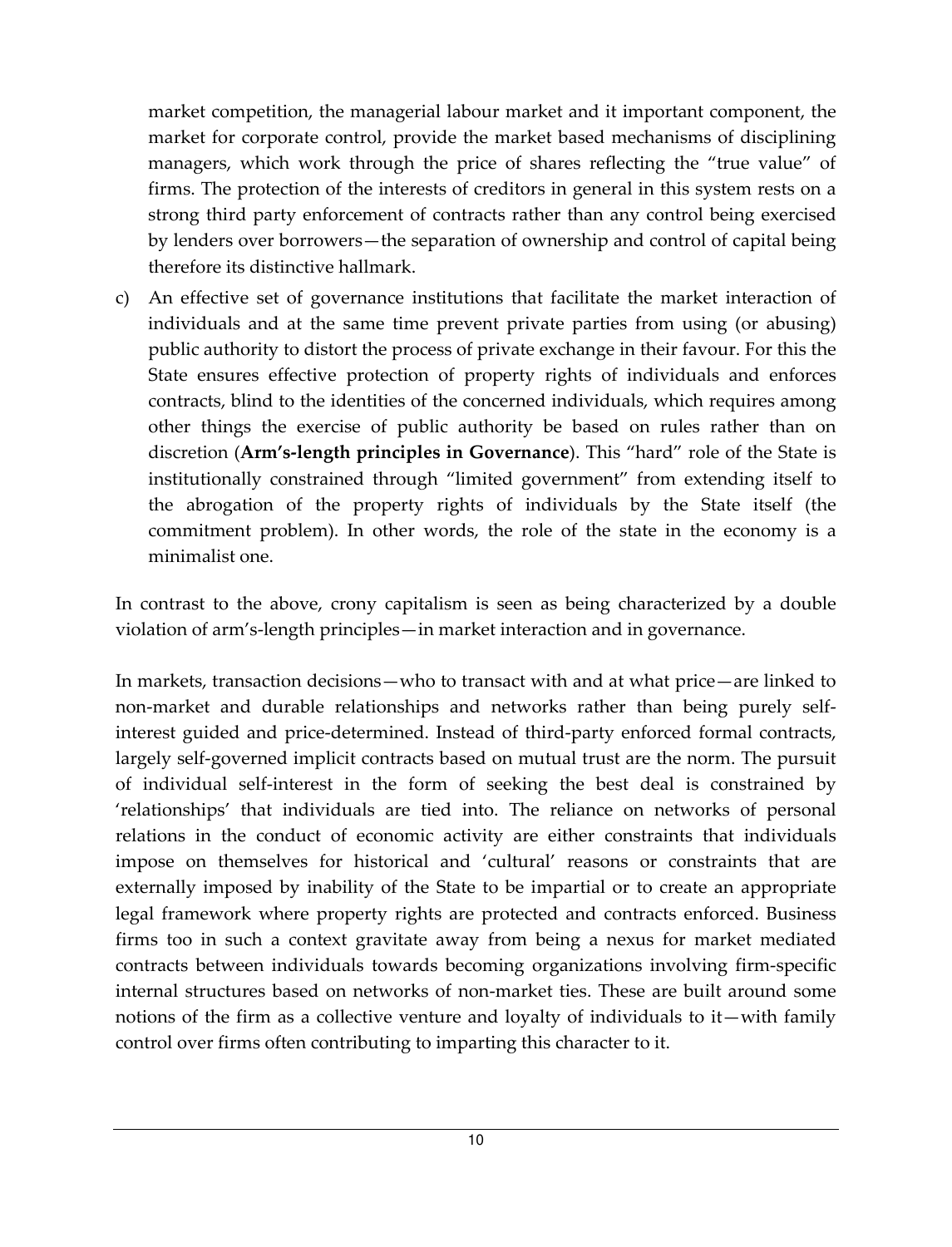market competition, the managerial labour market and it important component, the market for corporate control, provide the market based mechanisms of disciplining managers, which work through the price of shares reflecting the "true value" of firms. The protection of the interests of creditors in general in this system rests on a strong third party enforcement of contracts rather than any control being exercised by lenders over borrowers—the separation of ownership and control of capital being therefore its distinctive hallmark.

c) An effective set of governance institutions that facilitate the market interaction of individuals and at the same time prevent private parties from using (or abusing) public authority to distort the process of private exchange in their favour. For this the State ensures effective protection of property rights of individuals and enforces contracts, blind to the identities of the concerned individuals, which requires among other things the exercise of public authority be based on rules rather than on discretion (**Arm's-length principles in Governance**). This "hard" role of the State is institutionally constrained through "limited government" from extending itself to the abrogation of the property rights of individuals by the State itself (the commitment problem). In other words, the role of the state in the economy is a minimalist one.

In contrast to the above, crony capitalism is seen as being characterized by a double violation of arm's-length principles—in market interaction and in governance.

In markets, transaction decisions—who to transact with and at what price—are linked to non-market and durable relationships and networks rather than being purely self-interest guided and price-determined. Instead of third-party enforced formal contracts, largely self-governed implicit contracts based on mutual trust are the norm. The pursuit of individual self-interest in the form of seeking the best deal is constrained by 'relationships' that individuals are tied into. The reliance on networks of personal relations in the conduct of economic activity are either constraints that individuals impose on themselves for historical and 'cultural' reasons or constraints that are externally imposed by inability of the State to be impartial or to create an appropriate legal framework where property rights are protected and contracts enforced. Business firms too in such a context gravitate away from being a nexus for market mediated contracts between individuals towards becoming organizations involving firm-specific internal structures based on networks of non-market ties. These are built around some notions of the firm as a collective venture and loyalty of individuals to it—with family control over firms often contributing to imparting this character to it.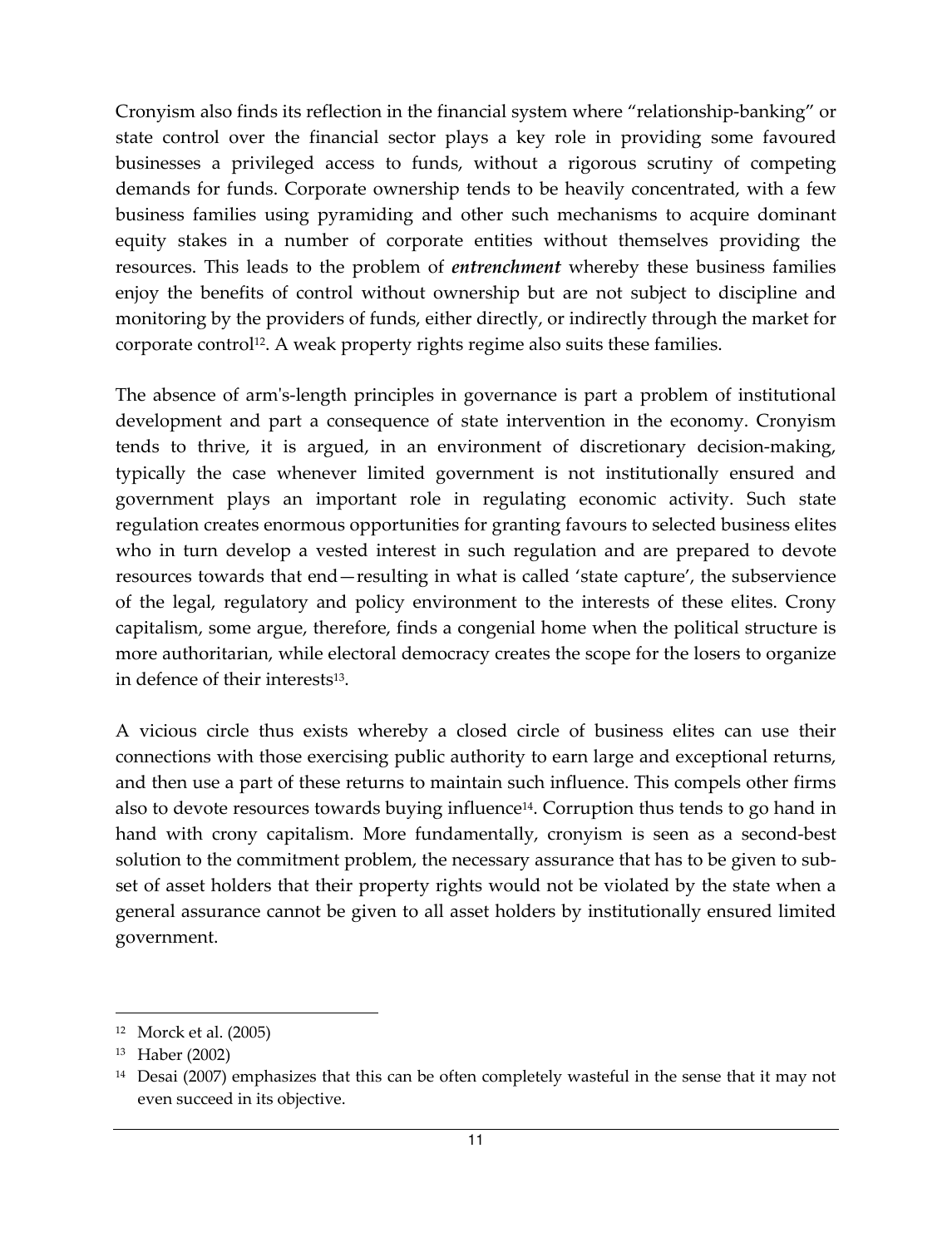Cronyism also finds its reflection in the financial system where "relationship-banking" or state control over the financial sector plays a key role in providing some favoured businesses a privileged access to funds, without a rigorous scrutiny of competing demands for funds. Corporate ownership tends to be heavily concentrated, with a few business families using pyramiding and other such mechanisms to acquire dominant equity stakes in a number of corporate entities without themselves providing the resources. This leads to the problem of ***entrenchment*** whereby these business families enjoy the benefits of control without ownership but are not subject to discipline and monitoring by the providers of funds, either directly, or indirectly through the market for corporate control[12]. A weak property rights regime also suits these families.

The absence of arm's-length principles in governance is part a problem of institutional development and part a consequence of state intervention in the economy. Cronyism tends to thrive, it is argued, in an environment of discretionary decision-making, typically the case whenever limited government is not institutionally ensured and government plays an important role in regulating economic activity. Such state regulation creates enormous opportunities for granting favours to selected business elites who in turn develop a vested interest in such regulation and are prepared to devote resources towards that end—resulting in what is called 'state capture', the subservience of the legal, regulatory and policy environment to the interests of these elites. Crony capitalism, some argue, therefore, finds a congenial home when the political structure is more authoritarian, while electoral democracy creates the scope for the losers to organize in defence of their interests[13].

A vicious circle thus exists whereby a closed circle of business elites can use their connections with those exercising public authority to earn large and exceptional returns, and then use a part of these returns to maintain such influence. This compels other firms also to devote resources towards buying influence[14]. Corruption thus tends to go hand in hand with crony capitalism. More fundamentally, cronyism is seen as a second-best solution to the commitment problem, the necessary assurance that has to be given to sub-set of asset holders that their property rights would not be violated by the state when a general assurance cannot be given to all asset holders by institutionally ensured limited government.

---

[12] Morck et al. (2005)

[13] Haber (2002)

[14] Desai (2007) emphasizes that this can be often completely wasteful in the sense that it may not even succeed in its objective.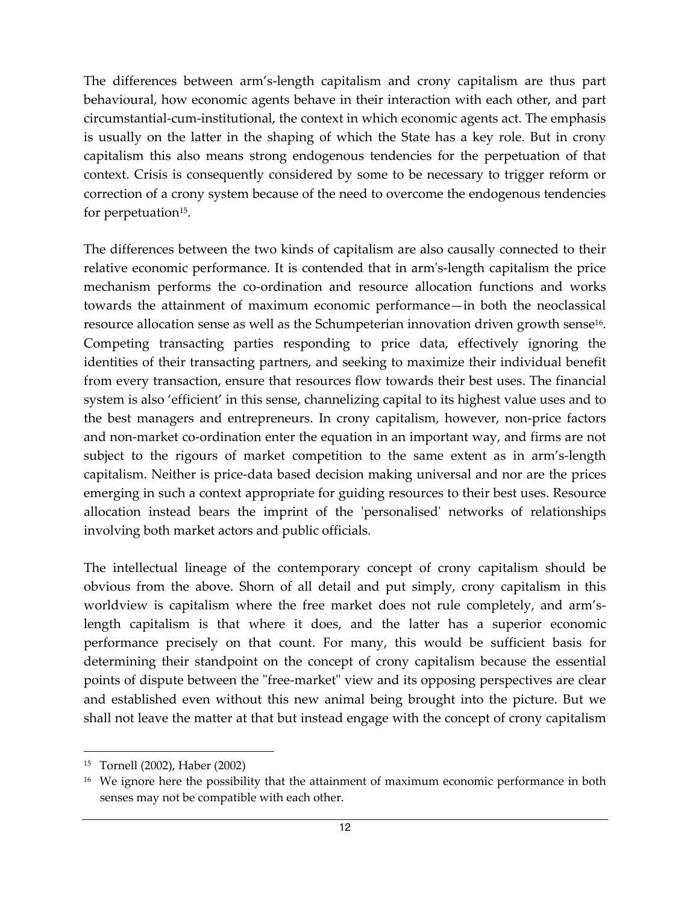The differences between arm's-length capitalism and crony capitalism are thus part behavioural, how economic agents behave in their interaction with each other, and part circumstantial-cum-institutional, the context in which economic agents act. The emphasis is usually on the latter in the shaping of which the State has a key role. But in crony capitalism this also means strong endogenous tendencies for the perpetuation of that context. Crisis is consequently considered by some to be necessary to trigger reform or correction of a crony system because of the need to overcome the endogenous tendencies for perpetuation[15].

The differences between the two kinds of capitalism are also causally connected to their relative economic performance. It is contended that in arm's-length capitalism the price mechanism performs the co-ordination and resource allocation functions and works towards the attainment of maximum economic performance—in both the neoclassical resource allocation sense as well as the Schumpeterian innovation driven growth sense[16]. Competing transacting parties responding to price data, effectively ignoring the identities of their transacting partners, and seeking to maximize their individual benefit from every transaction, ensure that resources flow towards their best uses. The financial system is also 'efficient' in this sense, channelizing capital to its highest value uses and to the best managers and entrepreneurs. In crony capitalism, however, non-price factors and non-market co-ordination enter the equation in an important way, and firms are not subject to the rigours of market competition to the same extent as in arm's-length capitalism. Neither is price-data based decision making universal and nor are the prices emerging in such a context appropriate for guiding resources to their best uses. Resource allocation instead bears the imprint of the 'personalised' networks of relationships involving both market actors and public officials.

The intellectual lineage of the contemporary concept of crony capitalism should be obvious from the above. Shorn of all detail and put simply, crony capitalism in this worldview is capitalism where the free market does not rule completely, and arm's-length capitalism is that where it does, and the latter has a superior economic performance precisely on that count. For many, this would be sufficient basis for determining their standpoint on the concept of crony capitalism because the essential points of dispute between the "free-market" view and its opposing perspectives are clear and established even without this new animal being brought into the picture. But we shall not leave the matter at that but instead engage with the concept of crony capitalism

---

[15] Tornell (2002), Haber (2002)

[16] We ignore here the possibility that the attainment of maximum economic performance in both senses may not be compatible with each other.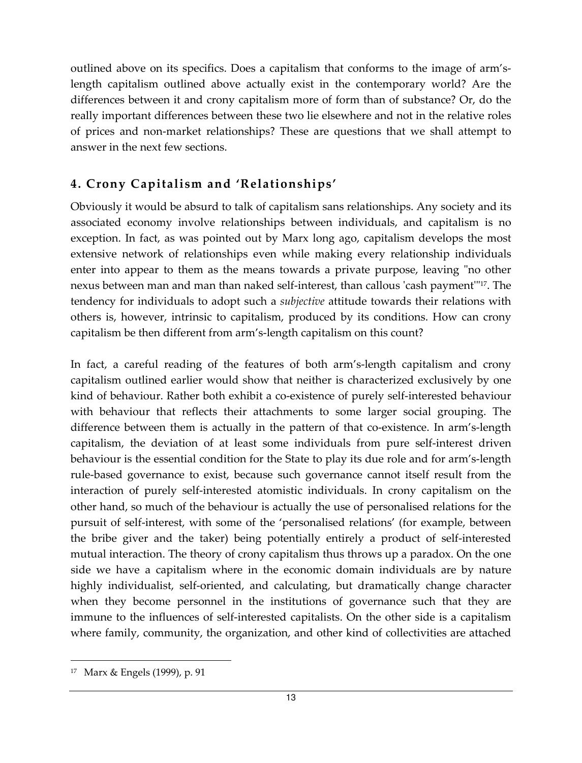outlined above on its specifics. Does a capitalism that conforms to the image of arm's-length capitalism outlined above actually exist in the contemporary world? Are the differences between it and crony capitalism more of form than of substance? Or, do the really important differences between these two lie elsewhere and not in the relative roles of prices and non-market relationships? These are questions that we shall attempt to answer in the next few sections.

## 4. Crony Capitalism and 'Relationships'

Obviously it would be absurd to talk of capitalism sans relationships. Any society and its associated economy involve relationships between individuals, and capitalism is no exception. In fact, as was pointed out by Marx long ago, capitalism develops the most extensive network of relationships even while making every relationship individuals enter into appear to them as the means towards a private purpose, leaving "no other nexus between man and man than naked self-interest, than callous 'cash payment'"[17]. The tendency for individuals to adopt such a *subjective* attitude towards their relations with others is, however, intrinsic to capitalism, produced by its conditions. How can crony capitalism be then different from arm's-length capitalism on this count?

In fact, a careful reading of the features of both arm's-length capitalism and crony capitalism outlined earlier would show that neither is characterized exclusively by one kind of behaviour. Rather both exhibit a co-existence of purely self-interested behaviour with behaviour that reflects their attachments to some larger social grouping. The difference between them is actually in the pattern of that co-existence. In arm's-length capitalism, the deviation of at least some individuals from pure self-interest driven behaviour is the essential condition for the State to play its due role and for arm's-length rule-based governance to exist, because such governance cannot itself result from the interaction of purely self-interested atomistic individuals. In crony capitalism on the other hand, so much of the behaviour is actually the use of personalised relations for the pursuit of self-interest, with some of the 'personalised relations' (for example, between the bribe giver and the taker) being potentially entirely a product of self-interested mutual interaction. The theory of crony capitalism thus throws up a paradox. On the one side we have a capitalism where in the economic domain individuals are by nature highly individualist, self-oriented, and calculating, but dramatically change character when they become personnel in the institutions of governance such that they are immune to the influences of self-interested capitalists. On the other side is a capitalism where family, community, the organization, and other kind of collectivities are attached

[17] Marx & Engels (1999), p. 91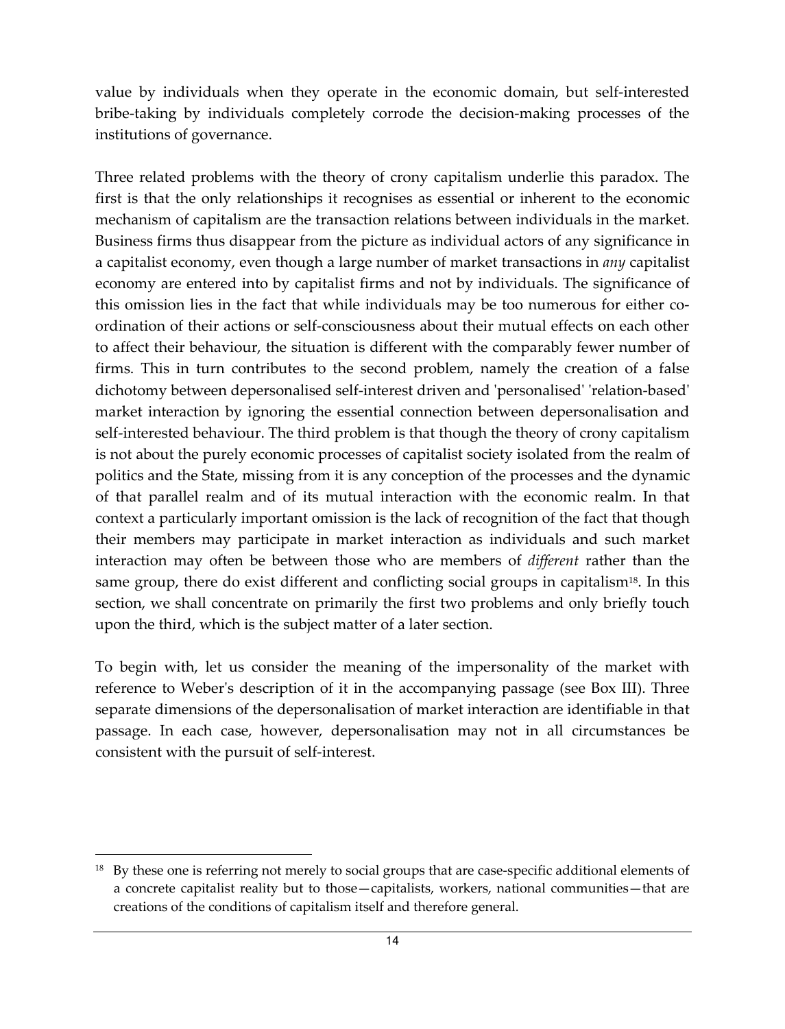value by individuals when they operate in the economic domain, but self-interested bribe-taking by individuals completely corrode the decision-making processes of the institutions of governance.

Three related problems with the theory of crony capitalism underlie this paradox. The first is that the only relationships it recognises as essential or inherent to the economic mechanism of capitalism are the transaction relations between individuals in the market. Business firms thus disappear from the picture as individual actors of any significance in a capitalist economy, even though a large number of market transactions in *any* capitalist economy are entered into by capitalist firms and not by individuals. The significance of this omission lies in the fact that while individuals may be too numerous for either co-ordination of their actions or self-consciousness about their mutual effects on each other to affect their behaviour, the situation is different with the comparably fewer number of firms. This in turn contributes to the second problem, namely the creation of a false dichotomy between depersonalised self-interest driven and 'personalised' 'relation-based' market interaction by ignoring the essential connection between depersonalisation and self-interested behaviour. The third problem is that though the theory of crony capitalism is not about the purely economic processes of capitalist society isolated from the realm of politics and the State, missing from it is any conception of the processes and the dynamic of that parallel realm and of its mutual interaction with the economic realm. In that context a particularly important omission is the lack of recognition of the fact that though their members may participate in market interaction as individuals and such market interaction may often be between those who are members of *different* rather than the same group, there do exist different and conflicting social groups in capitalism[18]. In this section, we shall concentrate on primarily the first two problems and only briefly touch upon the third, which is the subject matter of a later section.

To begin with, let us consider the meaning of the impersonality of the market with reference to Weber's description of it in the accompanying passage (see Box III). Three separate dimensions of the depersonalisation of market interaction are identifiable in that passage. In each case, however, depersonalisation may not in all circumstances be consistent with the pursuit of self-interest.

[18] By these one is referring not merely to social groups that are case-specific additional elements of a concrete capitalist reality but to those—capitalists, workers, national communities—that are creations of the conditions of capitalism itself and therefore general.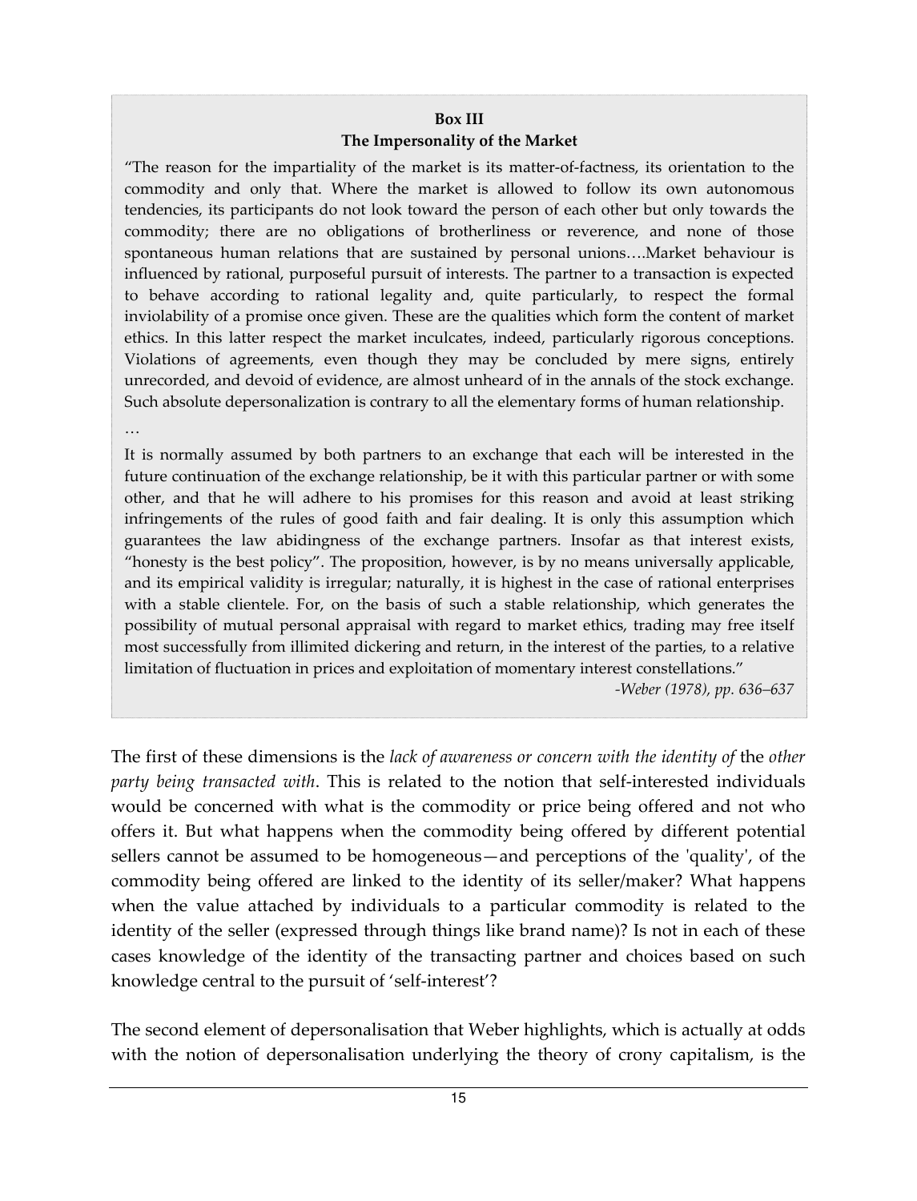**Box III**
**The Impersonality of the Market**

"The reason for the impartiality of the market is its matter-of-factness, its orientation to the commodity and only that. Where the market is allowed to follow its own autonomous tendencies, its participants do not look toward the person of each other but only towards the commodity; there are no obligations of brotherliness or reverence, and none of those spontaneous human relations that are sustained by personal unions….Market behaviour is influenced by rational, purposeful pursuit of interests. The partner to a transaction is expected to behave according to rational legality and, quite particularly, to respect the formal inviolability of a promise once given. These are the qualities which form the content of market ethics. In this latter respect the market inculcates, indeed, particularly rigorous conceptions. Violations of agreements, even though they may be concluded by mere signs, entirely unrecorded, and devoid of evidence, are almost unheard of in the annals of the stock exchange. Such absolute depersonalization is contrary to all the elementary forms of human relationship.

…

It is normally assumed by both partners to an exchange that each will be interested in the future continuation of the exchange relationship, be it with this particular partner or with some other, and that he will adhere to his promises for this reason and avoid at least striking infringements of the rules of good faith and fair dealing. It is only this assumption which guarantees the law abidingness of the exchange partners. Insofar as that interest exists, "honesty is the best policy". The proposition, however, is by no means universally applicable, and its empirical validity is irregular; naturally, it is highest in the case of rational enterprises with a stable clientele. For, on the basis of such a stable relationship, which generates the possibility of mutual personal appraisal with regard to market ethics, trading may free itself most successfully from illimited dickering and return, in the interest of the parties, to a relative limitation of fluctuation in prices and exploitation of momentary interest constellations."

*-Weber (1978), pp. 636–637*

The first of these dimensions is the *lack of awareness or concern with the identity of* the *other party being transacted with*. This is related to the notion that self-interested individuals would be concerned with what is the commodity or price being offered and not who offers it. But what happens when the commodity being offered by different potential sellers cannot be assumed to be homogeneous—and perceptions of the 'quality', of the commodity being offered are linked to the identity of its seller/maker? What happens when the value attached by individuals to a particular commodity is related to the identity of the seller (expressed through things like brand name)? Is not in each of these cases knowledge of the identity of the transacting partner and choices based on such knowledge central to the pursuit of 'self-interest'?

The second element of depersonalisation that Weber highlights, which is actually at odds with the notion of depersonalisation underlying the theory of crony capitalism, is the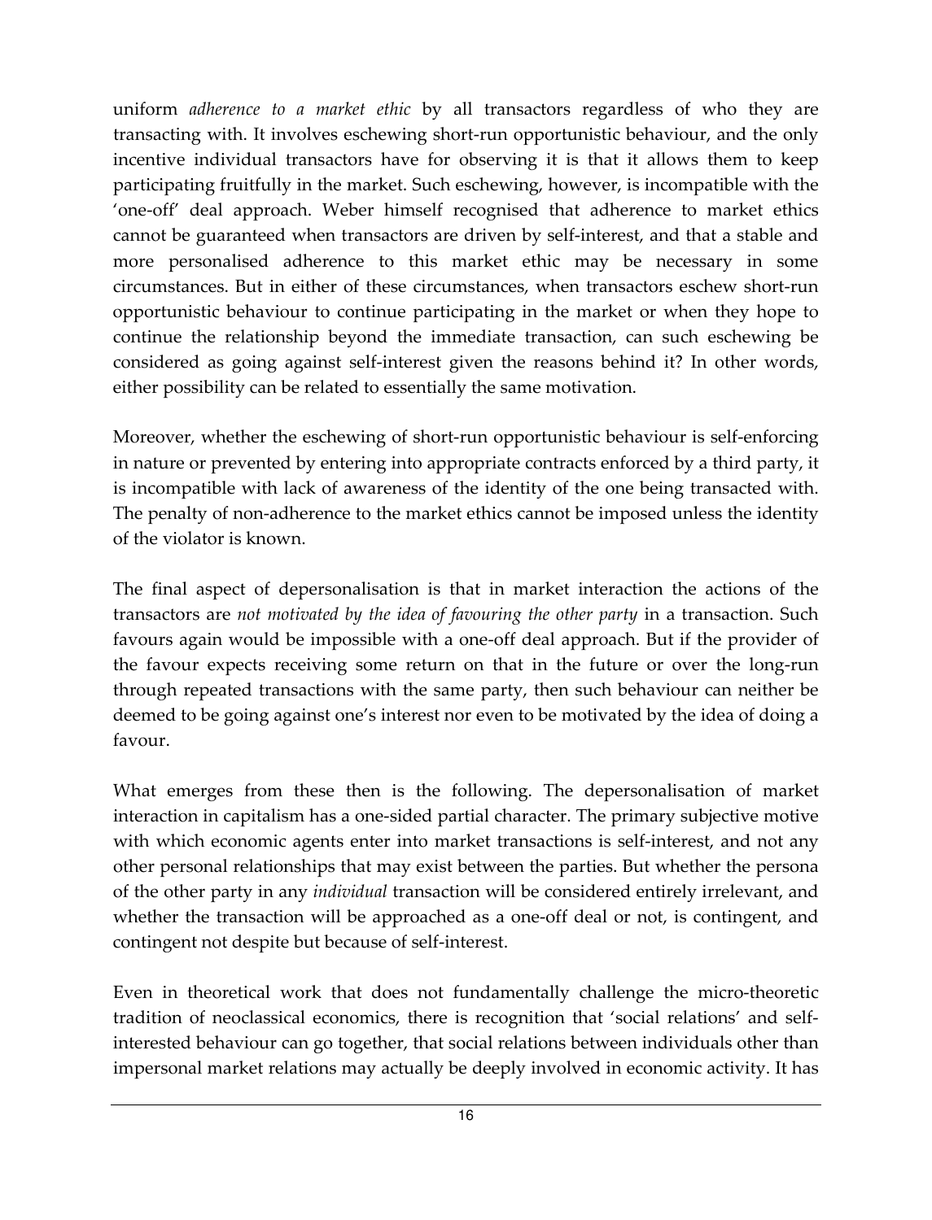uniform *adherence to a market ethic* by all transactors regardless of who they are transacting with. It involves eschewing short-run opportunistic behaviour, and the only incentive individual transactors have for observing it is that it allows them to keep participating fruitfully in the market. Such eschewing, however, is incompatible with the 'one-off' deal approach. Weber himself recognised that adherence to market ethics cannot be guaranteed when transactors are driven by self-interest, and that a stable and more personalised adherence to this market ethic may be necessary in some circumstances. But in either of these circumstances, when transactors eschew short-run opportunistic behaviour to continue participating in the market or when they hope to continue the relationship beyond the immediate transaction, can such eschewing be considered as going against self-interest given the reasons behind it? In other words, either possibility can be related to essentially the same motivation.

Moreover, whether the eschewing of short-run opportunistic behaviour is self-enforcing in nature or prevented by entering into appropriate contracts enforced by a third party, it is incompatible with lack of awareness of the identity of the one being transacted with. The penalty of non-adherence to the market ethics cannot be imposed unless the identity of the violator is known.

The final aspect of depersonalisation is that in market interaction the actions of the transactors are *not motivated by the idea of favouring the other party* in a transaction. Such favours again would be impossible with a one-off deal approach. But if the provider of the favour expects receiving some return on that in the future or over the long-run through repeated transactions with the same party, then such behaviour can neither be deemed to be going against one's interest nor even to be motivated by the idea of doing a favour.

What emerges from these then is the following. The depersonalisation of market interaction in capitalism has a one-sided partial character. The primary subjective motive with which economic agents enter into market transactions is self-interest, and not any other personal relationships that may exist between the parties. But whether the persona of the other party in any *individual* transaction will be considered entirely irrelevant, and whether the transaction will be approached as a one-off deal or not, is contingent, and contingent not despite but because of self-interest.

Even in theoretical work that does not fundamentally challenge the micro-theoretic tradition of neoclassical economics, there is recognition that 'social relations' and self-interested behaviour can go together, that social relations between individuals other than impersonal market relations may actually be deeply involved in economic activity. It has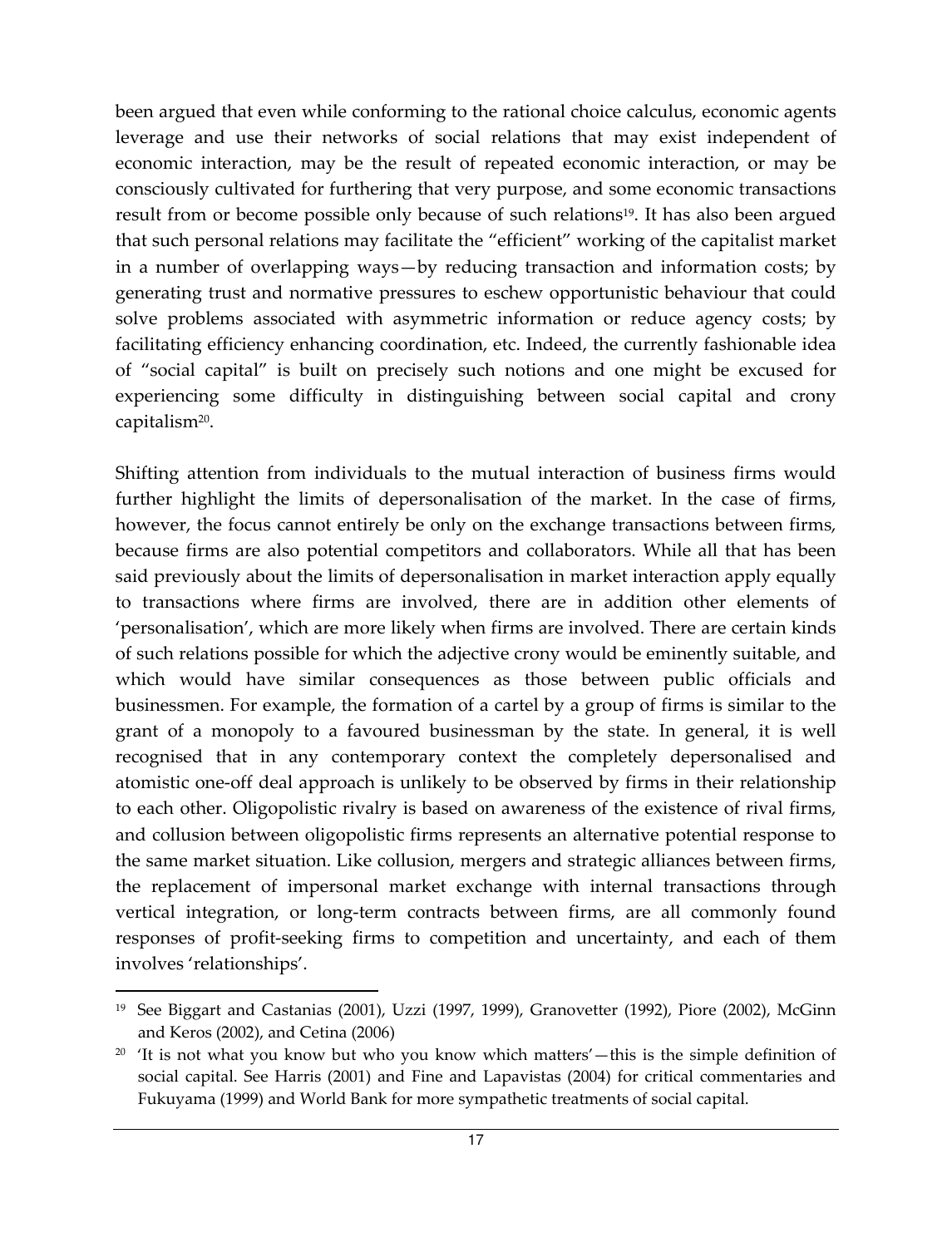been argued that even while conforming to the rational choice calculus, economic agents leverage and use their networks of social relations that may exist independent of economic interaction, may be the result of repeated economic interaction, or may be consciously cultivated for furthering that very purpose, and some economic transactions result from or become possible only because of such relations[19]. It has also been argued that such personal relations may facilitate the "efficient" working of the capitalist market in a number of overlapping ways—by reducing transaction and information costs; by generating trust and normative pressures to eschew opportunistic behaviour that could solve problems associated with asymmetric information or reduce agency costs; by facilitating efficiency enhancing coordination, etc. Indeed, the currently fashionable idea of "social capital" is built on precisely such notions and one might be excused for experiencing some difficulty in distinguishing between social capital and crony capitalism[20].

Shifting attention from individuals to the mutual interaction of business firms would further highlight the limits of depersonalisation of the market. In the case of firms, however, the focus cannot entirely be only on the exchange transactions between firms, because firms are also potential competitors and collaborators. While all that has been said previously about the limits of depersonalisation in market interaction apply equally to transactions where firms are involved, there are in addition other elements of 'personalisation', which are more likely when firms are involved. There are certain kinds of such relations possible for which the adjective crony would be eminently suitable, and which would have similar consequences as those between public officials and businessmen. For example, the formation of a cartel by a group of firms is similar to the grant of a monopoly to a favoured businessman by the state. In general, it is well recognised that in any contemporary context the completely depersonalised and atomistic one-off deal approach is unlikely to be observed by firms in their relationship to each other. Oligopolistic rivalry is based on awareness of the existence of rival firms, and collusion between oligopolistic firms represents an alternative potential response to the same market situation. Like collusion, mergers and strategic alliances between firms, the replacement of impersonal market exchange with internal transactions through vertical integration, or long-term contracts between firms, are all commonly found responses of profit-seeking firms to competition and uncertainty, and each of them involves 'relationships'.

---

[19] See Biggart and Castanias (2001), Uzzi (1997, 1999), Granovetter (1992), Piore (2002), McGinn and Keros (2002), and Cetina (2006)

[20] 'It is not what you know but who you know which matters'—this is the simple definition of social capital. See Harris (2001) and Fine and Lapavistas (2004) for critical commentaries and Fukuyama (1999) and World Bank for more sympathetic treatments of social capital.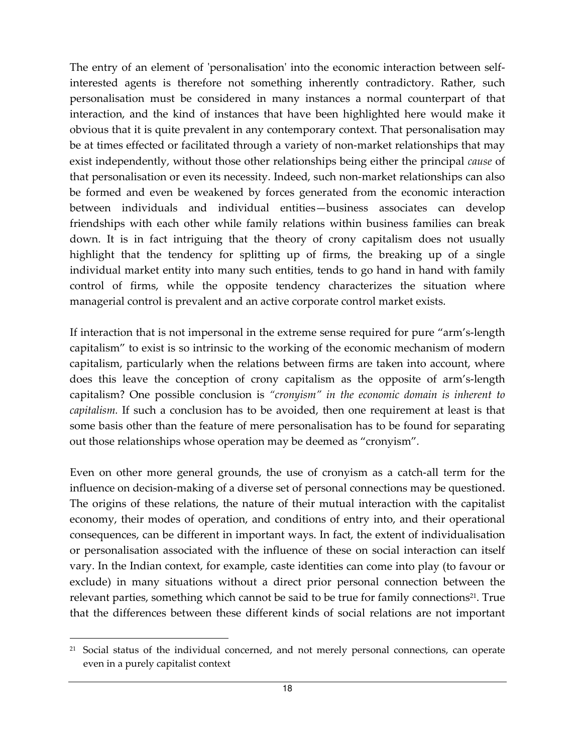The entry of an element of 'personalisation' into the economic interaction between self-interested agents is therefore not something inherently contradictory. Rather, such personalisation must be considered in many instances a normal counterpart of that interaction, and the kind of instances that have been highlighted here would make it obvious that it is quite prevalent in any contemporary context. That personalisation may be at times effected or facilitated through a variety of non-market relationships that may exist independently, without those other relationships being either the principal *cause* of that personalisation or even its necessity. Indeed, such non-market relationships can also be formed and even be weakened by forces generated from the economic interaction between individuals and individual entities—business associates can develop friendships with each other while family relations within business families can break down. It is in fact intriguing that the theory of crony capitalism does not usually highlight that the tendency for splitting up of firms, the breaking up of a single individual market entity into many such entities, tends to go hand in hand with family control of firms, while the opposite tendency characterizes the situation where managerial control is prevalent and an active corporate control market exists.

If interaction that is not impersonal in the extreme sense required for pure "arm's-length capitalism" to exist is so intrinsic to the working of the economic mechanism of modern capitalism, particularly when the relations between firms are taken into account, where does this leave the conception of crony capitalism as the opposite of arm's-length capitalism? One possible conclusion is *"cronyism" in the economic domain is inherent to capitalism.* If such a conclusion has to be avoided, then one requirement at least is that some basis other than the feature of mere personalisation has to be found for separating out those relationships whose operation may be deemed as "cronyism".

Even on other more general grounds, the use of cronyism as a catch-all term for the influence on decision-making of a diverse set of personal connections may be questioned. The origins of these relations, the nature of their mutual interaction with the capitalist economy, their modes of operation, and conditions of entry into, and their operational consequences, can be different in important ways. In fact, the extent of individualisation or personalisation associated with the influence of these on social interaction can itself vary. In the Indian context, for example, caste identities can come into play (to favour or exclude) in many situations without a direct prior personal connection between the relevant parties, something which cannot be said to be true for family connections[21]. True that the differences between these different kinds of social relations are not important

[21] Social status of the individual concerned, and not merely personal connections, can operate even in a purely capitalist context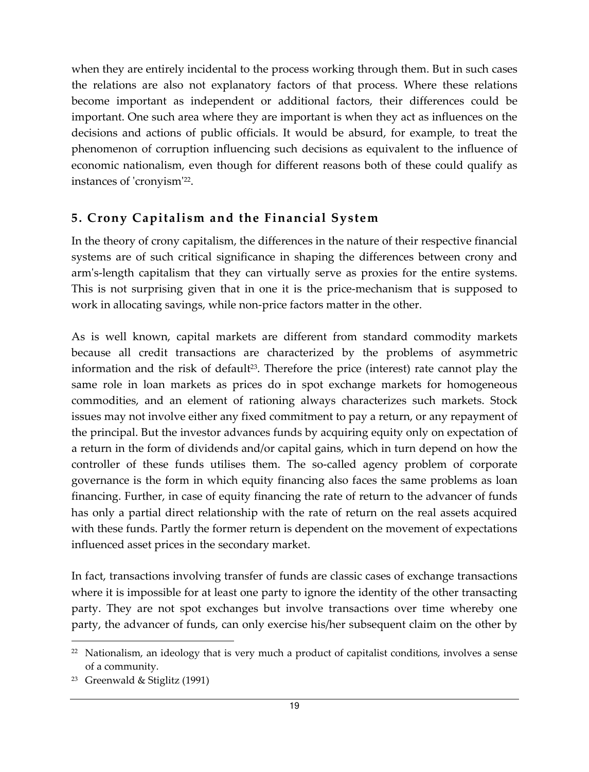when they are entirely incidental to the process working through them. But in such cases the relations are also not explanatory factors of that process. Where these relations become important as independent or additional factors, their differences could be important. One such area where they are important is when they act as influences on the decisions and actions of public officials. It would be absurd, for example, to treat the phenomenon of corruption influencing such decisions as equivalent to the influence of economic nationalism, even though for different reasons both of these could qualify as instances of 'cronyism'[22].

## 5. Crony Capitalism and the Financial System

In the theory of crony capitalism, the differences in the nature of their respective financial systems are of such critical significance in shaping the differences between crony and arm's-length capitalism that they can virtually serve as proxies for the entire systems. This is not surprising given that in one it is the price-mechanism that is supposed to work in allocating savings, while non-price factors matter in the other.

As is well known, capital markets are different from standard commodity markets because all credit transactions are characterized by the problems of asymmetric information and the risk of default[23]. Therefore the price (interest) rate cannot play the same role in loan markets as prices do in spot exchange markets for homogeneous commodities, and an element of rationing always characterizes such markets. Stock issues may not involve either any fixed commitment to pay a return, or any repayment of the principal. But the investor advances funds by acquiring equity only on expectation of a return in the form of dividends and/or capital gains, which in turn depend on how the controller of these funds utilises them. The so-called agency problem of corporate governance is the form in which equity financing also faces the same problems as loan financing. Further, in case of equity financing the rate of return to the advancer of funds has only a partial direct relationship with the rate of return on the real assets acquired with these funds. Partly the former return is dependent on the movement of expectations influenced asset prices in the secondary market.

In fact, transactions involving transfer of funds are classic cases of exchange transactions where it is impossible for at least one party to ignore the identity of the other transacting party. They are not spot exchanges but involve transactions over time whereby one party, the advancer of funds, can only exercise his/her subsequent claim on the other by

---

[22] Nationalism, an ideology that is very much a product of capitalist conditions, involves a sense of a community.

[23] Greenwald & Stiglitz (1991)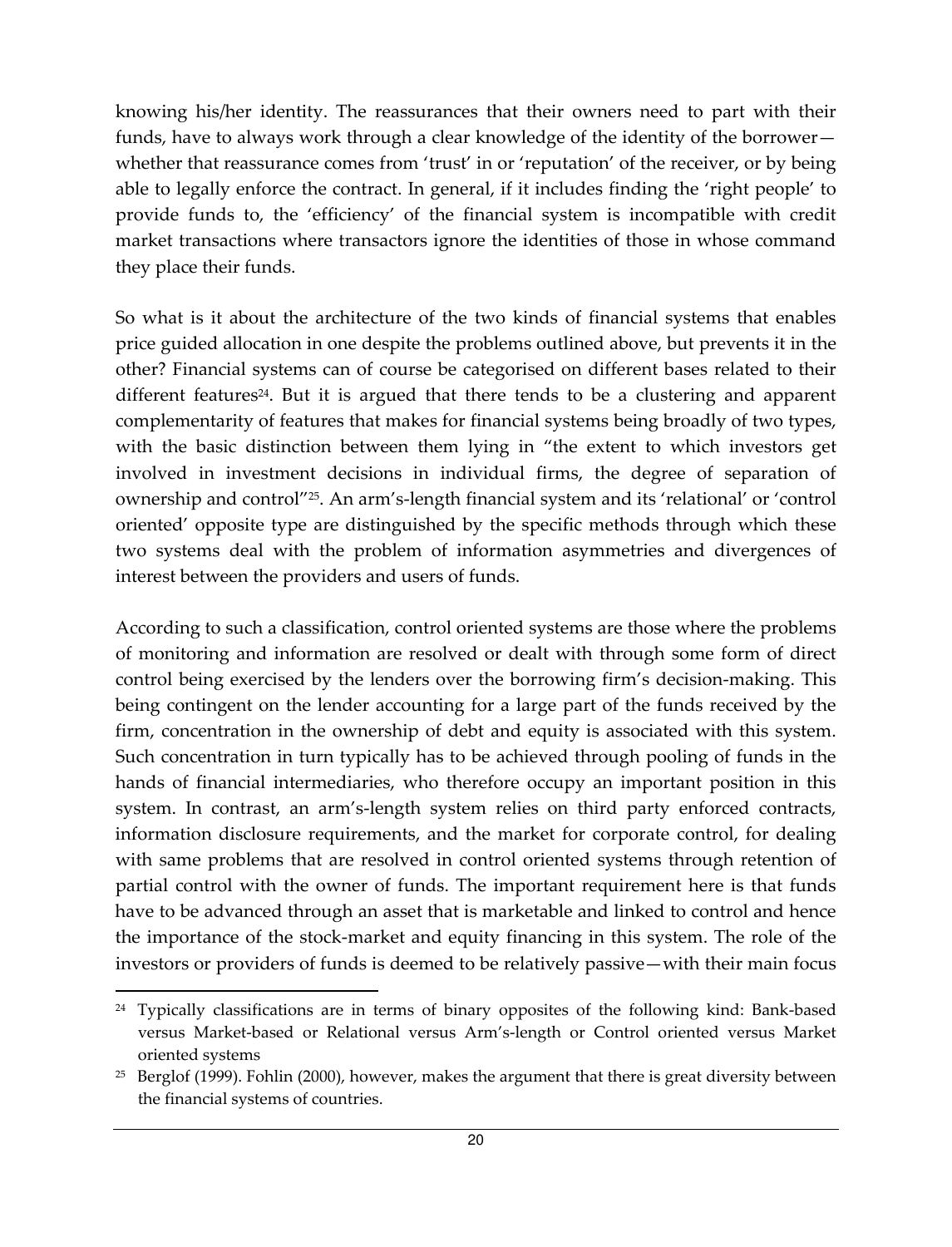knowing his/her identity. The reassurances that their owners need to part with their funds, have to always work through a clear knowledge of the identity of the borrower—whether that reassurance comes from 'trust' in or 'reputation' of the receiver, or by being able to legally enforce the contract. In general, if it includes finding the 'right people' to provide funds to, the 'efficiency' of the financial system is incompatible with credit market transactions where transactors ignore the identities of those in whose command they place their funds.

So what is it about the architecture of the two kinds of financial systems that enables price guided allocation in one despite the problems outlined above, but prevents it in the other? Financial systems can of course be categorised on different bases related to their different features[24]. But it is argued that there tends to be a clustering and apparent complementarity of features that makes for financial systems being broadly of two types, with the basic distinction between them lying in "the extent to which investors get involved in investment decisions in individual firms, the degree of separation of ownership and control"[25]. An arm's-length financial system and its 'relational' or 'control oriented' opposite type are distinguished by the specific methods through which these two systems deal with the problem of information asymmetries and divergences of interest between the providers and users of funds.

According to such a classification, control oriented systems are those where the problems of monitoring and information are resolved or dealt with through some form of direct control being exercised by the lenders over the borrowing firm's decision-making. This being contingent on the lender accounting for a large part of the funds received by the firm, concentration in the ownership of debt and equity is associated with this system. Such concentration in turn typically has to be achieved through pooling of funds in the hands of financial intermediaries, who therefore occupy an important position in this system. In contrast, an arm's-length system relies on third party enforced contracts, information disclosure requirements, and the market for corporate control, for dealing with same problems that are resolved in control oriented systems through retention of partial control with the owner of funds. The important requirement here is that funds have to be advanced through an asset that is marketable and linked to control and hence the importance of the stock-market and equity financing in this system. The role of the investors or providers of funds is deemed to be relatively passive—with their main focus

---

[24] Typically classifications are in terms of binary opposites of the following kind: Bank-based versus Market-based or Relational versus Arm's-length or Control oriented versus Market oriented systems

[25] Berglof (1999). Fohlin (2000), however, makes the argument that there is great diversity between the financial systems of countries.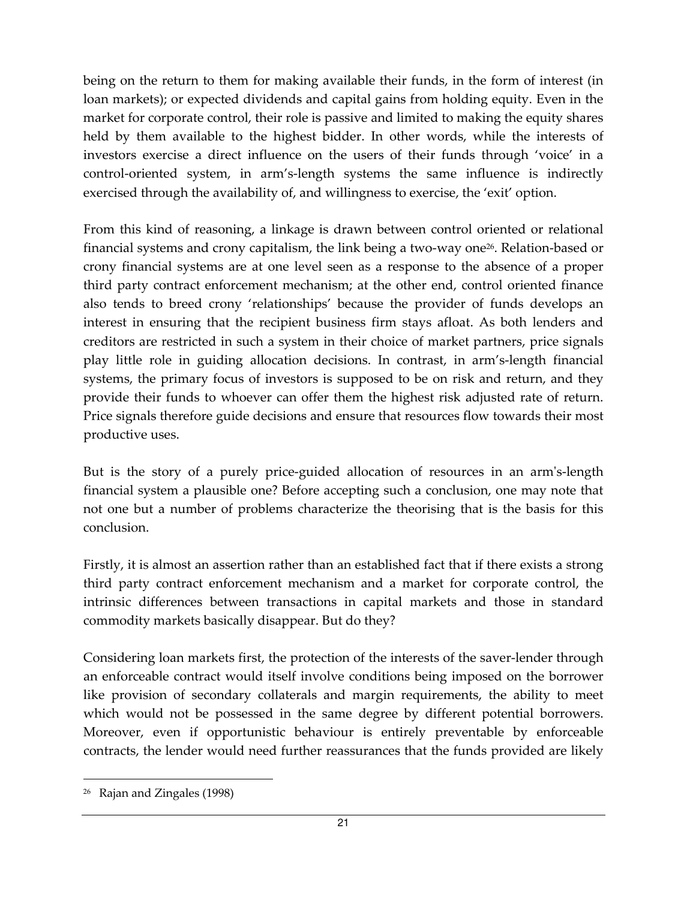being on the return to them for making available their funds, in the form of interest (in loan markets); or expected dividends and capital gains from holding equity. Even in the market for corporate control, their role is passive and limited to making the equity shares held by them available to the highest bidder. In other words, while the interests of investors exercise a direct influence on the users of their funds through 'voice' in a control-oriented system, in arm's-length systems the same influence is indirectly exercised through the availability of, and willingness to exercise, the 'exit' option.

From this kind of reasoning, a linkage is drawn between control oriented or relational financial systems and crony capitalism, the link being a two-way one[26]. Relation-based or crony financial systems are at one level seen as a response to the absence of a proper third party contract enforcement mechanism; at the other end, control oriented finance also tends to breed crony 'relationships' because the provider of funds develops an interest in ensuring that the recipient business firm stays afloat. As both lenders and creditors are restricted in such a system in their choice of market partners, price signals play little role in guiding allocation decisions. In contrast, in arm's-length financial systems, the primary focus of investors is supposed to be on risk and return, and they provide their funds to whoever can offer them the highest risk adjusted rate of return. Price signals therefore guide decisions and ensure that resources flow towards their most productive uses.

But is the story of a purely price-guided allocation of resources in an arm's-length financial system a plausible one? Before accepting such a conclusion, one may note that not one but a number of problems characterize the theorising that is the basis for this conclusion.

Firstly, it is almost an assertion rather than an established fact that if there exists a strong third party contract enforcement mechanism and a market for corporate control, the intrinsic differences between transactions in capital markets and those in standard commodity markets basically disappear. But do they?

Considering loan markets first, the protection of the interests of the saver-lender through an enforceable contract would itself involve conditions being imposed on the borrower like provision of secondary collaterals and margin requirements, the ability to meet which would not be possessed in the same degree by different potential borrowers. Moreover, even if opportunistic behaviour is entirely preventable by enforceable contracts, the lender would need further reassurances that the funds provided are likely

[26] Rajan and Zingales (1998)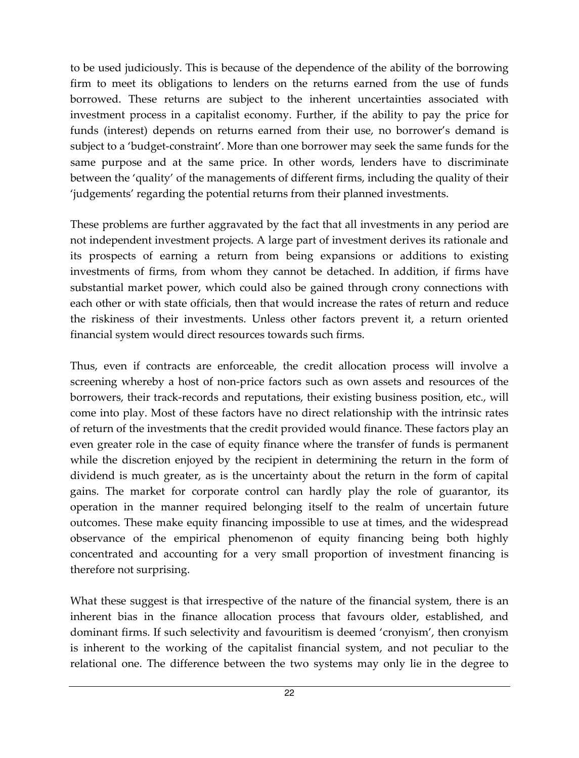to be used judiciously. This is because of the dependence of the ability of the borrowing firm to meet its obligations to lenders on the returns earned from the use of funds borrowed. These returns are subject to the inherent uncertainties associated with investment process in a capitalist economy. Further, if the ability to pay the price for funds (interest) depends on returns earned from their use, no borrower's demand is subject to a 'budget-constraint'. More than one borrower may seek the same funds for the same purpose and at the same price. In other words, lenders have to discriminate between the 'quality' of the managements of different firms, including the quality of their 'judgements' regarding the potential returns from their planned investments.

These problems are further aggravated by the fact that all investments in any period are not independent investment projects. A large part of investment derives its rationale and its prospects of earning a return from being expansions or additions to existing investments of firms, from whom they cannot be detached. In addition, if firms have substantial market power, which could also be gained through crony connections with each other or with state officials, then that would increase the rates of return and reduce the riskiness of their investments. Unless other factors prevent it, a return oriented financial system would direct resources towards such firms.

Thus, even if contracts are enforceable, the credit allocation process will involve a screening whereby a host of non-price factors such as own assets and resources of the borrowers, their track-records and reputations, their existing business position, etc., will come into play. Most of these factors have no direct relationship with the intrinsic rates of return of the investments that the credit provided would finance. These factors play an even greater role in the case of equity finance where the transfer of funds is permanent while the discretion enjoyed by the recipient in determining the return in the form of dividend is much greater, as is the uncertainty about the return in the form of capital gains. The market for corporate control can hardly play the role of guarantor, its operation in the manner required belonging itself to the realm of uncertain future outcomes. These make equity financing impossible to use at times, and the widespread observance of the empirical phenomenon of equity financing being both highly concentrated and accounting for a very small proportion of investment financing is therefore not surprising.

What these suggest is that irrespective of the nature of the financial system, there is an inherent bias in the finance allocation process that favours older, established, and dominant firms. If such selectivity and favouritism is deemed 'cronyism', then cronyism is inherent to the working of the capitalist financial system, and not peculiar to the relational one. The difference between the two systems may only lie in the degree to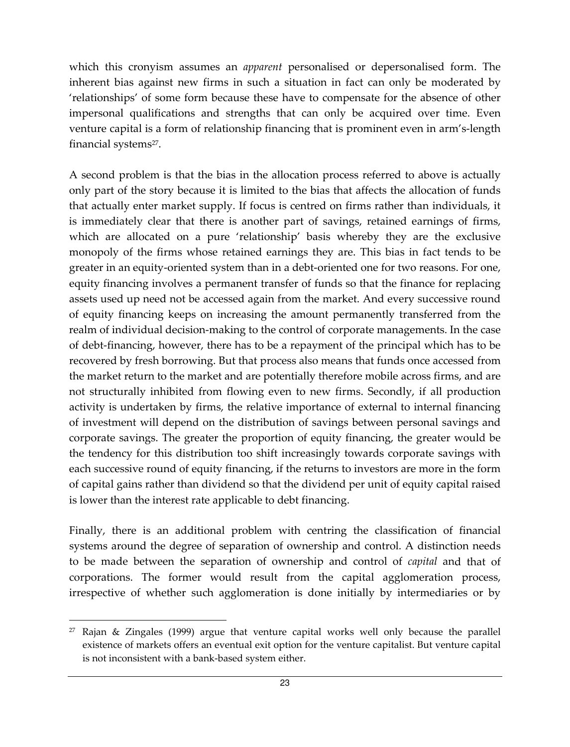which this cronyism assumes an *apparent* personalised or depersonalised form. The inherent bias against new firms in such a situation in fact can only be moderated by 'relationships' of some form because these have to compensate for the absence of other impersonal qualifications and strengths that can only be acquired over time. Even venture capital is a form of relationship financing that is prominent even in arm's-length financial systems[27].

A second problem is that the bias in the allocation process referred to above is actually only part of the story because it is limited to the bias that affects the allocation of funds that actually enter market supply. If focus is centred on firms rather than individuals, it is immediately clear that there is another part of savings, retained earnings of firms, which are allocated on a pure 'relationship' basis whereby they are the exclusive monopoly of the firms whose retained earnings they are. This bias in fact tends to be greater in an equity-oriented system than in a debt-oriented one for two reasons. For one, equity financing involves a permanent transfer of funds so that the finance for replacing assets used up need not be accessed again from the market. And every successive round of equity financing keeps on increasing the amount permanently transferred from the realm of individual decision-making to the control of corporate managements. In the case of debt-financing, however, there has to be a repayment of the principal which has to be recovered by fresh borrowing. But that process also means that funds once accessed from the market return to the market and are potentially therefore mobile across firms, and are not structurally inhibited from flowing even to new firms. Secondly, if all production activity is undertaken by firms, the relative importance of external to internal financing of investment will depend on the distribution of savings between personal savings and corporate savings. The greater the proportion of equity financing, the greater would be the tendency for this distribution too shift increasingly towards corporate savings with each successive round of equity financing, if the returns to investors are more in the form of capital gains rather than dividend so that the dividend per unit of equity capital raised is lower than the interest rate applicable to debt financing.

Finally, there is an additional problem with centring the classification of financial systems around the degree of separation of ownership and control. A distinction needs to be made between the separation of ownership and control of *capital* and that of corporations. The former would result from the capital agglomeration process, irrespective of whether such agglomeration is done initially by intermediaries or by

---

[27] Rajan & Zingales (1999) argue that venture capital works well only because the parallel existence of markets offers an eventual exit option for the venture capitalist. But venture capital is not inconsistent with a bank-based system either.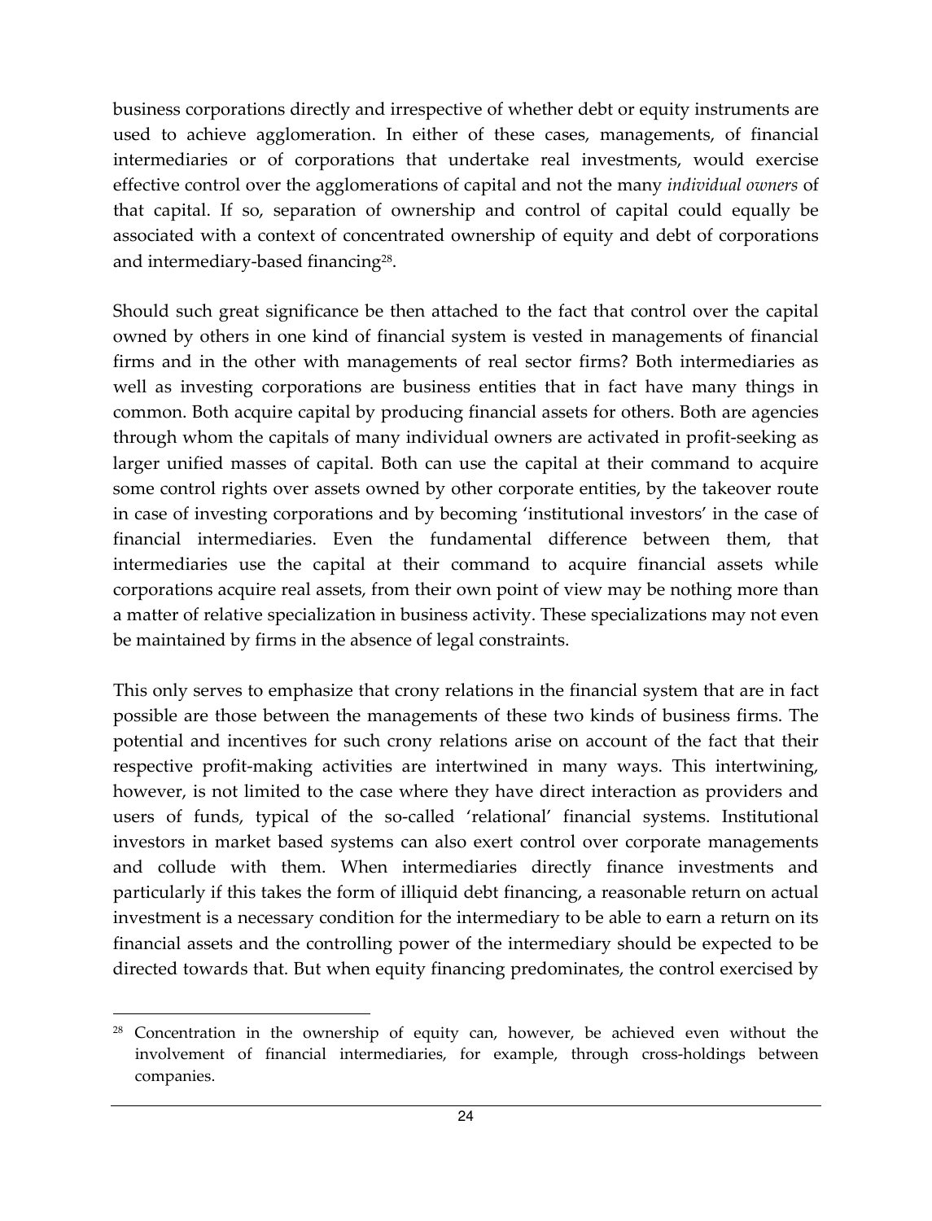business corporations directly and irrespective of whether debt or equity instruments are used to achieve agglomeration. In either of these cases, managements, of financial intermediaries or of corporations that undertake real investments, would exercise effective control over the agglomerations of capital and not the many *individual owners* of that capital. If so, separation of ownership and control of capital could equally be associated with a context of concentrated ownership of equity and debt of corporations and intermediary-based financing[28].

Should such great significance be then attached to the fact that control over the capital owned by others in one kind of financial system is vested in managements of financial firms and in the other with managements of real sector firms? Both intermediaries as well as investing corporations are business entities that in fact have many things in common. Both acquire capital by producing financial assets for others. Both are agencies through whom the capitals of many individual owners are activated in profit-seeking as larger unified masses of capital. Both can use the capital at their command to acquire some control rights over assets owned by other corporate entities, by the takeover route in case of investing corporations and by becoming 'institutional investors' in the case of financial intermediaries. Even the fundamental difference between them, that intermediaries use the capital at their command to acquire financial assets while corporations acquire real assets, from their own point of view may be nothing more than a matter of relative specialization in business activity. These specializations may not even be maintained by firms in the absence of legal constraints.

This only serves to emphasize that crony relations in the financial system that are in fact possible are those between the managements of these two kinds of business firms. The potential and incentives for such crony relations arise on account of the fact that their respective profit-making activities are intertwined in many ways. This intertwining, however, is not limited to the case where they have direct interaction as providers and users of funds, typical of the so-called 'relational' financial systems. Institutional investors in market based systems can also exert control over corporate managements and collude with them. When intermediaries directly finance investments and particularly if this takes the form of illiquid debt financing, a reasonable return on actual investment is a necessary condition for the intermediary to be able to earn a return on its financial assets and the controlling power of the intermediary should be expected to be directed towards that. But when equity financing predominates, the control exercised by

[28] Concentration in the ownership of equity can, however, be achieved even without the involvement of financial intermediaries, for example, through cross-holdings between companies.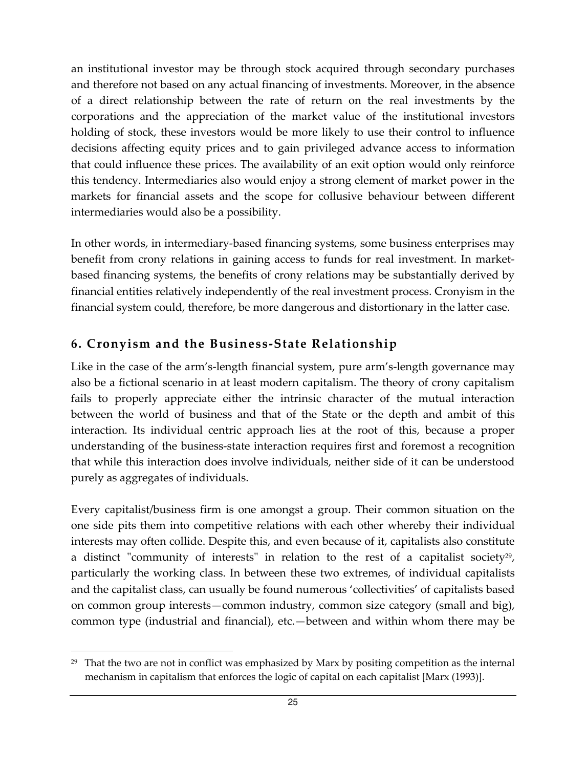an institutional investor may be through stock acquired through secondary purchases and therefore not based on any actual financing of investments. Moreover, in the absence of a direct relationship between the rate of return on the real investments by the corporations and the appreciation of the market value of the institutional investors holding of stock, these investors would be more likely to use their control to influence decisions affecting equity prices and to gain privileged advance access to information that could influence these prices. The availability of an exit option would only reinforce this tendency. Intermediaries also would enjoy a strong element of market power in the markets for financial assets and the scope for collusive behaviour between different intermediaries would also be a possibility.

In other words, in intermediary-based financing systems, some business enterprises may benefit from crony relations in gaining access to funds for real investment. In market-based financing systems, the benefits of crony relations may be substantially derived by financial entities relatively independently of the real investment process. Cronyism in the financial system could, therefore, be more dangerous and distortionary in the latter case.

## 6. Cronyism and the Business-State Relationship

Like in the case of the arm's-length financial system, pure arm's-length governance may also be a fictional scenario in at least modern capitalism. The theory of crony capitalism fails to properly appreciate either the intrinsic character of the mutual interaction between the world of business and that of the State or the depth and ambit of this interaction. Its individual centric approach lies at the root of this, because a proper understanding of the business-state interaction requires first and foremost a recognition that while this interaction does involve individuals, neither side of it can be understood purely as aggregates of individuals.

Every capitalist/business firm is one amongst a group. Their common situation on the one side pits them into competitive relations with each other whereby their individual interests may often collide. Despite this, and even because of it, capitalists also constitute a distinct "community of interests" in relation to the rest of a capitalist society[29], particularly the working class. In between these two extremes, of individual capitalists and the capitalist class, can usually be found numerous 'collectivities' of capitalists based on common group interests—common industry, common size category (small and big), common type (industrial and financial), etc.—between and within whom there may be

---

[29] That the two are not in conflict was emphasized by Marx by positing competition as the internal mechanism in capitalism that enforces the logic of capital on each capitalist [Marx (1993)].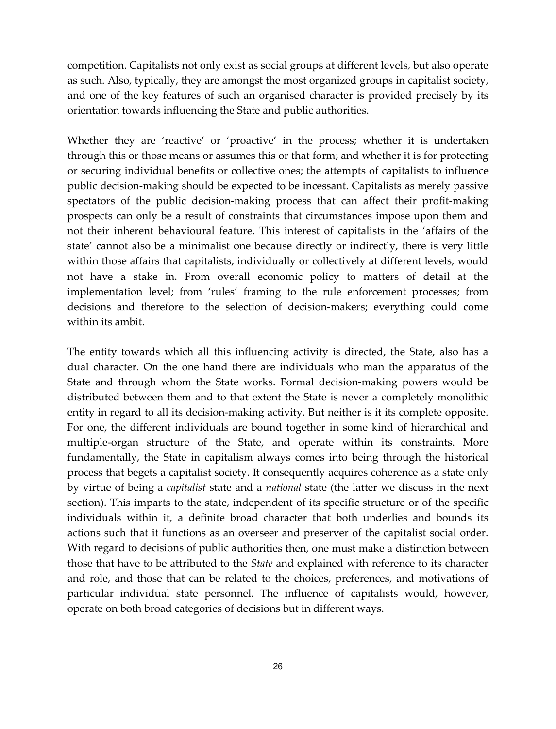competition. Capitalists not only exist as social groups at different levels, but also operate as such. Also, typically, they are amongst the most organized groups in capitalist society, and one of the key features of such an organised character is provided precisely by its orientation towards influencing the State and public authorities.

Whether they are 'reactive' or 'proactive' in the process; whether it is undertaken through this or those means or assumes this or that form; and whether it is for protecting or securing individual benefits or collective ones; the attempts of capitalists to influence public decision-making should be expected to be incessant. Capitalists as merely passive spectators of the public decision-making process that can affect their profit-making prospects can only be a result of constraints that circumstances impose upon them and not their inherent behavioural feature. This interest of capitalists in the 'affairs of the state' cannot also be a minimalist one because directly or indirectly, there is very little within those affairs that capitalists, individually or collectively at different levels, would not have a stake in. From overall economic policy to matters of detail at the implementation level; from 'rules' framing to the rule enforcement processes; from decisions and therefore to the selection of decision-makers; everything could come within its ambit.

The entity towards which all this influencing activity is directed, the State, also has a dual character. On the one hand there are individuals who man the apparatus of the State and through whom the State works. Formal decision-making powers would be distributed between them and to that extent the State is never a completely monolithic entity in regard to all its decision-making activity. But neither is it its complete opposite. For one, the different individuals are bound together in some kind of hierarchical and multiple-organ structure of the State, and operate within its constraints. More fundamentally, the State in capitalism always comes into being through the historical process that begets a capitalist society. It consequently acquires coherence as a state only by virtue of being a *capitalist* state and a *national* state (the latter we discuss in the next section). This imparts to the state, independent of its specific structure or of the specific individuals within it, a definite broad character that both underlies and bounds its actions such that it functions as an overseer and preserver of the capitalist social order. With regard to decisions of public authorities then, one must make a distinction between those that have to be attributed to the *State* and explained with reference to its character and role, and those that can be related to the choices, preferences, and motivations of particular individual state personnel. The influence of capitalists would, however, operate on both broad categories of decisions but in different ways.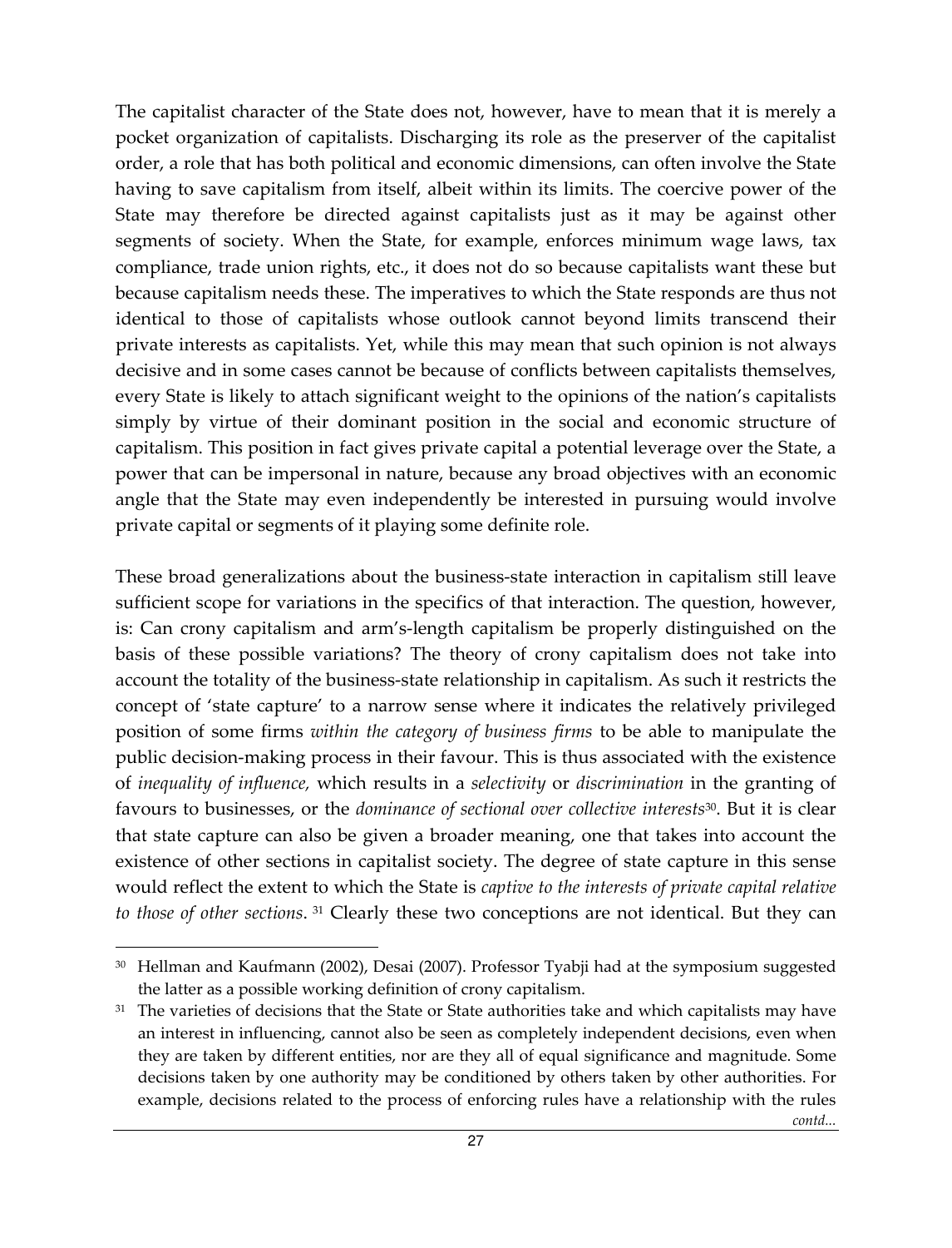The capitalist character of the State does not, however, have to mean that it is merely a pocket organization of capitalists. Discharging its role as the preserver of the capitalist order, a role that has both political and economic dimensions, can often involve the State having to save capitalism from itself, albeit within its limits. The coercive power of the State may therefore be directed against capitalists just as it may be against other segments of society. When the State, for example, enforces minimum wage laws, tax compliance, trade union rights, etc., it does not do so because capitalists want these but because capitalism needs these. The imperatives to which the State responds are thus not identical to those of capitalists whose outlook cannot beyond limits transcend their private interests as capitalists. Yet, while this may mean that such opinion is not always decisive and in some cases cannot be because of conflicts between capitalists themselves, every State is likely to attach significant weight to the opinions of the nation's capitalists simply by virtue of their dominant position in the social and economic structure of capitalism. This position in fact gives private capital a potential leverage over the State, a power that can be impersonal in nature, because any broad objectives with an economic angle that the State may even independently be interested in pursuing would involve private capital or segments of it playing some definite role.

These broad generalizations about the business-state interaction in capitalism still leave sufficient scope for variations in the specifics of that interaction. The question, however, is: Can crony capitalism and arm's-length capitalism be properly distinguished on the basis of these possible variations? The theory of crony capitalism does not take into account the totality of the business-state relationship in capitalism. As such it restricts the concept of 'state capture' to a narrow sense where it indicates the relatively privileged position of some firms *within the category of business firms* to be able to manipulate the public decision-making process in their favour. This is thus associated with the existence of *inequality of influence,* which results in a *selectivity* or *discrimination* in the granting of favours to businesses, or the *dominance of sectional over collective interests*[30]. But it is clear that state capture can also be given a broader meaning, one that takes into account the existence of other sections in capitalist society. The degree of state capture in this sense would reflect the extent to which the State is *captive to the interests of private capital relative to those of other sections*. [31] Clearly these two conceptions are not identical. But they can

---

[30] Hellman and Kaufmann (2002), Desai (2007). Professor Tyabji had at the symposium suggested the latter as a possible working definition of crony capitalism.

[31] The varieties of decisions that the State or State authorities take and which capitalists may have an interest in influencing, cannot also be seen as completely independent decisions, even when they are taken by different entities, nor are they all of equal significance and magnitude. Some decisions taken by one authority may be conditioned by others taken by other authorities. For example, decisions related to the process of enforcing rules have a relationship with the rules *contd...*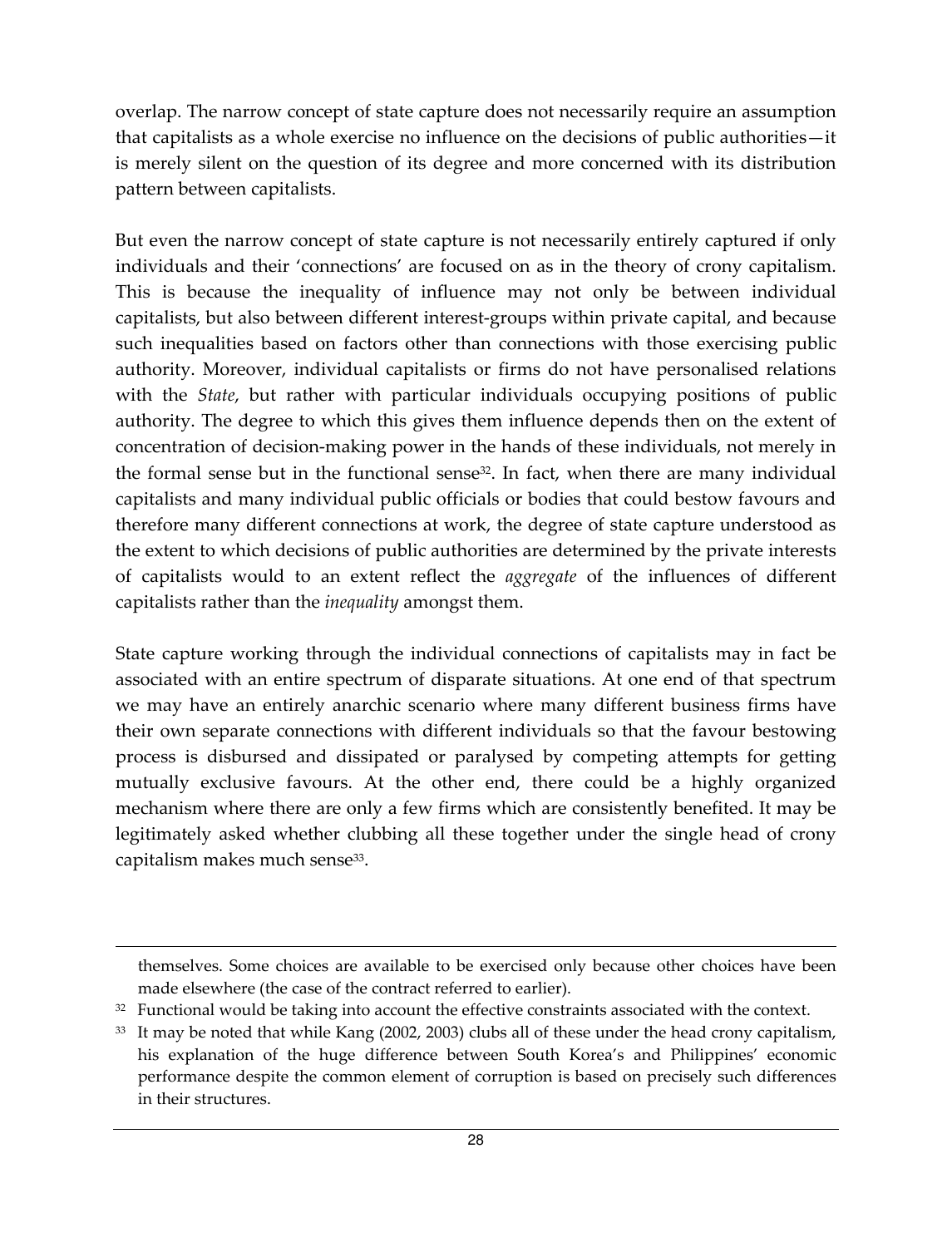overlap. The narrow concept of state capture does not necessarily require an assumption that capitalists as a whole exercise no influence on the decisions of public authorities—it is merely silent on the question of its degree and more concerned with its distribution pattern between capitalists.

But even the narrow concept of state capture is not necessarily entirely captured if only individuals and their 'connections' are focused on as in the theory of crony capitalism. This is because the inequality of influence may not only be between individual capitalists, but also between different interest-groups within private capital, and because such inequalities based on factors other than connections with those exercising public authority. Moreover, individual capitalists or firms do not have personalised relations with the *State*, but rather with particular individuals occupying positions of public authority. The degree to which this gives them influence depends then on the extent of concentration of decision-making power in the hands of these individuals, not merely in the formal sense but in the functional sense[32]. In fact, when there are many individual capitalists and many individual public officials or bodies that could bestow favours and therefore many different connections at work, the degree of state capture understood as the extent to which decisions of public authorities are determined by the private interests of capitalists would to an extent reflect the *aggregate* of the influences of different capitalists rather than the *inequality* amongst them.

State capture working through the individual connections of capitalists may in fact be associated with an entire spectrum of disparate situations. At one end of that spectrum we may have an entirely anarchic scenario where many different business firms have their own separate connections with different individuals so that the favour bestowing process is disbursed and dissipated or paralysed by competing attempts for getting mutually exclusive favours. At the other end, there could be a highly organized mechanism where there are only a few firms which are consistently benefited. It may be legitimately asked whether clubbing all these together under the single head of crony capitalism makes much sense[33].

---

themselves. Some choices are available to be exercised only because other choices have been made elsewhere (the case of the contract referred to earlier).

[32] Functional would be taking into account the effective constraints associated with the context.

[33] It may be noted that while Kang (2002, 2003) clubs all of these under the head crony capitalism, his explanation of the huge difference between South Korea's and Philippines' economic performance despite the common element of corruption is based on precisely such differences in their structures.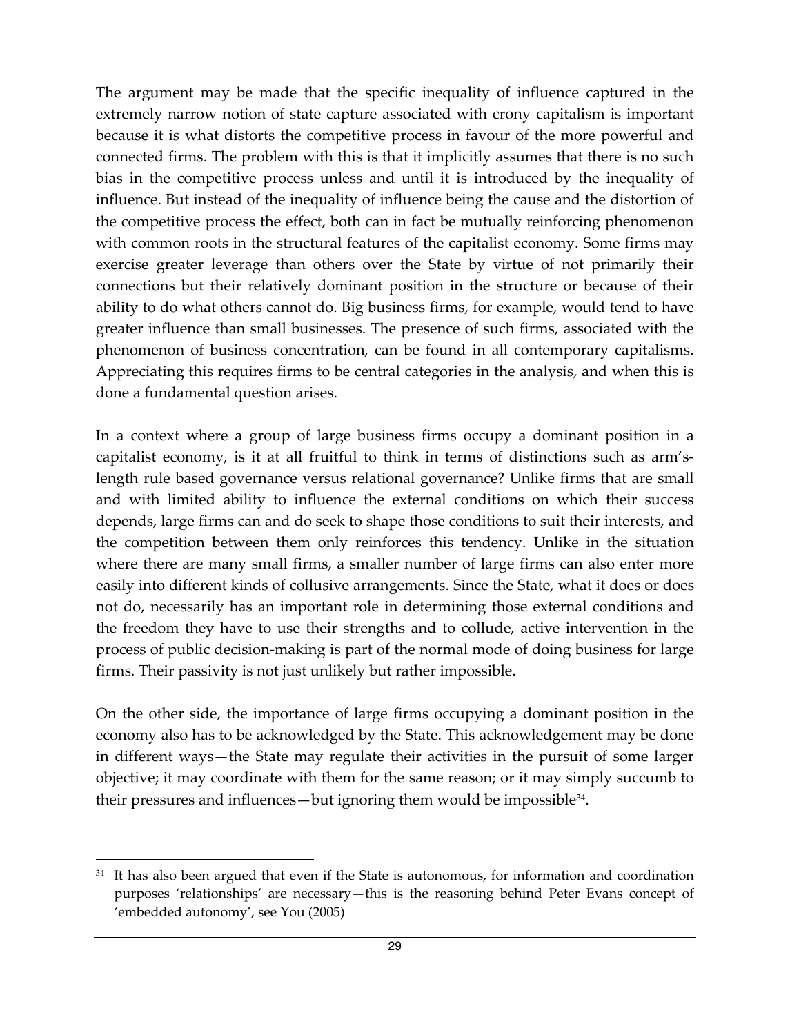The argument may be made that the specific inequality of influence captured in the extremely narrow notion of state capture associated with crony capitalism is important because it is what distorts the competitive process in favour of the more powerful and connected firms. The problem with this is that it implicitly assumes that there is no such bias in the competitive process unless and until it is introduced by the inequality of influence. But instead of the inequality of influence being the cause and the distortion of the competitive process the effect, both can in fact be mutually reinforcing phenomenon with common roots in the structural features of the capitalist economy. Some firms may exercise greater leverage than others over the State by virtue of not primarily their connections but their relatively dominant position in the structure or because of their ability to do what others cannot do. Big business firms, for example, would tend to have greater influence than small businesses. The presence of such firms, associated with the phenomenon of business concentration, can be found in all contemporary capitalisms. Appreciating this requires firms to be central categories in the analysis, and when this is done a fundamental question arises.

In a context where a group of large business firms occupy a dominant position in a capitalist economy, is it at all fruitful to think in terms of distinctions such as arm's-length rule based governance versus relational governance? Unlike firms that are small and with limited ability to influence the external conditions on which their success depends, large firms can and do seek to shape those conditions to suit their interests, and the competition between them only reinforces this tendency. Unlike in the situation where there are many small firms, a smaller number of large firms can also enter more easily into different kinds of collusive arrangements. Since the State, what it does or does not do, necessarily has an important role in determining those external conditions and the freedom they have to use their strengths and to collude, active intervention in the process of public decision-making is part of the normal mode of doing business for large firms. Their passivity is not just unlikely but rather impossible.

On the other side, the importance of large firms occupying a dominant position in the economy also has to be acknowledged by the State. This acknowledgement may be done in different ways—the State may regulate their activities in the pursuit of some larger objective; it may coordinate with them for the same reason; or it may simply succumb to their pressures and influences—but ignoring them would be impossible[34].

---

[34] It has also been argued that even if the State is autonomous, for information and coordination purposes 'relationships' are necessary—this is the reasoning behind Peter Evans concept of 'embedded autonomy', see You (2005)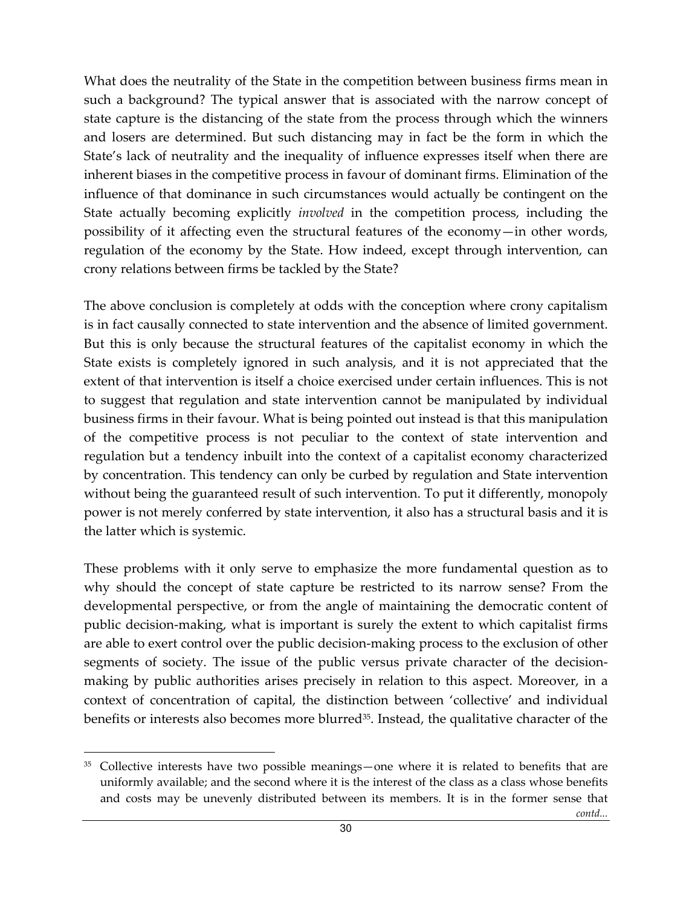What does the neutrality of the State in the competition between business firms mean in such a background? The typical answer that is associated with the narrow concept of state capture is the distancing of the state from the process through which the winners and losers are determined. But such distancing may in fact be the form in which the State's lack of neutrality and the inequality of influence expresses itself when there are inherent biases in the competitive process in favour of dominant firms. Elimination of the influence of that dominance in such circumstances would actually be contingent on the State actually becoming explicitly *involved* in the competition process, including the possibility of it affecting even the structural features of the economy—in other words, regulation of the economy by the State. How indeed, except through intervention, can crony relations between firms be tackled by the State?

The above conclusion is completely at odds with the conception where crony capitalism is in fact causally connected to state intervention and the absence of limited government. But this is only because the structural features of the capitalist economy in which the State exists is completely ignored in such analysis, and it is not appreciated that the extent of that intervention is itself a choice exercised under certain influences. This is not to suggest that regulation and state intervention cannot be manipulated by individual business firms in their favour. What is being pointed out instead is that this manipulation of the competitive process is not peculiar to the context of state intervention and regulation but a tendency inbuilt into the context of a capitalist economy characterized by concentration. This tendency can only be curbed by regulation and State intervention without being the guaranteed result of such intervention. To put it differently, monopoly power is not merely conferred by state intervention, it also has a structural basis and it is the latter which is systemic.

These problems with it only serve to emphasize the more fundamental question as to why should the concept of state capture be restricted to its narrow sense? From the developmental perspective, or from the angle of maintaining the democratic content of public decision-making, what is important is surely the extent to which capitalist firms are able to exert control over the public decision-making process to the exclusion of other segments of society. The issue of the public versus private character of the decision-making by public authorities arises precisely in relation to this aspect. Moreover, in a context of concentration of capital, the distinction between 'collective' and individual benefits or interests also becomes more blurred[35]. Instead, the qualitative character of the

---

[35] Collective interests have two possible meanings—one where it is related to benefits that are uniformly available; and the second where it is the interest of the class as a class whose benefits and costs may be unevenly distributed between its members. It is in the former sense that *contd...*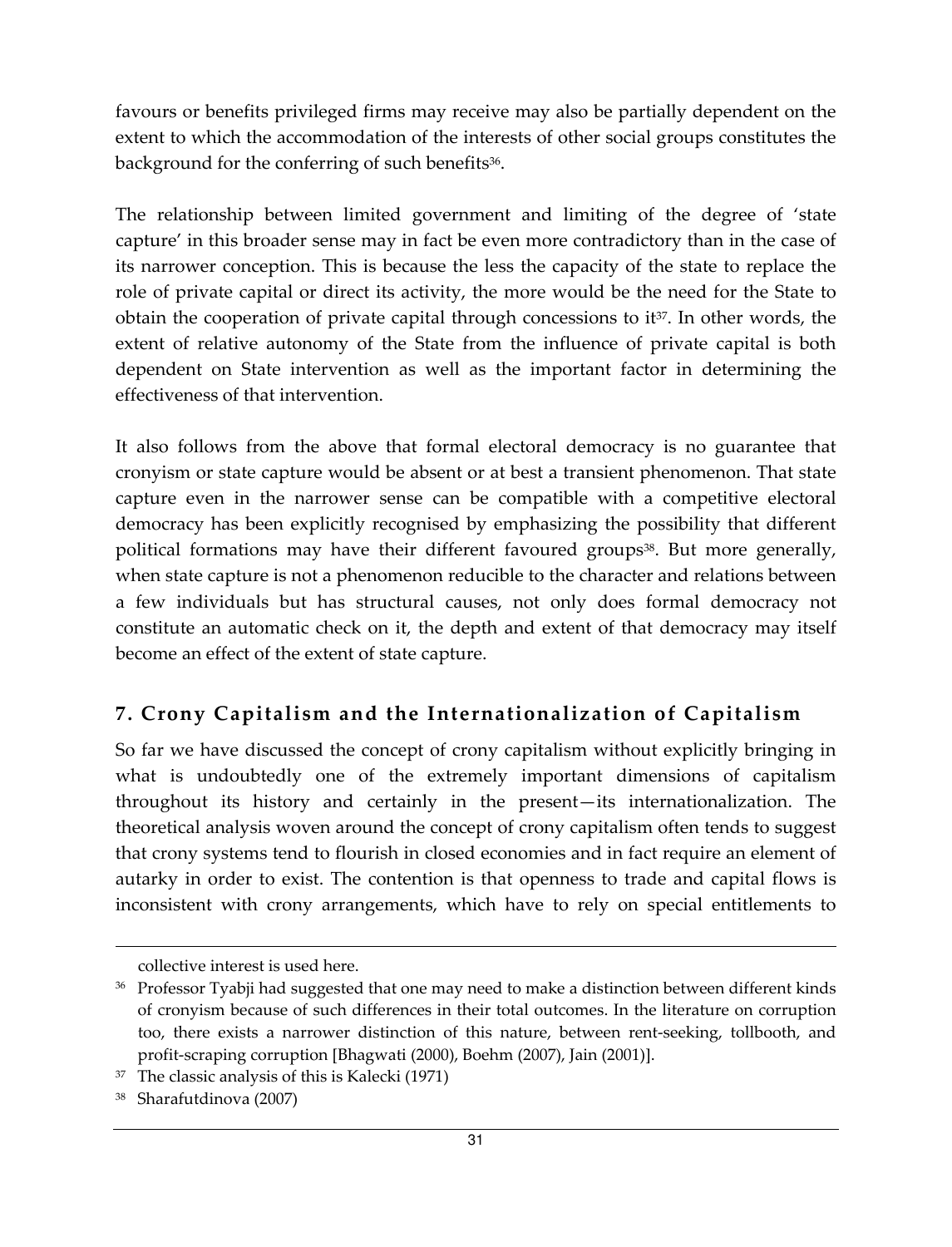favours or benefits privileged firms may receive may also be partially dependent on the extent to which the accommodation of the interests of other social groups constitutes the background for the conferring of such benefits[36].

The relationship between limited government and limiting of the degree of 'state capture' in this broader sense may in fact be even more contradictory than in the case of its narrower conception. This is because the less the capacity of the state to replace the role of private capital or direct its activity, the more would be the need for the State to obtain the cooperation of private capital through concessions to it[37]. In other words, the extent of relative autonomy of the State from the influence of private capital is both dependent on State intervention as well as the important factor in determining the effectiveness of that intervention.

It also follows from the above that formal electoral democracy is no guarantee that cronyism or state capture would be absent or at best a transient phenomenon. That state capture even in the narrower sense can be compatible with a competitive electoral democracy has been explicitly recognised by emphasizing the possibility that different political formations may have their different favoured groups[38]. But more generally, when state capture is not a phenomenon reducible to the character and relations between a few individuals but has structural causes, not only does formal democracy not constitute an automatic check on it, the depth and extent of that democracy may itself become an effect of the extent of state capture.

## 7. Crony Capitalism and the Internationalization of Capitalism

So far we have discussed the concept of crony capitalism without explicitly bringing in what is undoubtedly one of the extremely important dimensions of capitalism throughout its history and certainly in the present—its internationalization. The theoretical analysis woven around the concept of crony capitalism often tends to suggest that crony systems tend to flourish in closed economies and in fact require an element of autarky in order to exist. The contention is that openness to trade and capital flows is inconsistent with crony arrangements, which have to rely on special entitlements to

---

collective interest is used here.

[36] Professor Tyabji had suggested that one may need to make a distinction between different kinds of cronyism because of such differences in their total outcomes. In the literature on corruption too, there exists a narrower distinction of this nature, between rent-seeking, tollbooth, and profit-scraping corruption [Bhagwati (2000), Boehm (2007), Jain (2001)].

[37] The classic analysis of this is Kalecki (1971)

[38] Sharafutdinova (2007)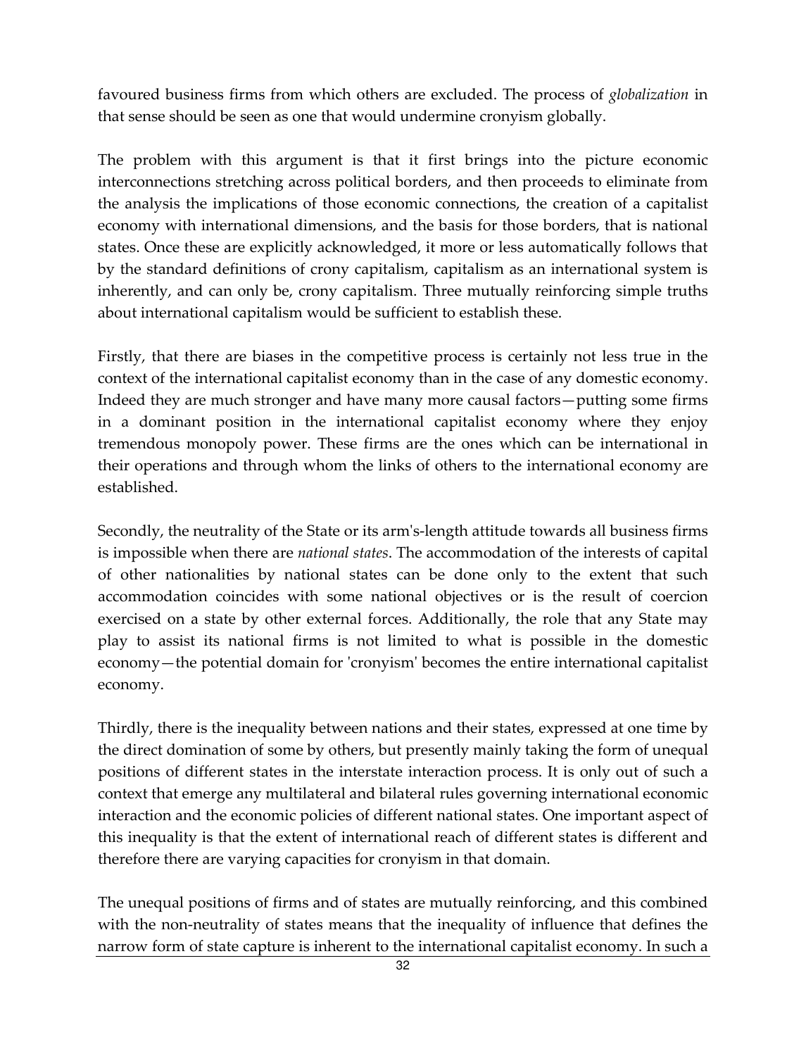favoured business firms from which others are excluded. The process of *globalization* in that sense should be seen as one that would undermine cronyism globally.

The problem with this argument is that it first brings into the picture economic interconnections stretching across political borders, and then proceeds to eliminate from the analysis the implications of those economic connections, the creation of a capitalist economy with international dimensions, and the basis for those borders, that is national states. Once these are explicitly acknowledged, it more or less automatically follows that by the standard definitions of crony capitalism, capitalism as an international system is inherently, and can only be, crony capitalism. Three mutually reinforcing simple truths about international capitalism would be sufficient to establish these.

Firstly, that there are biases in the competitive process is certainly not less true in the context of the international capitalist economy than in the case of any domestic economy. Indeed they are much stronger and have many more causal factors—putting some firms in a dominant position in the international capitalist economy where they enjoy tremendous monopoly power. These firms are the ones which can be international in their operations and through whom the links of others to the international economy are established.

Secondly, the neutrality of the State or its arm's-length attitude towards all business firms is impossible when there are *national states*. The accommodation of the interests of capital of other nationalities by national states can be done only to the extent that such accommodation coincides with some national objectives or is the result of coercion exercised on a state by other external forces. Additionally, the role that any State may play to assist its national firms is not limited to what is possible in the domestic economy—the potential domain for 'cronyism' becomes the entire international capitalist economy.

Thirdly, there is the inequality between nations and their states, expressed at one time by the direct domination of some by others, but presently mainly taking the form of unequal positions of different states in the interstate interaction process. It is only out of such a context that emerge any multilateral and bilateral rules governing international economic interaction and the economic policies of different national states. One important aspect of this inequality is that the extent of international reach of different states is different and therefore there are varying capacities for cronyism in that domain.

The unequal positions of firms and of states are mutually reinforcing, and this combined with the non-neutrality of states means that the inequality of influence that defines the narrow form of state capture is inherent to the international capitalist economy. In such a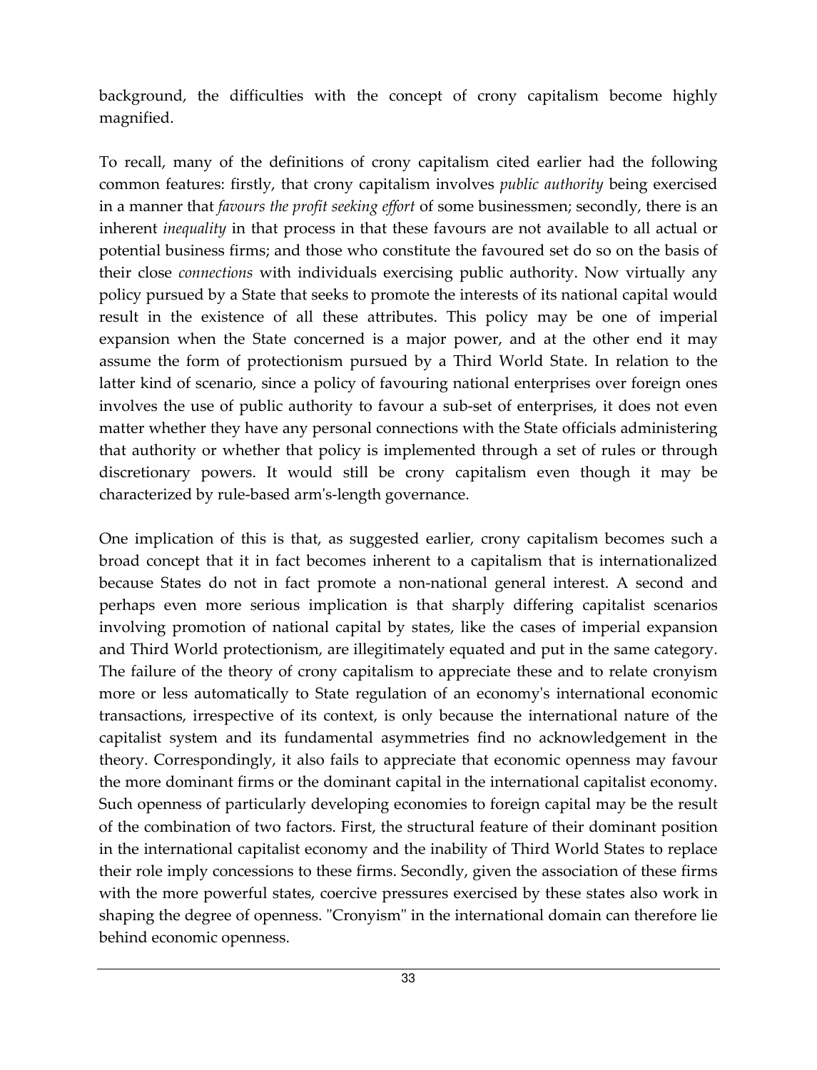background, the difficulties with the concept of crony capitalism become highly magnified.

To recall, many of the definitions of crony capitalism cited earlier had the following common features: firstly, that crony capitalism involves *public authority* being exercised in a manner that *favours the profit seeking effort* of some businessmen; secondly, there is an inherent *inequality* in that process in that these favours are not available to all actual or potential business firms; and those who constitute the favoured set do so on the basis of their close *connections* with individuals exercising public authority. Now virtually any policy pursued by a State that seeks to promote the interests of its national capital would result in the existence of all these attributes. This policy may be one of imperial expansion when the State concerned is a major power, and at the other end it may assume the form of protectionism pursued by a Third World State. In relation to the latter kind of scenario, since a policy of favouring national enterprises over foreign ones involves the use of public authority to favour a sub-set of enterprises, it does not even matter whether they have any personal connections with the State officials administering that authority or whether that policy is implemented through a set of rules or through discretionary powers. It would still be crony capitalism even though it may be characterized by rule-based arm's-length governance.

One implication of this is that, as suggested earlier, crony capitalism becomes such a broad concept that it in fact becomes inherent to a capitalism that is internationalized because States do not in fact promote a non-national general interest. A second and perhaps even more serious implication is that sharply differing capitalist scenarios involving promotion of national capital by states, like the cases of imperial expansion and Third World protectionism, are illegitimately equated and put in the same category. The failure of the theory of crony capitalism to appreciate these and to relate cronyism more or less automatically to State regulation of an economy's international economic transactions, irrespective of its context, is only because the international nature of the capitalist system and its fundamental asymmetries find no acknowledgement in the theory. Correspondingly, it also fails to appreciate that economic openness may favour the more dominant firms or the dominant capital in the international capitalist economy. Such openness of particularly developing economies to foreign capital may be the result of the combination of two factors. First, the structural feature of their dominant position in the international capitalist economy and the inability of Third World States to replace their role imply concessions to these firms. Secondly, given the association of these firms with the more powerful states, coercive pressures exercised by these states also work in shaping the degree of openness. "Cronyism" in the international domain can therefore lie behind economic openness.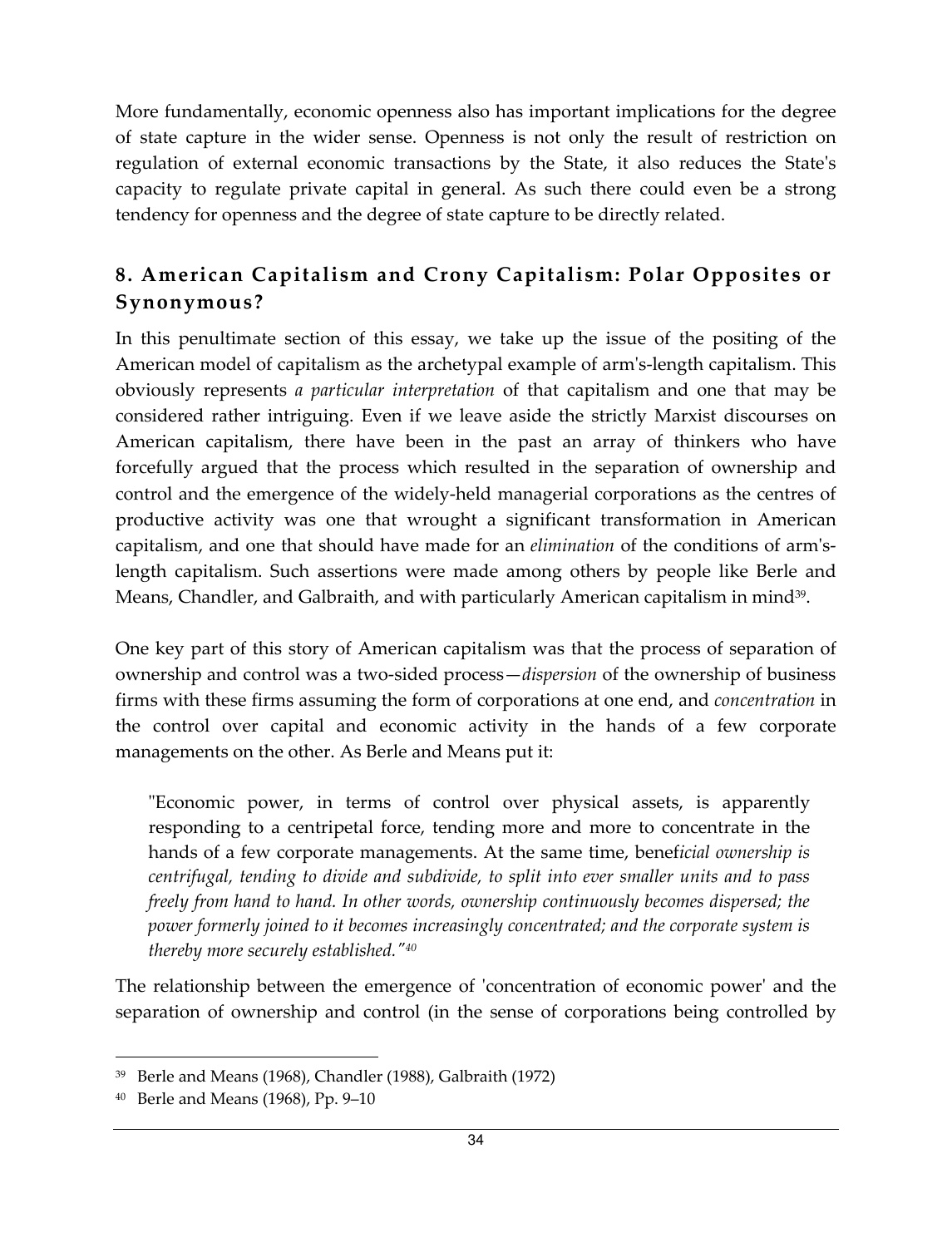More fundamentally, economic openness also has important implications for the degree of state capture in the wider sense. Openness is not only the result of restriction on regulation of external economic transactions by the State, it also reduces the State's capacity to regulate private capital in general. As such there could even be a strong tendency for openness and the degree of state capture to be directly related.

## 8. American Capitalism and Crony Capitalism: Polar Opposites or Synonymous?

In this penultimate section of this essay, we take up the issue of the positing of the American model of capitalism as the archetypal example of arm's-length capitalism. This obviously represents *a particular interpretation* of that capitalism and one that may be considered rather intriguing. Even if we leave aside the strictly Marxist discourses on American capitalism, there have been in the past an array of thinkers who have forcefully argued that the process which resulted in the separation of ownership and control and the emergence of the widely-held managerial corporations as the centres of productive activity was one that wrought a significant transformation in American capitalism, and one that should have made for an *elimination* of the conditions of arm's-length capitalism. Such assertions were made among others by people like Berle and Means, Chandler, and Galbraith, and with particularly American capitalism in mind[39].

One key part of this story of American capitalism was that the process of separation of ownership and control was a two-sided process—*dispersion* of the ownership of business firms with these firms assuming the form of corporations at one end, and *concentration* in the control over capital and economic activity in the hands of a few corporate managements on the other. As Berle and Means put it:

> "Economic power, in terms of control over physical assets, is apparently responding to a centripetal force, tending more and more to concentrate in the hands of a few corporate managements. At the same time, benef*icial ownership is centrifugal, tending to divide and subdivide, to split into ever smaller units and to pass freely from hand to hand. In other words, ownership continuously becomes dispersed; the power formerly joined to it becomes increasingly concentrated; and the corporate system is thereby more securely established."*[40]

The relationship between the emergence of 'concentration of economic power' and the separation of ownership and control (in the sense of corporations being controlled by

---

[39] Berle and Means (1968), Chandler (1988), Galbraith (1972)

[40] Berle and Means (1968), Pp. 9–10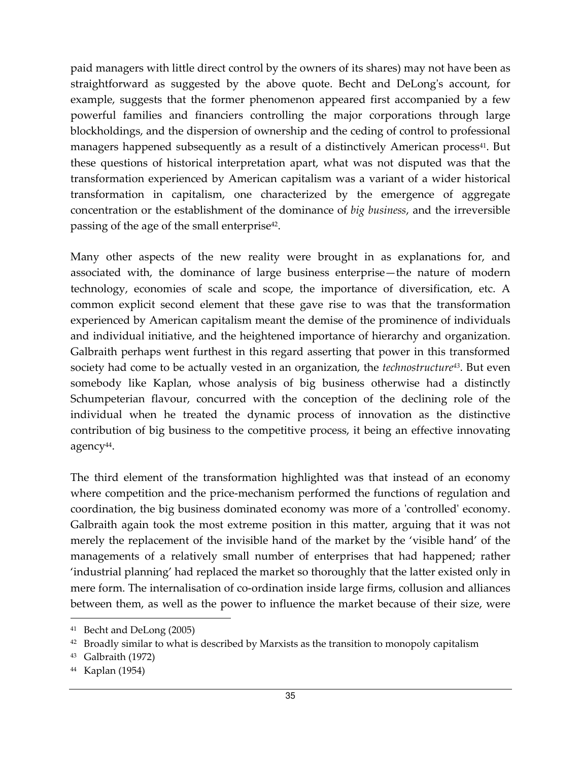paid managers with little direct control by the owners of its shares) may not have been as straightforward as suggested by the above quote. Becht and DeLong's account, for example, suggests that the former phenomenon appeared first accompanied by a few powerful families and financiers controlling the major corporations through large blockholdings, and the dispersion of ownership and the ceding of control to professional managers happened subsequently as a result of a distinctively American process[41]. But these questions of historical interpretation apart, what was not disputed was that the transformation experienced by American capitalism was a variant of a wider historical transformation in capitalism, one characterized by the emergence of aggregate concentration or the establishment of the dominance of *big business*, and the irreversible passing of the age of the small enterprise[42].

Many other aspects of the new reality were brought in as explanations for, and associated with, the dominance of large business enterprise—the nature of modern technology, economies of scale and scope, the importance of diversification, etc. A common explicit second element that these gave rise to was that the transformation experienced by American capitalism meant the demise of the prominence of individuals and individual initiative, and the heightened importance of hierarchy and organization. Galbraith perhaps went furthest in this regard asserting that power in this transformed society had come to be actually vested in an organization, the *technostructure*[43]. But even somebody like Kaplan, whose analysis of big business otherwise had a distinctly Schumpeterian flavour, concurred with the conception of the declining role of the individual when he treated the dynamic process of innovation as the distinctive contribution of big business to the competitive process, it being an effective innovating agency[44].

The third element of the transformation highlighted was that instead of an economy where competition and the price-mechanism performed the functions of regulation and coordination, the big business dominated economy was more of a 'controlled' economy. Galbraith again took the most extreme position in this matter, arguing that it was not merely the replacement of the invisible hand of the market by the 'visible hand' of the managements of a relatively small number of enterprises that had happened; rather 'industrial planning' had replaced the market so thoroughly that the latter existed only in mere form. The internalisation of co-ordination inside large firms, collusion and alliances between them, as well as the power to influence the market because of their size, were

---

[41] Becht and DeLong (2005)

[42] Broadly similar to what is described by Marxists as the transition to monopoly capitalism

[43] Galbraith (1972)

[44] Kaplan (1954)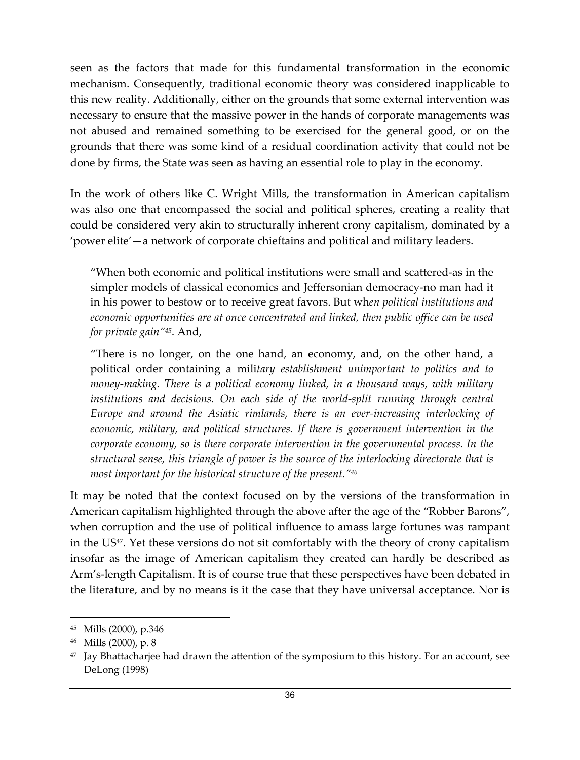seen as the factors that made for this fundamental transformation in the economic mechanism. Consequently, traditional economic theory was considered inapplicable to this new reality. Additionally, either on the grounds that some external intervention was necessary to ensure that the massive power in the hands of corporate managements was not abused and remained something to be exercised for the general good, or on the grounds that there was some kind of a residual coordination activity that could not be done by firms, the State was seen as having an essential role to play in the economy.

In the work of others like C. Wright Mills, the transformation in American capitalism was also one that encompassed the social and political spheres, creating a reality that could be considered very akin to structurally inherent crony capitalism, dominated by a 'power elite'—a network of corporate chieftains and political and military leaders.

> "When both economic and political institutions were small and scattered-as in the simpler models of classical economics and Jeffersonian democracy-no man had it in his power to bestow or to receive great favors. But wh*en political institutions and economic opportunities are at once concentrated and linked, then public office can be used for private gain"*[45]. And,
>
> "There is no longer, on the one hand, an economy, and, on the other hand, a political order containing a mili*tary establishment unimportant to politics and to money-making. There is a political economy linked, in a thousand ways, with military institutions and decisions. On each side of the world-split running through central Europe and around the Asiatic rimlands, there is an ever-increasing interlocking of economic, military, and political structures. If there is government intervention in the corporate economy, so is there corporate intervention in the governmental process. In the structural sense, this triangle of power is the source of the interlocking directorate that is most important for the historical structure of the present."*[46]

It may be noted that the context focused on by the versions of the transformation in American capitalism highlighted through the above after the age of the "Robber Barons", when corruption and the use of political influence to amass large fortunes was rampant in the US[47]. Yet these versions do not sit comfortably with the theory of crony capitalism insofar as the image of American capitalism they created can hardly be described as Arm's-length Capitalism. It is of course true that these perspectives have been debated in the literature, and by no means is it the case that they have universal acceptance. Nor is

---

[45] Mills (2000), p.346

[46] Mills (2000), p. 8

[47] Jay Bhattacharjee had drawn the attention of the symposium to this history. For an account, see DeLong (1998)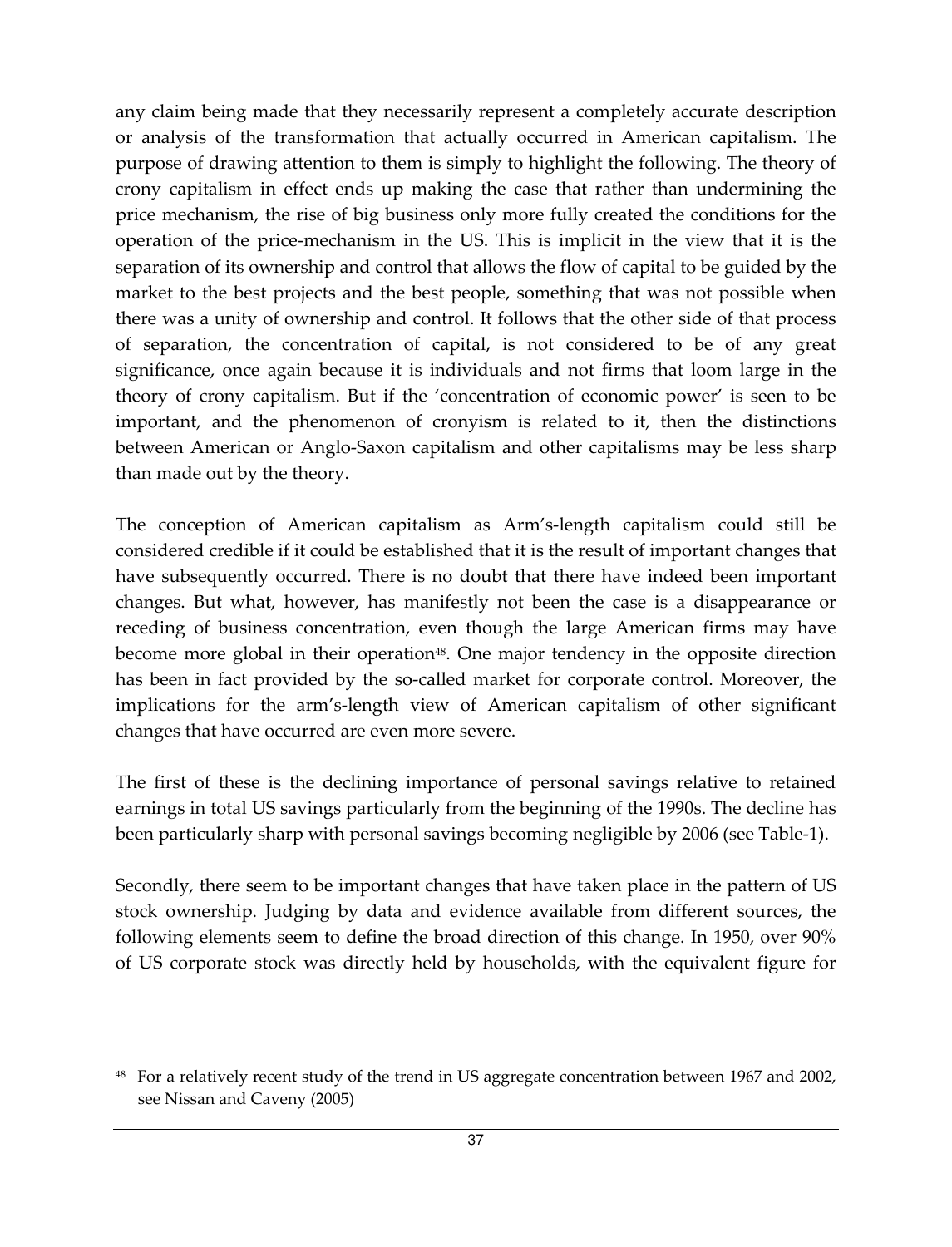any claim being made that they necessarily represent a completely accurate description or analysis of the transformation that actually occurred in American capitalism. The purpose of drawing attention to them is simply to highlight the following. The theory of crony capitalism in effect ends up making the case that rather than undermining the price mechanism, the rise of big business only more fully created the conditions for the operation of the price-mechanism in the US. This is implicit in the view that it is the separation of its ownership and control that allows the flow of capital to be guided by the market to the best projects and the best people, something that was not possible when there was a unity of ownership and control. It follows that the other side of that process of separation, the concentration of capital, is not considered to be of any great significance, once again because it is individuals and not firms that loom large in the theory of crony capitalism. But if the 'concentration of economic power' is seen to be important, and the phenomenon of cronyism is related to it, then the distinctions between American or Anglo-Saxon capitalism and other capitalisms may be less sharp than made out by the theory.

The conception of American capitalism as Arm's-length capitalism could still be considered credible if it could be established that it is the result of important changes that have subsequently occurred. There is no doubt that there have indeed been important changes. But what, however, has manifestly not been the case is a disappearance or receding of business concentration, even though the large American firms may have become more global in their operation[48]. One major tendency in the opposite direction has been in fact provided by the so-called market for corporate control. Moreover, the implications for the arm's-length view of American capitalism of other significant changes that have occurred are even more severe.

The first of these is the declining importance of personal savings relative to retained earnings in total US savings particularly from the beginning of the 1990s. The decline has been particularly sharp with personal savings becoming negligible by 2006 (see Table-1).

Secondly, there seem to be important changes that have taken place in the pattern of US stock ownership. Judging by data and evidence available from different sources, the following elements seem to define the broad direction of this change. In 1950, over 90% of US corporate stock was directly held by households, with the equivalent figure for

---

[48] For a relatively recent study of the trend in US aggregate concentration between 1967 and 2002, see Nissan and Caveny (2005)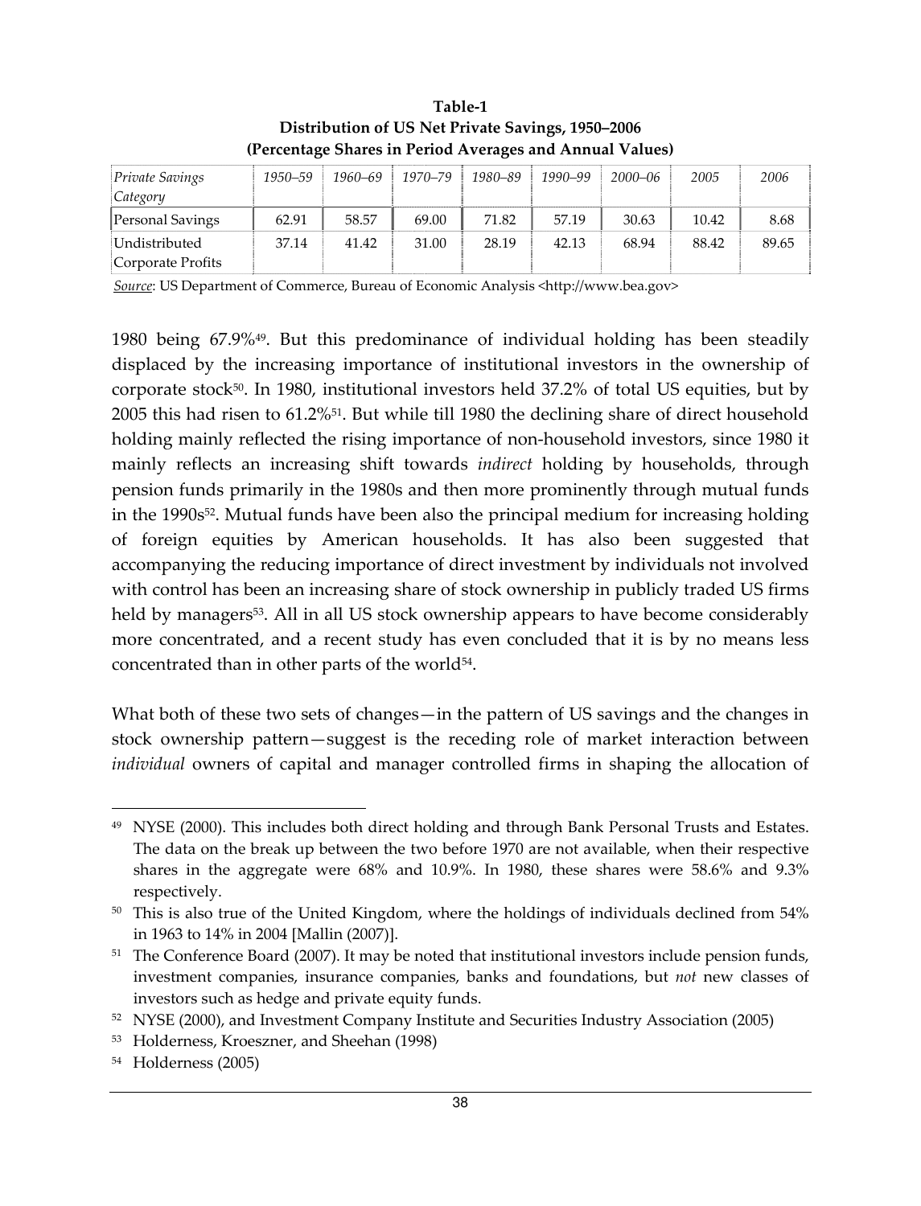**Table-1**
**Distribution of US Net Private Savings, 1950–2006**
**(Percentage Shares in Period Averages and Annual Values)**

| *Private Savings Category* | *1950–59* | *1960–69* | *1970–79* | *1980–89* | *1990–99* | *2000–06* | *2005* | *2006* |
|---|---|---|---|---|---|---|---|---|
| Personal Savings | 62.91 | 58.57 | 69.00 | 71.82 | 57.19 | 30.63 | 10.42 | 8.68 |
| Undistributed Corporate Profits | 37.14 | 41.42 | 31.00 | 28.19 | 42.13 | 68.94 | 88.42 | 89.65 |

*Source*: US Department of Commerce, Bureau of Economic Analysis <http://www.bea.gov>

1980 being 67.9%[49]. But this predominance of individual holding has been steadily displaced by the increasing importance of institutional investors in the ownership of corporate stock[50]. In 1980, institutional investors held 37.2% of total US equities, but by 2005 this had risen to 61.2%[51]. But while till 1980 the declining share of direct household holding mainly reflected the rising importance of non-household investors, since 1980 it mainly reflects an increasing shift towards *indirect* holding by households, through pension funds primarily in the 1980s and then more prominently through mutual funds in the 1990s[52]. Mutual funds have been also the principal medium for increasing holding of foreign equities by American households. It has also been suggested that accompanying the reducing importance of direct investment by individuals not involved with control has been an increasing share of stock ownership in publicly traded US firms held by managers[53]. All in all US stock ownership appears to have become considerably more concentrated, and a recent study has even concluded that it is by no means less concentrated than in other parts of the world[54].

What both of these two sets of changes—in the pattern of US savings and the changes in stock ownership pattern—suggest is the receding role of market interaction between *individual* owners of capital and manager controlled firms in shaping the allocation of

---

[49] NYSE (2000). This includes both direct holding and through Bank Personal Trusts and Estates. The data on the break up between the two before 1970 are not available, when their respective shares in the aggregate were 68% and 10.9%. In 1980, these shares were 58.6% and 9.3% respectively.

[50] This is also true of the United Kingdom, where the holdings of individuals declined from 54% in 1963 to 14% in 2004 [Mallin (2007)].

[51] The Conference Board (2007). It may be noted that institutional investors include pension funds, investment companies, insurance companies, banks and foundations, but *not* new classes of investors such as hedge and private equity funds.

[52] NYSE (2000), and Investment Company Institute and Securities Industry Association (2005)

[53] Holderness, Kroeszner, and Sheehan (1998)

[54] Holderness (2005)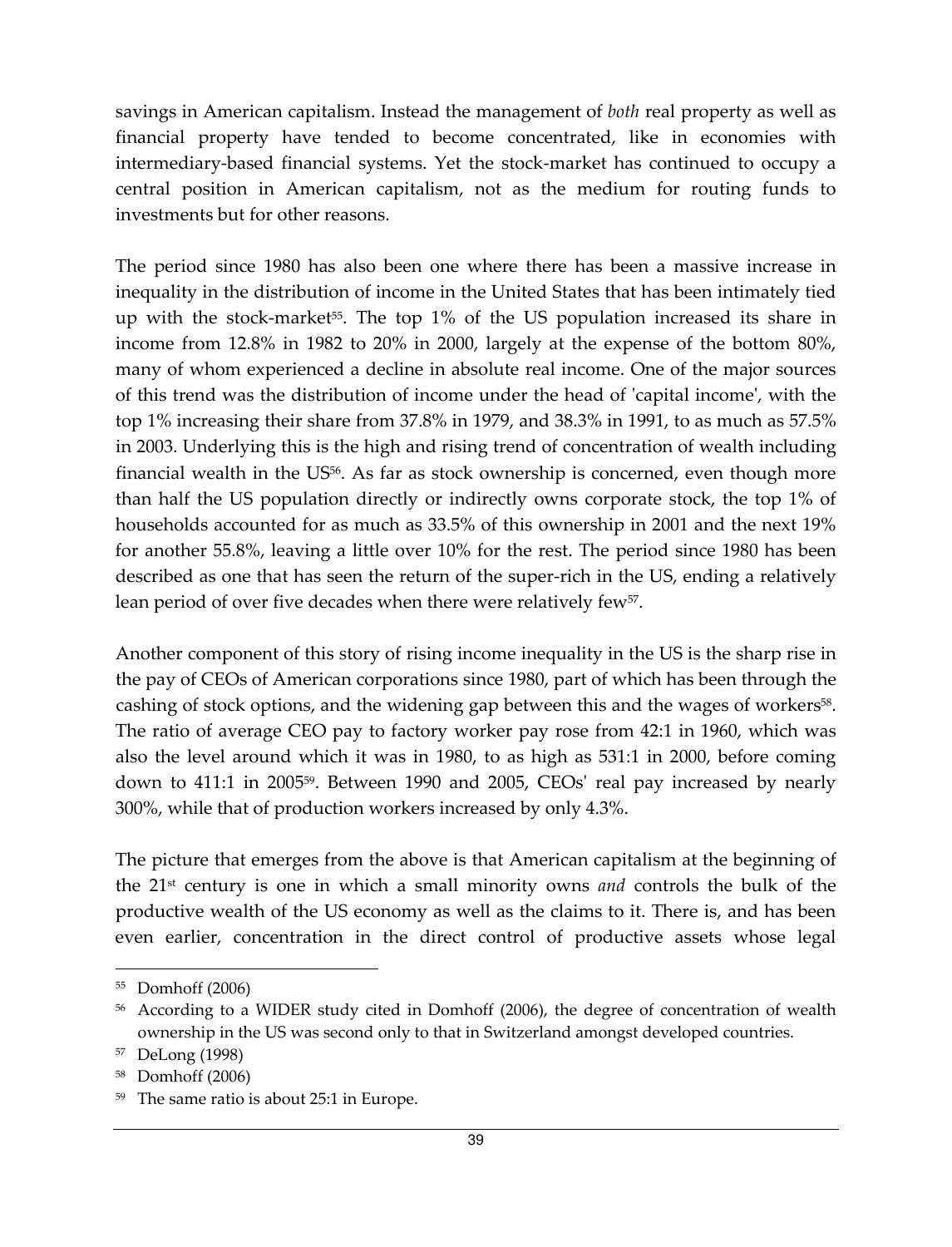savings in American capitalism. Instead the management of *both* real property as well as financial property have tended to become concentrated, like in economies with intermediary-based financial systems. Yet the stock-market has continued to occupy a central position in American capitalism, not as the medium for routing funds to investments but for other reasons.

The period since 1980 has also been one where there has been a massive increase in inequality in the distribution of income in the United States that has been intimately tied up with the stock-market[55]. The top 1% of the US population increased its share in income from 12.8% in 1982 to 20% in 2000, largely at the expense of the bottom 80%, many of whom experienced a decline in absolute real income. One of the major sources of this trend was the distribution of income under the head of 'capital income', with the top 1% increasing their share from 37.8% in 1979, and 38.3% in 1991, to as much as 57.5% in 2003. Underlying this is the high and rising trend of concentration of wealth including financial wealth in the US[56]. As far as stock ownership is concerned, even though more than half the US population directly or indirectly owns corporate stock, the top 1% of households accounted for as much as 33.5% of this ownership in 2001 and the next 19% for another 55.8%, leaving a little over 10% for the rest. The period since 1980 has been described as one that has seen the return of the super-rich in the US, ending a relatively lean period of over five decades when there were relatively few[57].

Another component of this story of rising income inequality in the US is the sharp rise in the pay of CEOs of American corporations since 1980, part of which has been through the cashing of stock options, and the widening gap between this and the wages of workers[58]. The ratio of average CEO pay to factory worker pay rose from 42:1 in 1960, which was also the level around which it was in 1980, to as high as 531:1 in 2000, before coming down to 411:1 in 2005[59]. Between 1990 and 2005, CEOs' real pay increased by nearly 300%, while that of production workers increased by only 4.3%.

The picture that emerges from the above is that American capitalism at the beginning of the 21st century is one in which a small minority owns *and* controls the bulk of the productive wealth of the US economy as well as the claims to it. There is, and has been even earlier, concentration in the direct control of productive assets whose legal

---

[55] Domhoff (2006)

[56] According to a WIDER study cited in Domhoff (2006), the degree of concentration of wealth ownership in the US was second only to that in Switzerland amongst developed countries.

[57] DeLong (1998)

[58] Domhoff (2006)

[59] The same ratio is about 25:1 in Europe.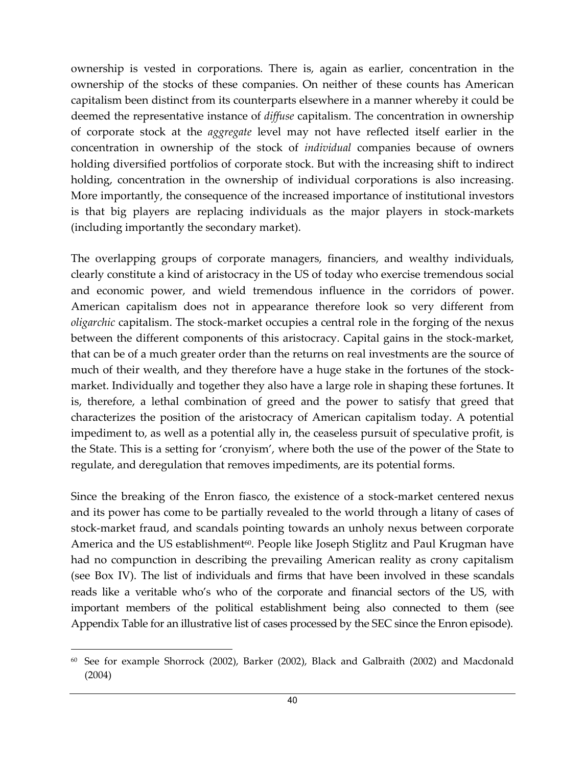ownership is vested in corporations. There is, again as earlier, concentration in the ownership of the stocks of these companies. On neither of these counts has American capitalism been distinct from its counterparts elsewhere in a manner whereby it could be deemed the representative instance of *diffuse* capitalism. The concentration in ownership of corporate stock at the *aggregate* level may not have reflected itself earlier in the concentration in ownership of the stock of *individual* companies because of owners holding diversified portfolios of corporate stock. But with the increasing shift to indirect holding, concentration in the ownership of individual corporations is also increasing. More importantly, the consequence of the increased importance of institutional investors is that big players are replacing individuals as the major players in stock-markets (including importantly the secondary market).

The overlapping groups of corporate managers, financiers, and wealthy individuals, clearly constitute a kind of aristocracy in the US of today who exercise tremendous social and economic power, and wield tremendous influence in the corridors of power. American capitalism does not in appearance therefore look so very different from *oligarchic* capitalism. The stock-market occupies a central role in the forging of the nexus between the different components of this aristocracy. Capital gains in the stock-market, that can be of a much greater order than the returns on real investments are the source of much of their wealth, and they therefore have a huge stake in the fortunes of the stock-market. Individually and together they also have a large role in shaping these fortunes. It is, therefore, a lethal combination of greed and the power to satisfy that greed that characterizes the position of the aristocracy of American capitalism today. A potential impediment to, as well as a potential ally in, the ceaseless pursuit of speculative profit, is the State. This is a setting for 'cronyism', where both the use of the power of the State to regulate, and deregulation that removes impediments, are its potential forms.

Since the breaking of the Enron fiasco, the existence of a stock-market centered nexus and its power has come to be partially revealed to the world through a litany of cases of stock-market fraud, and scandals pointing towards an unholy nexus between corporate America and the US establishment[60]. People like Joseph Stiglitz and Paul Krugman have had no compunction in describing the prevailing American reality as crony capitalism (see Box IV). The list of individuals and firms that have been involved in these scandals reads like a veritable who's who of the corporate and financial sectors of the US, with important members of the political establishment being also connected to them (see Appendix Table for an illustrative list of cases processed by the SEC since the Enron episode).

[60] See for example Shorrock (2002), Barker (2002), Black and Galbraith (2002) and Macdonald (2004)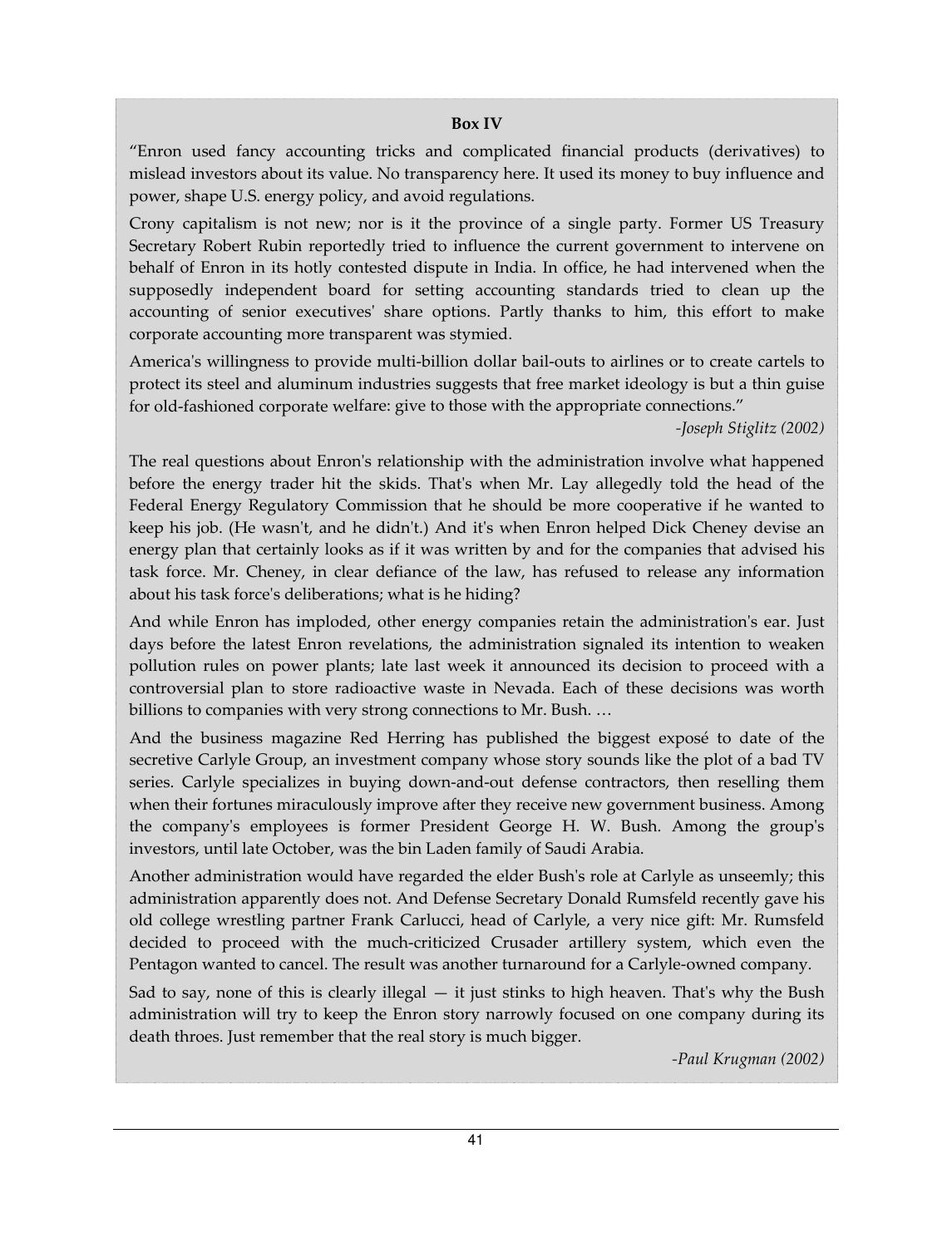**Box IV**

"Enron used fancy accounting tricks and complicated financial products (derivatives) to mislead investors about its value. No transparency here. It used its money to buy influence and power, shape U.S. energy policy, and avoid regulations.

Crony capitalism is not new; nor is it the province of a single party. Former US Treasury Secretary Robert Rubin reportedly tried to influence the current government to intervene on behalf of Enron in its hotly contested dispute in India. In office, he had intervened when the supposedly independent board for setting accounting standards tried to clean up the accounting of senior executives' share options. Partly thanks to him, this effort to make corporate accounting more transparent was stymied.

America's willingness to provide multi-billion dollar bail-outs to airlines or to create cartels to protect its steel and aluminum industries suggests that free market ideology is but a thin guise for old-fashioned corporate welfare: give to those with the appropriate connections."

*-Joseph Stiglitz (2002)*

The real questions about Enron's relationship with the administration involve what happened before the energy trader hit the skids. That's when Mr. Lay allegedly told the head of the Federal Energy Regulatory Commission that he should be more cooperative if he wanted to keep his job. (He wasn't, and he didn't.) And it's when Enron helped Dick Cheney devise an energy plan that certainly looks as if it was written by and for the companies that advised his task force. Mr. Cheney, in clear defiance of the law, has refused to release any information about his task force's deliberations; what is he hiding?

And while Enron has imploded, other energy companies retain the administration's ear. Just days before the latest Enron revelations, the administration signaled its intention to weaken pollution rules on power plants; late last week it announced its decision to proceed with a controversial plan to store radioactive waste in Nevada. Each of these decisions was worth billions to companies with very strong connections to Mr. Bush. …

And the business magazine Red Herring has published the biggest exposé to date of the secretive Carlyle Group, an investment company whose story sounds like the plot of a bad TV series. Carlyle specializes in buying down-and-out defense contractors, then reselling them when their fortunes miraculously improve after they receive new government business. Among the company's employees is former President George H. W. Bush. Among the group's investors, until late October, was the bin Laden family of Saudi Arabia.

Another administration would have regarded the elder Bush's role at Carlyle as unseemly; this administration apparently does not. And Defense Secretary Donald Rumsfeld recently gave his old college wrestling partner Frank Carlucci, head of Carlyle, a very nice gift: Mr. Rumsfeld decided to proceed with the much-criticized Crusader artillery system, which even the Pentagon wanted to cancel. The result was another turnaround for a Carlyle-owned company.

Sad to say, none of this is clearly illegal — it just stinks to high heaven. That's why the Bush administration will try to keep the Enron story narrowly focused on one company during its death throes. Just remember that the real story is much bigger.

*-Paul Krugman (2002)*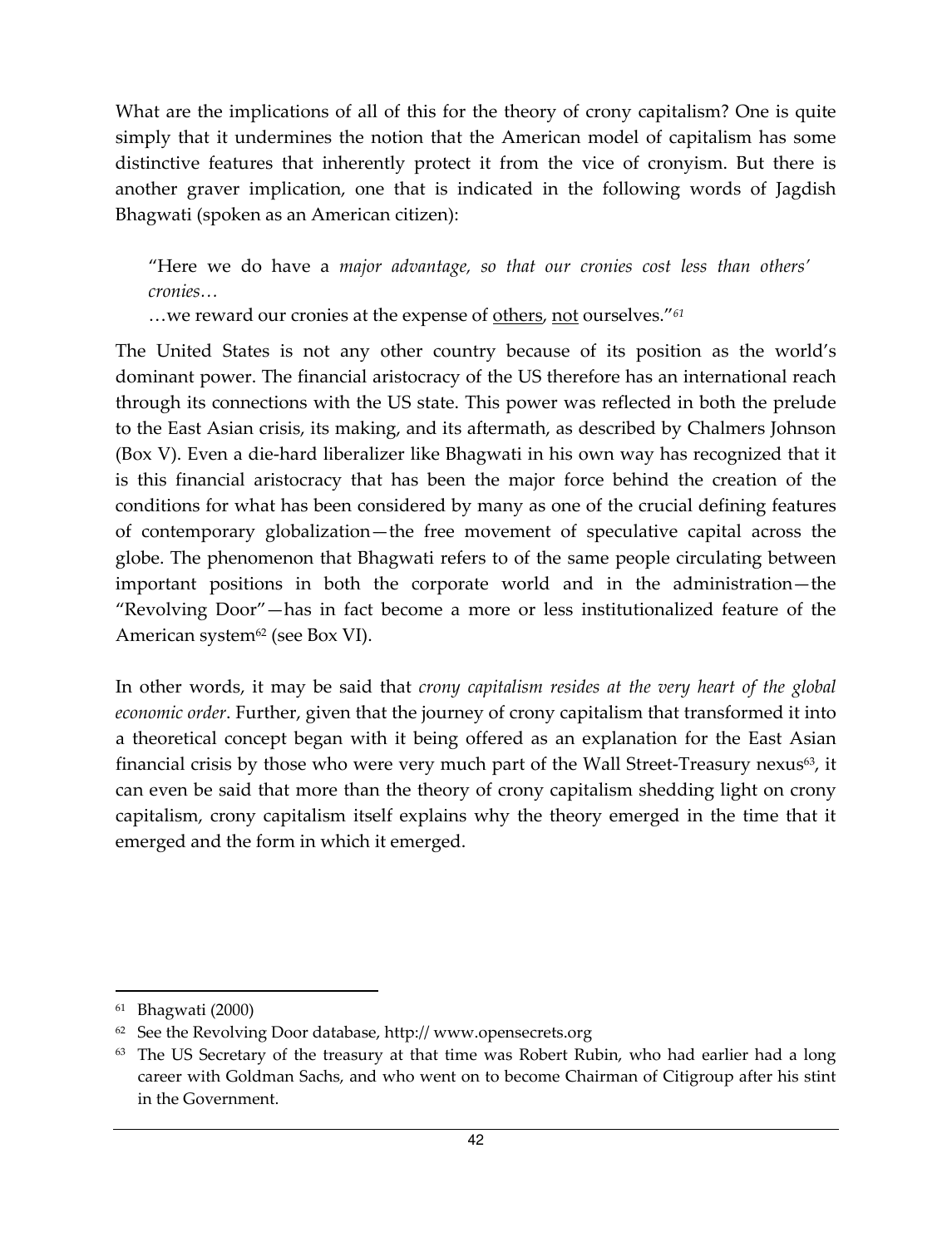What are the implications of all of this for the theory of crony capitalism? One is quite simply that it undermines the notion that the American model of capitalism has some distinctive features that inherently protect it from the vice of cronyism. But there is another graver implication, one that is indicated in the following words of Jagdish Bhagwati (spoken as an American citizen):

> "Here we do have a *major advantage, so that our cronies cost less than others' cronies…*
>
> …we reward our cronies at the expense of <u>others</u>, <u>not</u> ourselves."[61]

The United States is not any other country because of its position as the world's dominant power. The financial aristocracy of the US therefore has an international reach through its connections with the US state. This power was reflected in both the prelude to the East Asian crisis, its making, and its aftermath, as described by Chalmers Johnson (Box V). Even a die-hard liberalizer like Bhagwati in his own way has recognized that it is this financial aristocracy that has been the major force behind the creation of the conditions for what has been considered by many as one of the crucial defining features of contemporary globalization—the free movement of speculative capital across the globe. The phenomenon that Bhagwati refers to of the same people circulating between important positions in both the corporate world and in the administration—the "Revolving Door"—has in fact become a more or less institutionalized feature of the American system[62] (see Box VI).

In other words, it may be said that *crony capitalism resides at the very heart of the global economic order*. Further, given that the journey of crony capitalism that transformed it into a theoretical concept began with it being offered as an explanation for the East Asian financial crisis by those who were very much part of the Wall Street-Treasury nexus[63], it can even be said that more than the theory of crony capitalism shedding light on crony capitalism, crony capitalism itself explains why the theory emerged in the time that it emerged and the form in which it emerged.

---

[61] Bhagwati (2000)

[62] See the Revolving Door database, http:// www.opensecrets.org

[63] The US Secretary of the treasury at that time was Robert Rubin, who had earlier had a long career with Goldman Sachs, and who went on to become Chairman of Citigroup after his stint in the Government.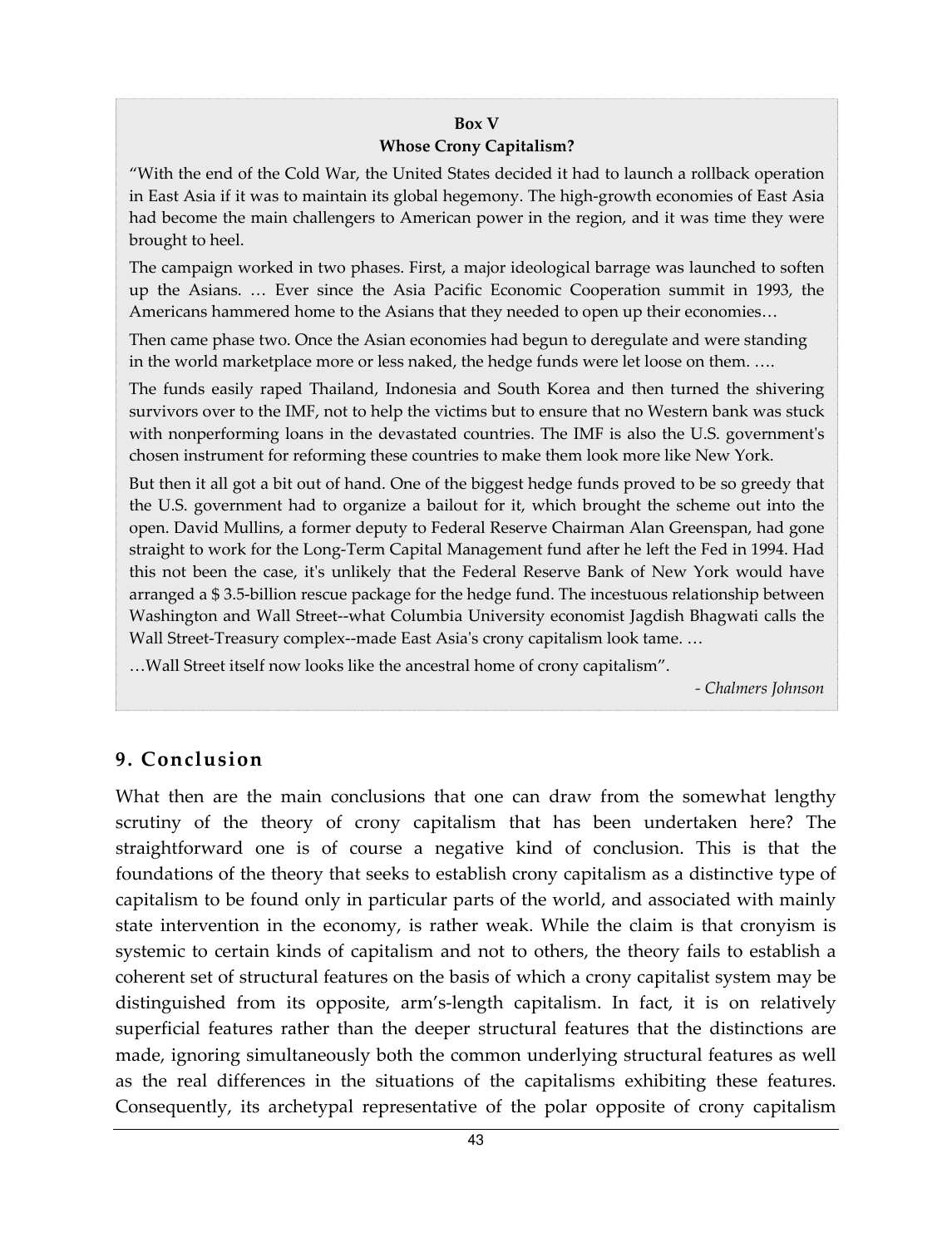**Box V**

**Whose Crony Capitalism?**

"With the end of the Cold War, the United States decided it had to launch a rollback operation in East Asia if it was to maintain its global hegemony. The high-growth economies of East Asia had become the main challengers to American power in the region, and it was time they were brought to heel.

The campaign worked in two phases. First, a major ideological barrage was launched to soften up the Asians. … Ever since the Asia Pacific Economic Cooperation summit in 1993, the Americans hammered home to the Asians that they needed to open up their economies…

Then came phase two. Once the Asian economies had begun to deregulate and were standing in the world marketplace more or less naked, the hedge funds were let loose on them. ….

The funds easily raped Thailand, Indonesia and South Korea and then turned the shivering survivors over to the IMF, not to help the victims but to ensure that no Western bank was stuck with nonperforming loans in the devastated countries. The IMF is also the U.S. government's chosen instrument for reforming these countries to make them look more like New York.

But then it all got a bit out of hand. One of the biggest hedge funds proved to be so greedy that the U.S. government had to organize a bailout for it, which brought the scheme out into the open. David Mullins, a former deputy to Federal Reserve Chairman Alan Greenspan, had gone straight to work for the Long-Term Capital Management fund after he left the Fed in 1994. Had this not been the case, it's unlikely that the Federal Reserve Bank of New York would have arranged a $ 3.5-billion rescue package for the hedge fund. The incestuous relationship between Washington and Wall Street--what Columbia University economist Jagdish Bhagwati calls the Wall Street-Treasury complex--made East Asia's crony capitalism look tame. …

…Wall Street itself now looks like the ancestral home of crony capitalism".

*- Chalmers Johnson*

## 9. Conclusion

What then are the main conclusions that one can draw from the somewhat lengthy scrutiny of the theory of crony capitalism that has been undertaken here? The straightforward one is of course a negative kind of conclusion. This is that the foundations of the theory that seeks to establish crony capitalism as a distinctive type of capitalism to be found only in particular parts of the world, and associated with mainly state intervention in the economy, is rather weak. While the claim is that cronyism is systemic to certain kinds of capitalism and not to others, the theory fails to establish a coherent set of structural features on the basis of which a crony capitalist system may be distinguished from its opposite, arm's-length capitalism. In fact, it is on relatively superficial features rather than the deeper structural features that the distinctions are made, ignoring simultaneously both the common underlying structural features as well as the real differences in the situations of the capitalisms exhibiting these features. Consequently, its archetypal representative of the polar opposite of crony capitalism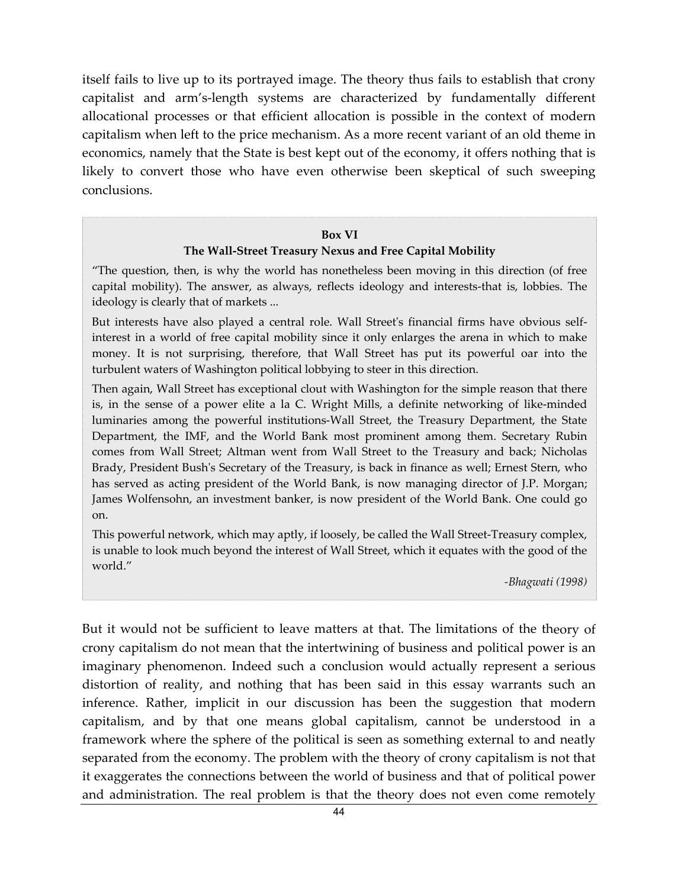itself fails to live up to its portrayed image. The theory thus fails to establish that crony capitalist and arm's-length systems are characterized by fundamentally different allocational processes or that efficient allocation is possible in the context of modern capitalism when left to the price mechanism. As a more recent variant of an old theme in economics, namely that the State is best kept out of the economy, it offers nothing that is likely to convert those who have even otherwise been skeptical of such sweeping conclusions.

> **Box VI**
>
> **The Wall-Street Treasury Nexus and Free Capital Mobility**
>
> "The question, then, is why the world has nonetheless been moving in this direction (of free capital mobility). The answer, as always, reflects ideology and interests-that is, lobbies. The ideology is clearly that of markets ...
>
> But interests have also played a central role. Wall Street's financial firms have obvious self-interest in a world of free capital mobility since it only enlarges the arena in which to make money. It is not surprising, therefore, that Wall Street has put its powerful oar into the turbulent waters of Washington political lobbying to steer in this direction.
>
> Then again, Wall Street has exceptional clout with Washington for the simple reason that there is, in the sense of a power elite a la C. Wright Mills, a definite networking of like-minded luminaries among the powerful institutions-Wall Street, the Treasury Department, the State Department, the IMF, and the World Bank most prominent among them. Secretary Rubin comes from Wall Street; Altman went from Wall Street to the Treasury and back; Nicholas Brady, President Bush's Secretary of the Treasury, is back in finance as well; Ernest Stern, who has served as acting president of the World Bank, is now managing director of J.P. Morgan; James Wolfensohn, an investment banker, is now president of the World Bank. One could go on.
>
> This powerful network, which may aptly, if loosely, be called the Wall Street-Treasury complex, is unable to look much beyond the interest of Wall Street, which it equates with the good of the world."
>
> *-Bhagwati (1998)*

But it would not be sufficient to leave matters at that. The limitations of the theory of crony capitalism do not mean that the intertwining of business and political power is an imaginary phenomenon. Indeed such a conclusion would actually represent a serious distortion of reality, and nothing that has been said in this essay warrants such an inference. Rather, implicit in our discussion has been the suggestion that modern capitalism, and by that one means global capitalism, cannot be understood in a framework where the sphere of the political is seen as something external to and neatly separated from the economy. The problem with the theory of crony capitalism is not that it exaggerates the connections between the world of business and that of political power and administration. The real problem is that the theory does not even come remotely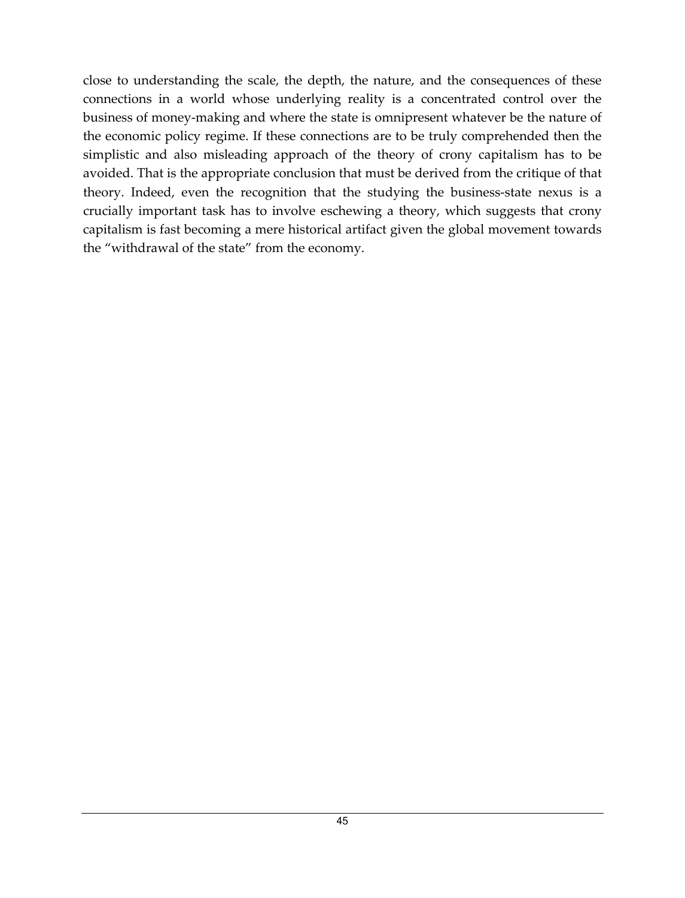close to understanding the scale, the depth, the nature, and the consequences of these connections in a world whose underlying reality is a concentrated control over the business of money-making and where the state is omnipresent whatever be the nature of the economic policy regime. If these connections are to be truly comprehended then the simplistic and also misleading approach of the theory of crony capitalism has to be avoided. That is the appropriate conclusion that must be derived from the critique of that theory. Indeed, even the recognition that the studying the business-state nexus is a crucially important task has to involve eschewing a theory, which suggests that crony capitalism is fast becoming a mere historical artifact given the global movement towards the "withdrawal of the state" from the economy.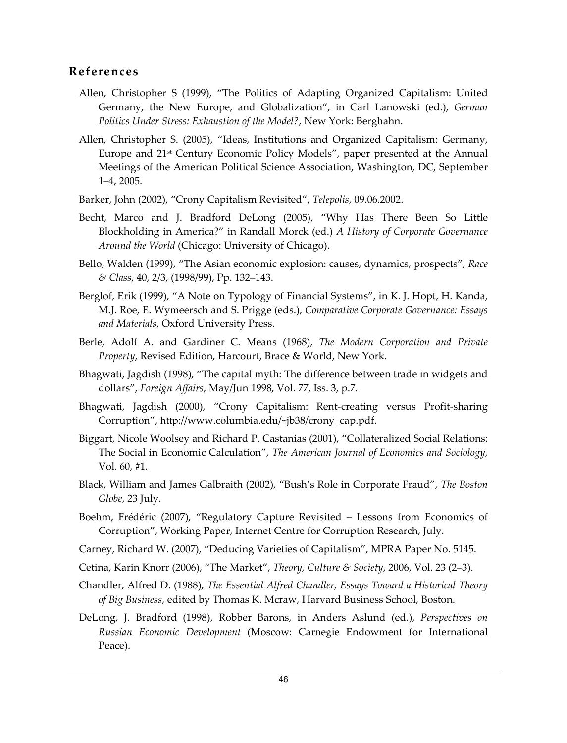## References

Allen, Christopher S (1999), "The Politics of Adapting Organized Capitalism: United Germany, the New Europe, and Globalization", in Carl Lanowski (ed.), *German Politics Under Stress: Exhaustion of the Model?*, New York: Berghahn.

Allen, Christopher S. (2005), "Ideas, Institutions and Organized Capitalism: Germany, Europe and 21st Century Economic Policy Models", paper presented at the Annual Meetings of the American Political Science Association, Washington, DC, September 1–4, 2005.

Barker, John (2002), "Crony Capitalism Revisited", *Telepolis*, 09.06.2002.

Becht, Marco and J. Bradford DeLong (2005), "Why Has There Been So Little Blockholding in America?" in Randall Morck (ed.) *A History of Corporate Governance Around the World* (Chicago: University of Chicago).

Bello, Walden (1999), "The Asian economic explosion: causes, dynamics, prospects", *Race & Class*, 40, 2/3, (1998/99), Pp. 132–143.

Berglof, Erik (1999), "A Note on Typology of Financial Systems", in K. J. Hopt, H. Kanda, M.J. Roe, E. Wymeersch and S. Prigge (eds.), *Comparative Corporate Governance: Essays and Materials*, Oxford University Press.

Berle, Adolf A. and Gardiner C. Means (1968), *The Modern Corporation and Private Property*, Revised Edition, Harcourt, Brace & World, New York.

Bhagwati, Jagdish (1998), "The capital myth: The difference between trade in widgets and dollars", *Foreign Affairs*, May/Jun 1998, Vol. 77, Iss. 3, p.7.

Bhagwati, Jagdish (2000), "Crony Capitalism: Rent-creating versus Profit-sharing Corruption", http://www.columbia.edu/~jb38/crony_cap.pdf.

Biggart, Nicole Woolsey and Richard P. Castanias (2001), "Collateralized Social Relations: The Social in Economic Calculation", *The American Journal of Economics and Sociology*, Vol. 60, #1.

Black, William and James Galbraith (2002), "Bush's Role in Corporate Fraud", *The Boston Globe*, 23 July.

Boehm, Frédéric (2007), "Regulatory Capture Revisited – Lessons from Economics of Corruption", Working Paper, Internet Centre for Corruption Research, July.

Carney, Richard W. (2007), "Deducing Varieties of Capitalism", MPRA Paper No. 5145.

Cetina, Karin Knorr (2006), "The Market", *Theory, Culture & Society*, 2006, Vol. 23 (2–3).

Chandler, Alfred D. (1988), *The Essential Alfred Chandler, Essays Toward a Historical Theory of Big Business*, edited by Thomas K. Mcraw, Harvard Business School, Boston.

DeLong, J. Bradford (1998), Robber Barons, in Anders Aslund (ed.), *Perspectives on Russian Economic Development* (Moscow: Carnegie Endowment for International Peace).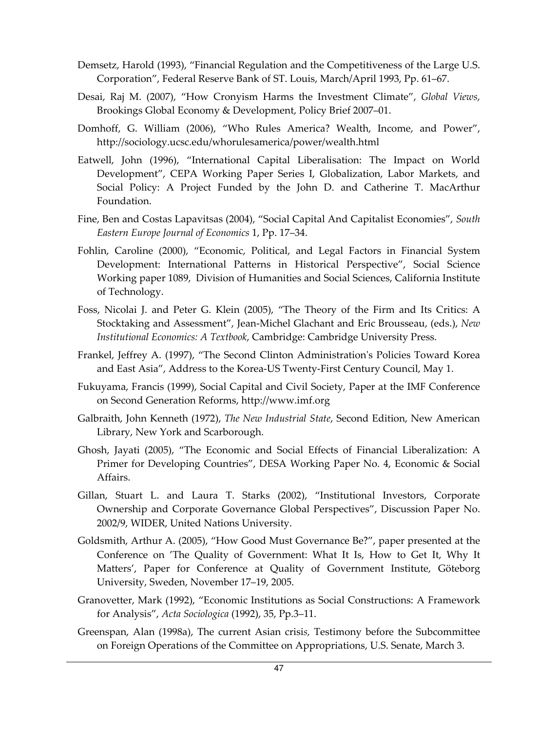Demsetz, Harold (1993), “Financial Regulation and the Competitiveness of the Large U.S. Corporation”, Federal Reserve Bank of ST. Louis, March/April 1993, Pp. 61–67.

Desai, Raj M. (2007), “How Cronyism Harms the Investment Climate”, *Global Views*, Brookings Global Economy & Development, Policy Brief 2007–01.

Domhoff, G. William (2006), “Who Rules America? Wealth, Income, and Power”, http://sociology.ucsc.edu/whorulesamerica/power/wealth.html

Eatwell, John (1996), “International Capital Liberalisation: The Impact on World Development”, CEPA Working Paper Series I, Globalization, Labor Markets, and Social Policy: A Project Funded by the John D. and Catherine T. MacArthur Foundation.

Fine, Ben and Costas Lapavitsas (2004), “Social Capital And Capitalist Economies”, *South Eastern Europe Journal of Economics* 1, Pp. 17–34.

Fohlin, Caroline (2000), “Economic, Political, and Legal Factors in Financial System Development: International Patterns in Historical Perspective”, Social Science Working paper 1089, Division of Humanities and Social Sciences, California Institute of Technology.

Foss, Nicolai J. and Peter G. Klein (2005), “The Theory of the Firm and Its Critics: A Stocktaking and Assessment”, Jean-Michel Glachant and Eric Brousseau, (eds.), *New Institutional Economics: A Textbook*, Cambridge: Cambridge University Press.

Frankel, Jeffrey A. (1997), “The Second Clinton Administration's Policies Toward Korea and East Asia”, Address to the Korea-US Twenty-First Century Council, May 1.

Fukuyama, Francis (1999), Social Capital and Civil Society, Paper at the IMF Conference on Second Generation Reforms, http://www.imf.org

Galbraith, John Kenneth (1972), *The New Industrial State*, Second Edition, New American Library, New York and Scarborough.

Ghosh, Jayati (2005), “The Economic and Social Effects of Financial Liberalization: A Primer for Developing Countries”, DESA Working Paper No. 4, Economic & Social Affairs.

Gillan, Stuart L. and Laura T. Starks (2002), “Institutional Investors, Corporate Ownership and Corporate Governance Global Perspectives”, Discussion Paper No. 2002/9, WIDER, United Nations University.

Goldsmith, Arthur A. (2005), “How Good Must Governance Be?”, paper presented at the Conference on 'The Quality of Government: What It Is, How to Get It, Why It Matters', Paper for Conference at Quality of Government Institute, Göteborg University, Sweden, November 17–19, 2005.

Granovetter, Mark (1992), “Economic Institutions as Social Constructions: A Framework for Analysis”, *Acta Sociologica* (1992), 35, Pp.3–11.

Greenspan, Alan (1998a), The current Asian crisis, Testimony before the Subcommittee on Foreign Operations of the Committee on Appropriations, U.S. Senate, March 3.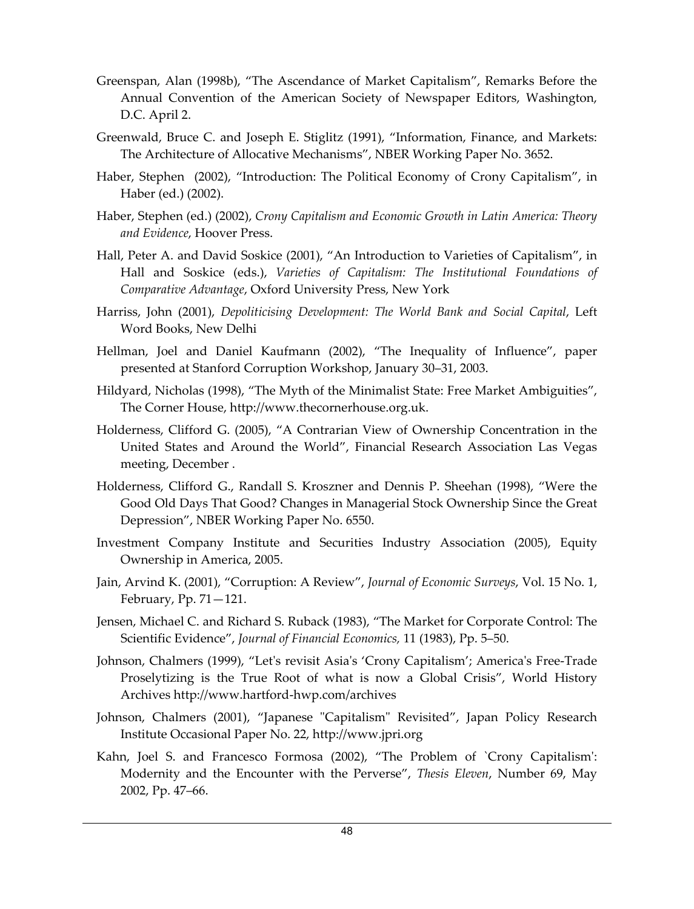Greenspan, Alan (1998b), “The Ascendance of Market Capitalism”, Remarks Before the Annual Convention of the American Society of Newspaper Editors, Washington, D.C. April 2.

Greenwald, Bruce C. and Joseph E. Stiglitz (1991), “Information, Finance, and Markets: The Architecture of Allocative Mechanisms”, NBER Working Paper No. 3652.

Haber, Stephen (2002), “Introduction: The Political Economy of Crony Capitalism”, in Haber (ed.) (2002).

Haber, Stephen (ed.) (2002), *Crony Capitalism and Economic Growth in Latin America: Theory and Evidence*, Hoover Press.

Hall, Peter A. and David Soskice (2001), “An Introduction to Varieties of Capitalism”, in Hall and Soskice (eds.), *Varieties of Capitalism: The Institutional Foundations of Comparative Advantage*, Oxford University Press, New York

Harriss, John (2001), *Depoliticising Development: The World Bank and Social Capital*, Left Word Books, New Delhi

Hellman, Joel and Daniel Kaufmann (2002), “The Inequality of Influence”, paper presented at Stanford Corruption Workshop, January 30–31, 2003.

Hildyard, Nicholas (1998), “The Myth of the Minimalist State: Free Market Ambiguities”, The Corner House, http://www.thecornerhouse.org.uk.

Holderness, Clifford G. (2005), “A Contrarian View of Ownership Concentration in the United States and Around the World”, Financial Research Association Las Vegas meeting, December .

Holderness, Clifford G., Randall S. Kroszner and Dennis P. Sheehan (1998), “Were the Good Old Days That Good? Changes in Managerial Stock Ownership Since the Great Depression”, NBER Working Paper No. 6550.

Investment Company Institute and Securities Industry Association (2005), Equity Ownership in America, 2005.

Jain, Arvind K. (2001), “Corruption: A Review”, *Journal of Economic Surveys*, Vol. 15 No. 1, February, Pp. 71—121.

Jensen, Michael C. and Richard S. Ruback (1983), “The Market for Corporate Control: The Scientific Evidence”, *Journal of Financial Economics,* 11 (1983), Pp. 5–50.

Johnson, Chalmers (1999), “Let's revisit Asia's ‘Crony Capitalism’; America's Free-Trade Proselytizing is the True Root of what is now a Global Crisis”, World History Archives http://www.hartford-hwp.com/archives

Johnson, Chalmers (2001), “Japanese "Capitalism" Revisited”, Japan Policy Research Institute Occasional Paper No. 22, http://www.jpri.org

Kahn, Joel S. and Francesco Formosa (2002), “The Problem of `Crony Capitalism': Modernity and the Encounter with the Perverse”, *Thesis Eleven*, Number 69, May 2002, Pp. 47–66.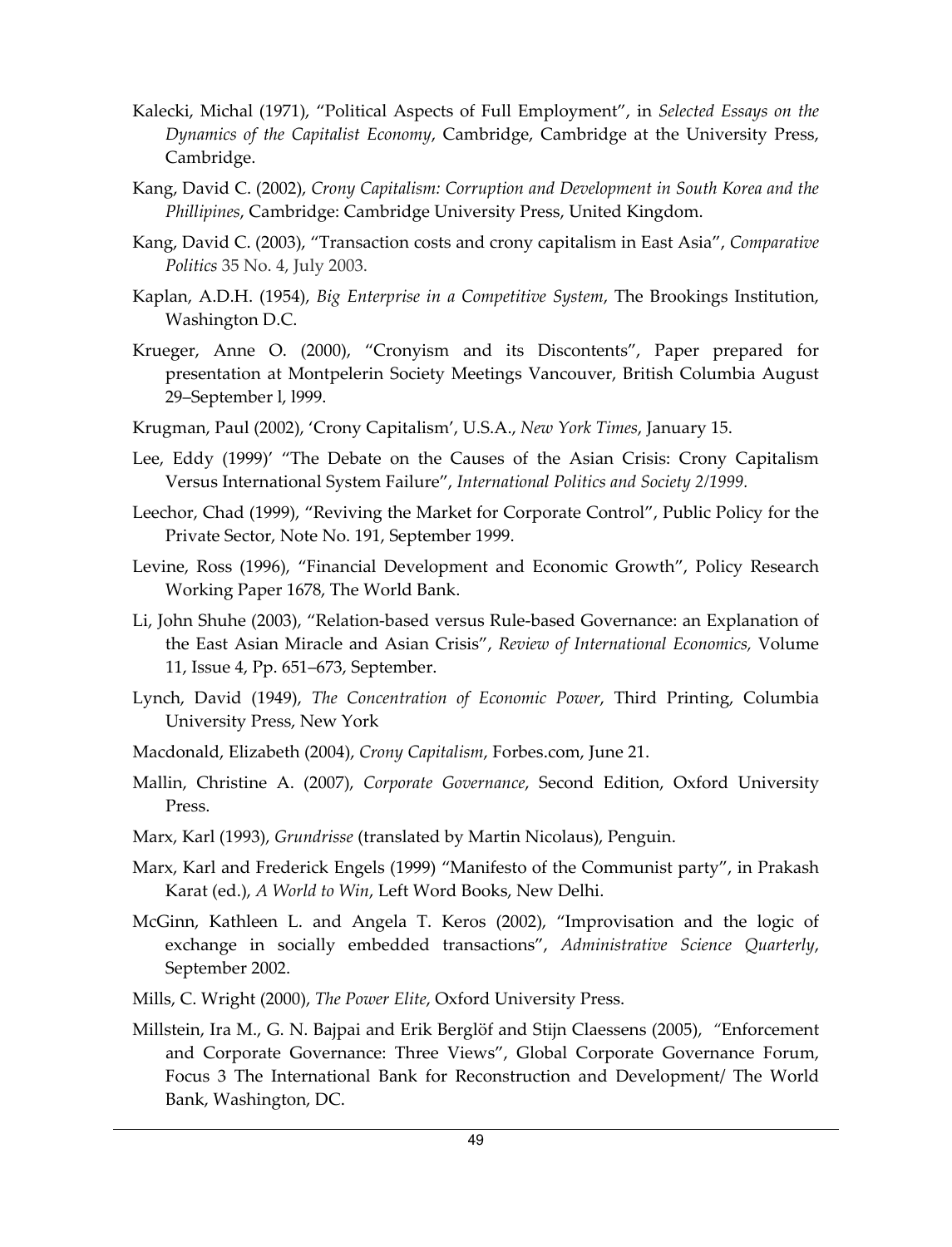Kalecki, Michal (1971), "Political Aspects of Full Employment", in *Selected Essays on the Dynamics of the Capitalist Economy*, Cambridge, Cambridge at the University Press, Cambridge.

Kang, David C. (2002), *Crony Capitalism: Corruption and Development in South Korea and the Phillipines*, Cambridge: Cambridge University Press, United Kingdom.

Kang, David C. (2003), "Transaction costs and crony capitalism in East Asia", *Comparative Politics* 35 No. 4, July 2003.

Kaplan, A.D.H. (1954), *Big Enterprise in a Competitive System*, The Brookings Institution, Washington D.C.

Krueger, Anne O. (2000), "Cronyism and its Discontents", Paper prepared for presentation at Montpelerin Society Meetings Vancouver, British Columbia August 29–September l, l999.

Krugman, Paul (2002), 'Crony Capitalism', U.S.A., *New York Times*, January 15.

Lee, Eddy (1999)' "The Debate on the Causes of the Asian Crisis: Crony Capitalism Versus International System Failure", *International Politics and Society 2/1999*.

Leechor, Chad (1999), "Reviving the Market for Corporate Control", Public Policy for the Private Sector, Note No. 191, September 1999.

Levine, Ross (1996), "Financial Development and Economic Growth", Policy Research Working Paper 1678, The World Bank.

Li, John Shuhe (2003), "Relation-based versus Rule-based Governance: an Explanation of the East Asian Miracle and Asian Crisis", *Review of International Economics,* Volume 11, Issue 4, Pp. 651–673, September.

Lynch, David (1949), *The Concentration of Economic Power*, Third Printing, Columbia University Press, New York

Macdonald, Elizabeth (2004), *Crony Capitalism*, Forbes.com, June 21.

Mallin, Christine A. (2007), *Corporate Governance*, Second Edition, Oxford University Press.

Marx, Karl (1993), *Grundrisse* (translated by Martin Nicolaus), Penguin.

Marx, Karl and Frederick Engels (1999) "Manifesto of the Communist party", in Prakash Karat (ed.), *A World to Win*, Left Word Books, New Delhi.

McGinn, Kathleen L. and Angela T. Keros (2002), "Improvisation and the logic of exchange in socially embedded transactions", *Administrative Science Quarterly*, September 2002.

Mills, C. Wright (2000), *The Power Elite*, Oxford University Press.

Millstein, Ira M., G. N. Bajpai and Erik Berglöf and Stijn Claessens (2005), "Enforcement and Corporate Governance: Three Views", Global Corporate Governance Forum, Focus 3 The International Bank for Reconstruction and Development/ The World Bank, Washington, DC.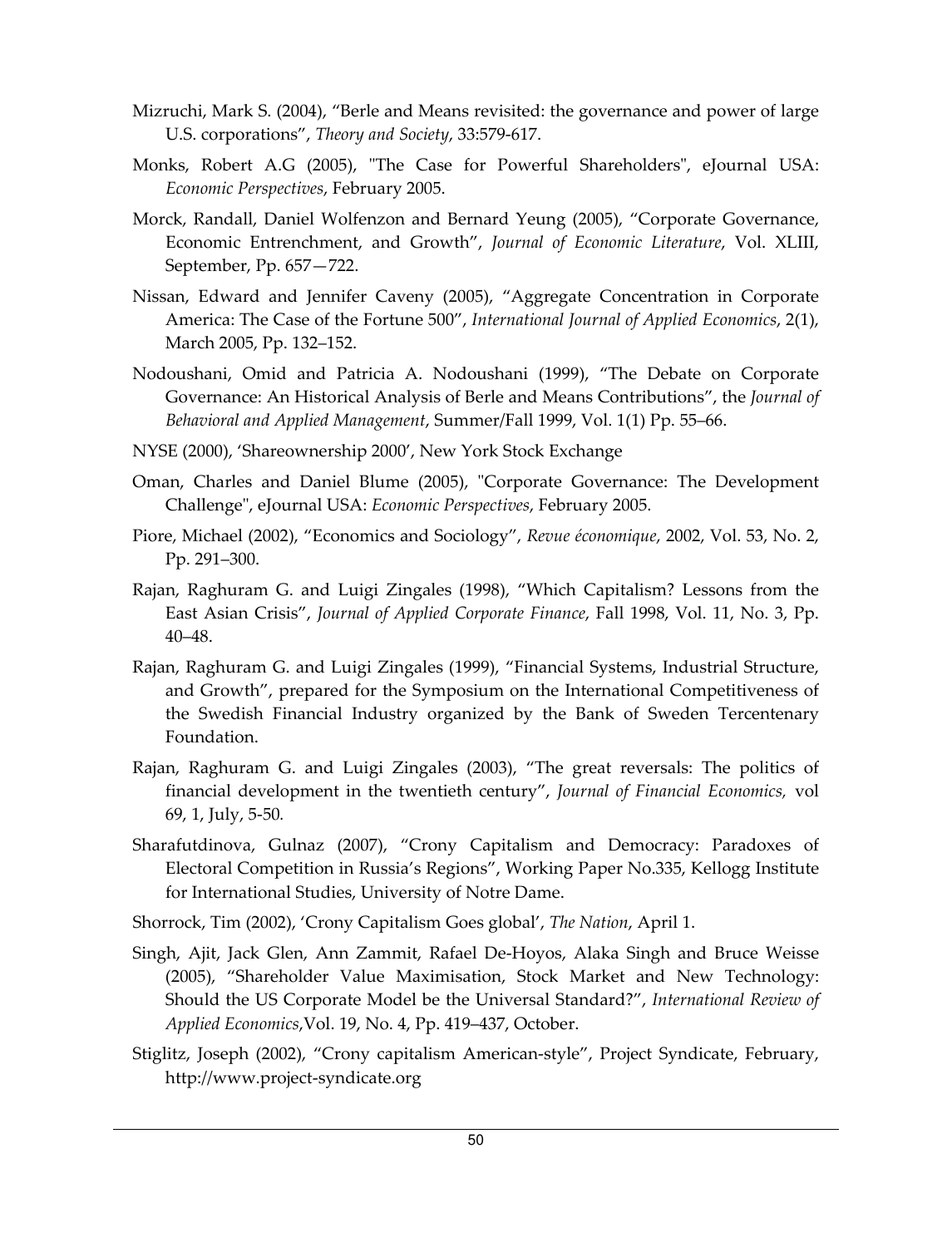Mizruchi, Mark S. (2004), "Berle and Means revisited: the governance and power of large U.S. corporations", *Theory and Society*, 33:579-617.

Monks, Robert A.G (2005), "The Case for Powerful Shareholders", eJournal USA: *Economic Perspectives*, February 2005.

Morck, Randall, Daniel Wolfenzon and Bernard Yeung (2005), "Corporate Governance, Economic Entrenchment, and Growth", *Journal of Economic Literature*, Vol. XLIII, September, Pp. 657—722.

Nissan, Edward and Jennifer Caveny (2005), "Aggregate Concentration in Corporate America: The Case of the Fortune 500", *International Journal of Applied Economics*, 2(1), March 2005, Pp. 132–152.

Nodoushani, Omid and Patricia A. Nodoushani (1999), "The Debate on Corporate Governance: An Historical Analysis of Berle and Means Contributions", the *Journal of Behavioral and Applied Management*, Summer/Fall 1999, Vol. 1(1) Pp. 55–66.

NYSE (2000), 'Shareownership 2000', New York Stock Exchange

Oman, Charles and Daniel Blume (2005), "Corporate Governance: The Development Challenge", eJournal USA: *Economic Perspectives*, February 2005.

Piore, Michael (2002), "Economics and Sociology", *Revue économique*, 2002, Vol. 53, No. 2, Pp. 291–300.

Rajan, Raghuram G. and Luigi Zingales (1998), "Which Capitalism? Lessons from the East Asian Crisis", *Journal of Applied Corporate Finance*, Fall 1998, Vol. 11, No. 3, Pp. 40–48.

Rajan, Raghuram G. and Luigi Zingales (1999), "Financial Systems, Industrial Structure, and Growth", prepared for the Symposium on the International Competitiveness of the Swedish Financial Industry organized by the Bank of Sweden Tercentenary Foundation.

Rajan, Raghuram G. and Luigi Zingales (2003), "The great reversals: The politics of financial development in the twentieth century", *Journal of Financial Economics,* vol 69, 1, July, 5-50.

Sharafutdinova, Gulnaz (2007), "Crony Capitalism and Democracy: Paradoxes of Electoral Competition in Russia's Regions", Working Paper No.335, Kellogg Institute for International Studies, University of Notre Dame.

Shorrock, Tim (2002), 'Crony Capitalism Goes global', *The Nation*, April 1.

Singh, Ajit, Jack Glen, Ann Zammit, Rafael De-Hoyos, Alaka Singh and Bruce Weisse (2005), "Shareholder Value Maximisation, Stock Market and New Technology: Should the US Corporate Model be the Universal Standard?", *International Review of Applied Economics*,Vol. 19, No. 4, Pp. 419–437, October.

Stiglitz, Joseph (2002), "Crony capitalism American-style", Project Syndicate, February, http://www.project-syndicate.org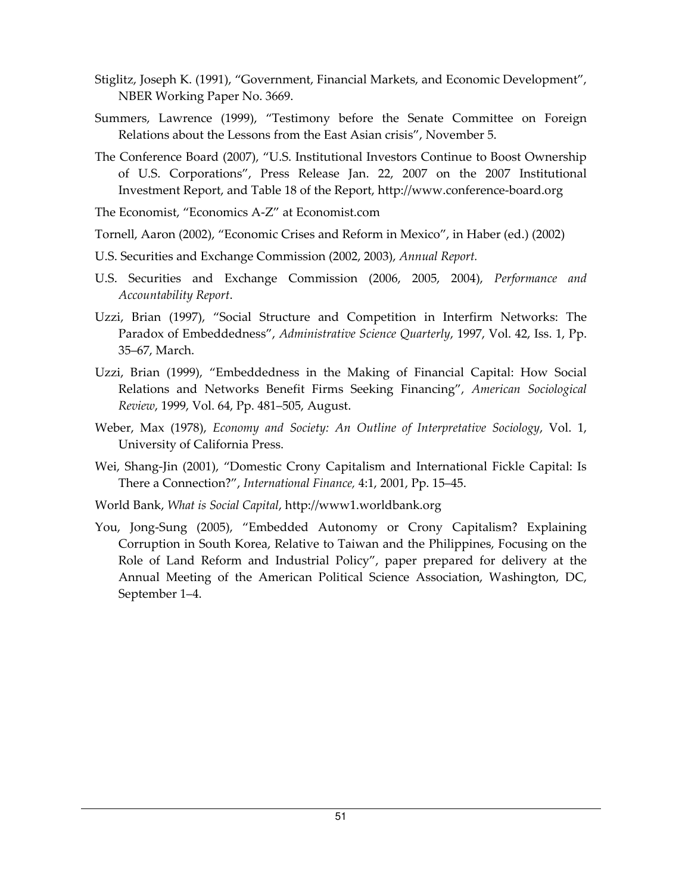Stiglitz, Joseph K. (1991), "Government, Financial Markets, and Economic Development", NBER Working Paper No. 3669.

Summers, Lawrence (1999), "Testimony before the Senate Committee on Foreign Relations about the Lessons from the East Asian crisis", November 5.

The Conference Board (2007), "U.S. Institutional Investors Continue to Boost Ownership of U.S. Corporations", Press Release Jan. 22, 2007 on the 2007 Institutional Investment Report, and Table 18 of the Report, http://www.conference-board.org

The Economist, "Economics A-Z" at Economist.com

Tornell, Aaron (2002), "Economic Crises and Reform in Mexico", in Haber (ed.) (2002)

U.S. Securities and Exchange Commission (2002, 2003), *Annual Report.*

U.S. Securities and Exchange Commission (2006, 2005, 2004), *Performance and Accountability Report*.

Uzzi, Brian (1997), "Social Structure and Competition in Interfirm Networks: The Paradox of Embeddedness", *Administrative Science Quarterly*, 1997, Vol. 42, Iss. 1, Pp. 35–67, March.

Uzzi, Brian (1999), "Embeddedness in the Making of Financial Capital: How Social Relations and Networks Benefit Firms Seeking Financing", *American Sociological Review*, 1999, Vol. 64, Pp. 481–505, August.

Weber, Max (1978), *Economy and Society: An Outline of Interpretative Sociology*, Vol. 1, University of California Press.

Wei, Shang-Jin (2001), "Domestic Crony Capitalism and International Fickle Capital: Is There a Connection?", *International Finance,* 4:1, 2001, Pp. 15–45.

World Bank, *What is Social Capital*, http://www1.worldbank.org

You, Jong-Sung (2005), "Embedded Autonomy or Crony Capitalism? Explaining Corruption in South Korea, Relative to Taiwan and the Philippines, Focusing on the Role of Land Reform and Industrial Policy", paper prepared for delivery at the Annual Meeting of the American Political Science Association, Washington, DC, September 1–4.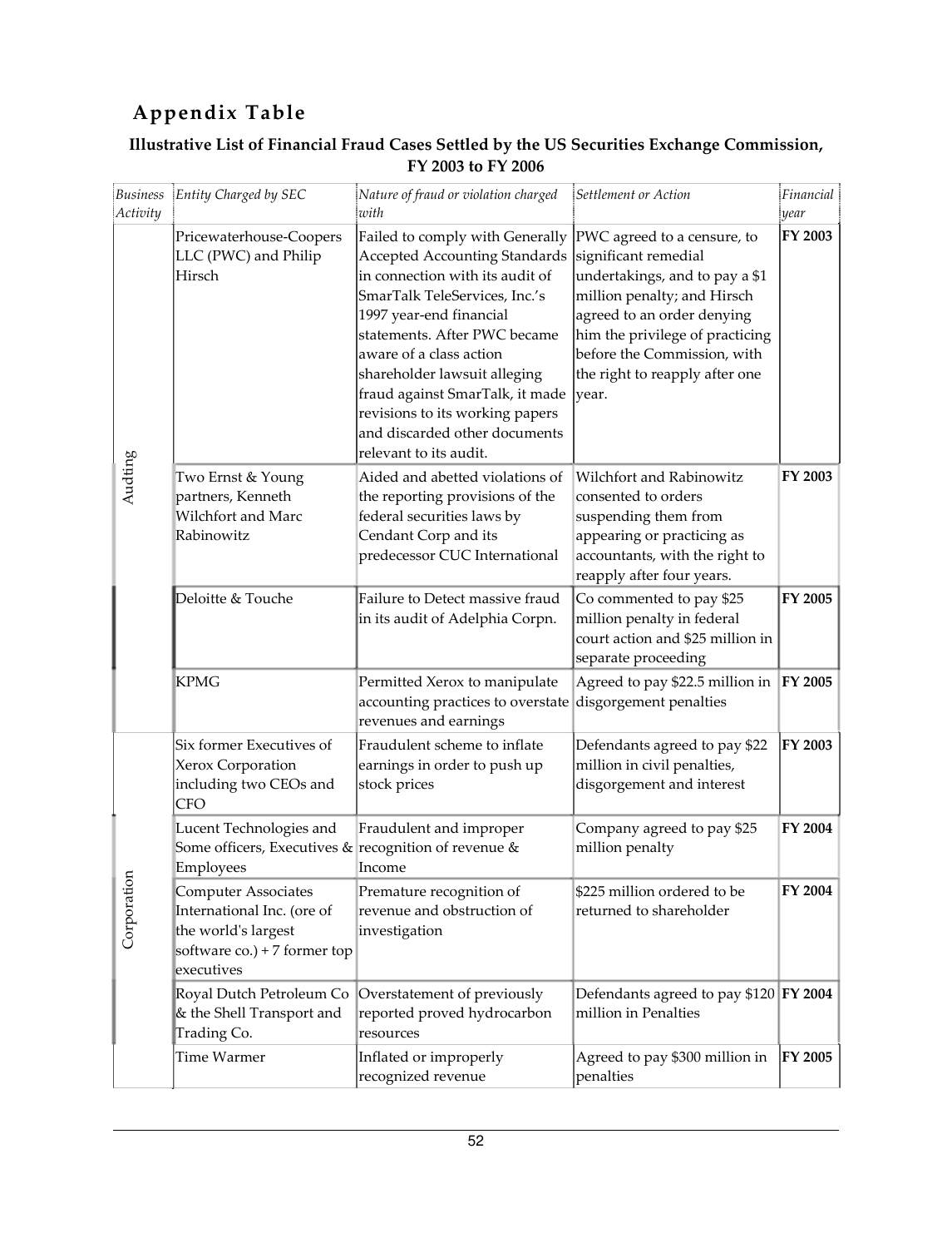# Appendix Table

**Illustrative List of Financial Fraud Cases Settled by the US Securities Exchange Commission, FY 2003 to FY 2006**

| *Business Activity* | *Entity Charged by SEC* | *Nature of fraud or violation charged with* | *Settlement or Action* | *Financial year* |
|---|---|---|---|---|
| Audting | Pricewaterhouse-Coopers LLC (PWC) and Philip Hirsch | Failed to comply with Generally Accepted Accounting Standards in connection with its audit of SmarTalk TeleServices, Inc.'s 1997 year-end financial statements. After PWC became aware of a class action shareholder lawsuit alleging fraud against SmarTalk, it made revisions to its working papers and discarded other documents relevant to its audit. | PWC agreed to a censure, to significant remedial undertakings, and to pay a $1 million penalty; and Hirsch agreed to an order denying him the privilege of practicing before the Commission, with the right to reapply after one year. | **FY 2003** |
| | Two Ernst & Young partners, Kenneth Wilchfort and Marc Rabinowitz | Aided and abetted violations of the reporting provisions of the federal securities laws by Cendant Corp and its predecessor CUC International | Wilchfort and Rabinowitz consented to orders suspending them from appearing or practicing as accountants, with the right to reapply after four years. | **FY 2003** |
| | Deloitte & Touche | Failure to Detect massive fraud in its audit of Adelphia Corpn. | Co commented to pay $25 million penalty in federal court action and $25 million in separate proceeding | **FY 2005** |
| | KPMG | Permitted Xerox to manipulate accounting practices to overstate revenues and earnings | Agreed to pay $22.5 million in disgorgement penalties | **FY 2005** |
| Corporation | Six former Executives of Xerox Corporation including two CEOs and CFO | Fraudulent scheme to inflate earnings in order to push up stock prices | Defendants agreed to pay $22 million in civil penalties, disgorgement and interest | **FY 2003** |
| | Lucent Technologies and Some officers, Executives & Employees | Fraudulent and improper recognition of revenue & Income | Company agreed to pay $25 million penalty | **FY 2004** |
| | Computer Associates International Inc. (ore of the world's largest software co.) + 7 former top executives | Premature recognition of revenue and obstruction of investigation | $225 million ordered to be returned to shareholder | **FY 2004** |
| | Royal Dutch Petroleum Co & the Shell Transport and Trading Co. | Overstatement of previously reported proved hydrocarbon resources | Defendants agreed to pay $120 million in Penalties | **FY 2004** |
| | Time Warmer | Inflated or improperly recognized revenue | Agreed to pay $300 million in penalties | **FY 2005** |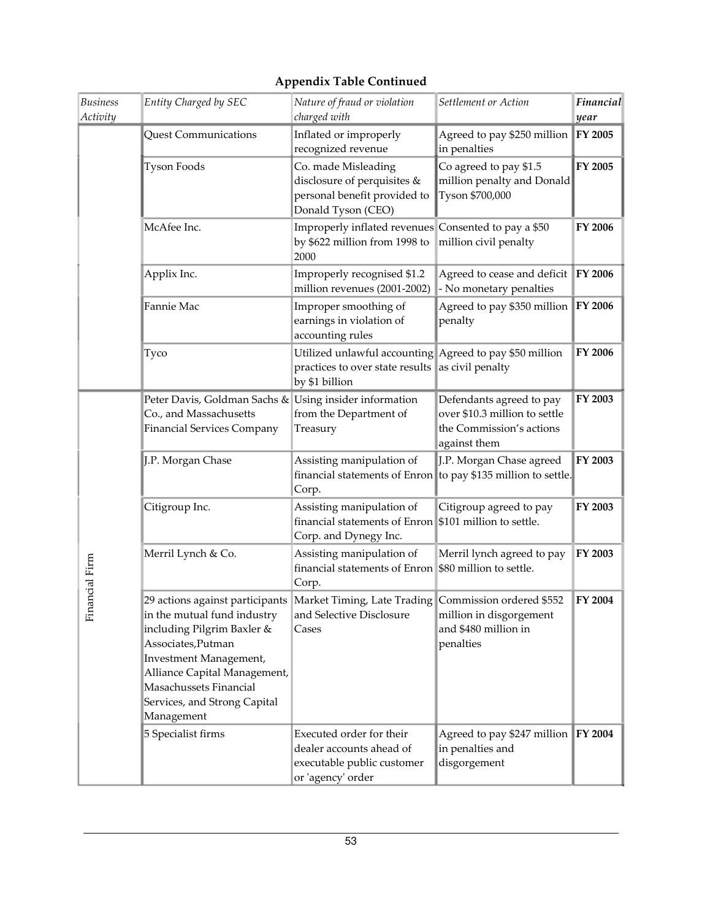**Appendix Table Continued**

| *Business Activity* | *Entity Charged by SEC* | *Nature of fraud or violation charged with* | *Settlement or Action* | ***Financial year*** |
|---|---|---|---|---|
| | Quest Communications | Inflated or improperly recognized revenue | Agreed to pay $250 million in penalties | **FY 2005** |
| | Tyson Foods | Co. made Misleading disclosure of perquisites & personal benefit provided to Donald Tyson (CEO) | Co agreed to pay $1.5 million penalty and Donald Tyson $700,000 | **FY 2005** |
| | McAfee Inc. | Improperly inflated revenues by $622 million from 1998 to 2000 | Consented to pay a $50 million civil penalty | **FY 2006** |
| | Applix Inc. | Improperly recognised $1.2 million revenues (2001-2002) | Agreed to cease and deficit - No monetary penalties | **FY 2006** |
| | Fannie Mac | Improper smoothing of earnings in violation of accounting rules | Agreed to pay $350 million penalty | **FY 2006** |
| | Tyco | Utilized unlawful accounting practices to over state results by $1 billion | Agreed to pay $50 million as civil penalty | **FY 2006** |
| Financial Firm | Peter Davis, Goldman Sachs & Co., and Massachusetts Financial Services Company | Using insider information from the Department of Treasury | Defendants agreed to pay over $10.3 million to settle the Commission's actions against them | **FY 2003** |
| | J.P. Morgan Chase | Assisting manipulation of financial statements of Enron Corp. | J.P. Morgan Chase agreed to pay $135 million to settle. | **FY 2003** |
| | Citigroup Inc. | Assisting manipulation of financial statements of Enron Corp. and Dynegy Inc. | Citigroup agreed to pay $101 million to settle. | **FY 2003** |
| | Merril Lynch & Co. | Assisting manipulation of financial statements of Enron Corp. | Merril lynch agreed to pay $80 million to settle. | **FY 2003** |
| | 29 actions against participants in the mutual fund industry including Pilgrim Baxler & Associates,Putman Investment Management, Alliance Capital Management, Masachussets Financial Services, and Strong Capital Management | Market Timing, Late Trading and Selective Disclosure Cases | Commission ordered $552 million in disgorgement and $480 million in penalties | **FY 2004** |
| | 5 Specialist firms | Executed order for their dealer accounts ahead of executable public customer or 'agency' order | Agreed to pay $247 million in penalties and disgorgement | **FY 2004** |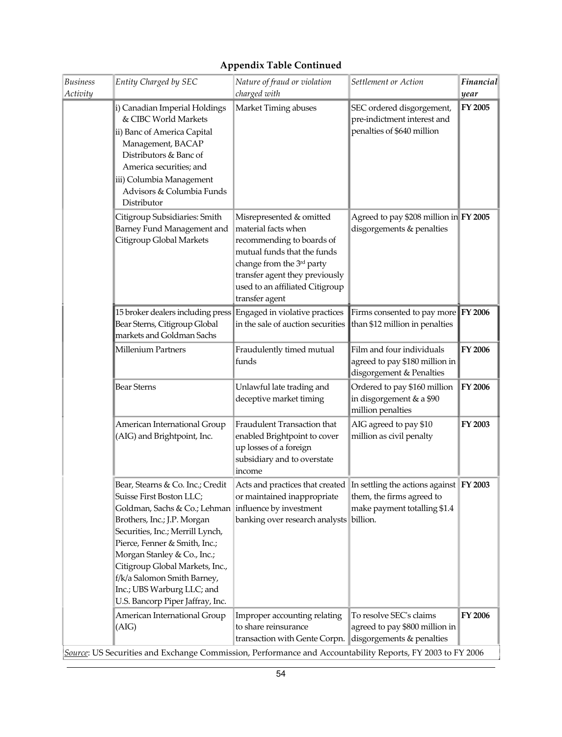**Appendix Table Continued**

| *Business Activity* | *Entity Charged by SEC* | *Nature of fraud or violation charged with* | *Settlement or Action* | ***Financial year*** |
|---|---|---|---|---|
| | i) Canadian Imperial Holdings & CIBC World Markets<br>ii) Banc of America Capital Management, BACAP Distributors & Banc of America securities; and<br>iii) Columbia Management Advisors & Columbia Funds Distributor | Market Timing abuses | SEC ordered disgorgement, pre-indictment interest and penalties of \$640 million | **FY 2005** |
| | Citigroup Subsidiaries: Smith Barney Fund Management and Citigroup Global Markets | Misrepresented & omitted material facts when recommending to boards of mutual funds that the funds change from the 3rd party transfer agent they previously used to an affiliated Citigroup transfer agent | Agreed to pay \$208 million in disgorgements & penalties | **FY 2005** |
| | 15 broker dealers including press Bear Sterns, Citigroup Global markets and Goldman Sachs | Engaged in violative practices in the sale of auction securities | Firms consented to pay more than \$12 million in penalties | **FY 2006** |
| | Millenium Partners | Fraudulently timed mutual funds | Film and four individuals agreed to pay \$180 million in disgorgement & Penalties | **FY 2006** |
| | Bear Sterns | Unlawful late trading and deceptive market timing | Ordered to pay \$160 million in disgorgement & a \$90 million penalties | **FY 2006** |
| | American International Group (AIG) and Brightpoint, Inc. | Fraudulent Transaction that enabled Brightpoint to cover up losses of a foreign subsidiary and to overstate income | AIG agreed to pay \$10 million as civil penalty | **FY 2003** |
| | Bear, Stearns & Co. Inc.; Credit Suisse First Boston LLC; Goldman, Sachs & Co.; Lehman Brothers, Inc.; J.P. Morgan Securities, Inc.; Merrill Lynch, Pierce, Fenner & Smith, Inc.; Morgan Stanley & Co., Inc.; Citigroup Global Markets, Inc., f/k/a Salomon Smith Barney, Inc.; UBS Warburg LLC; and U.S. Bancorp Piper Jaffray, Inc. | Acts and practices that created or maintained inappropriate influence by investment banking over research analysts | In settling the actions against them, the firms agreed to make payment totalling \$1.4 billion. | **FY 2003** |
| | American International Group (AIG) | Improper accounting relating to share reinsurance transaction with Gente Corpn. | To resolve SEC's claims agreed to pay \$800 million in disgorgements & penalties | **FY 2006** |

Source: US Securities and Exchange Commission, Performance and Accountability Reports, FY 2003 to FY 2006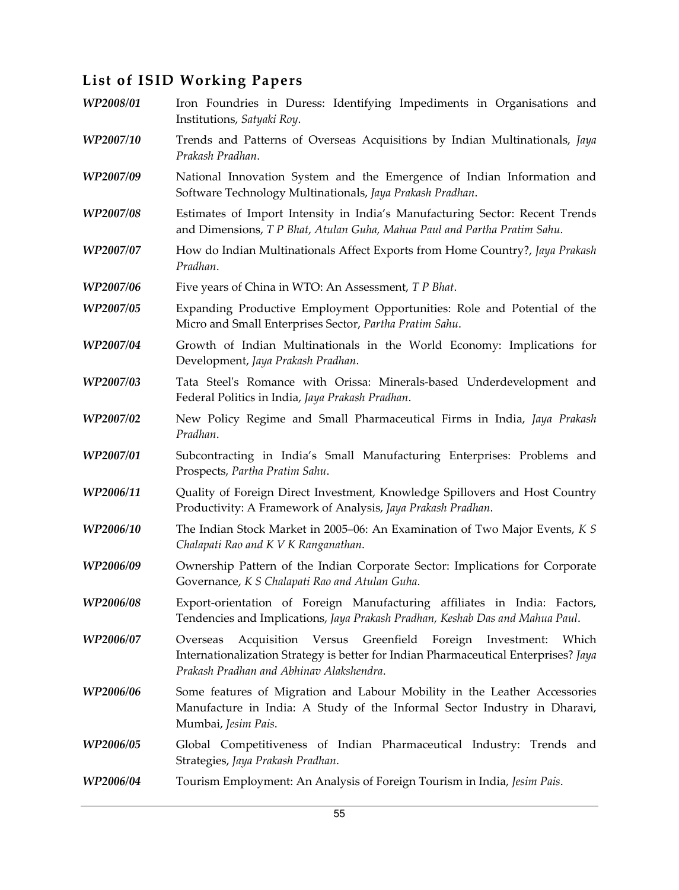## List of ISID Working Papers

**WP2008/01** Iron Foundries in Duress: Identifying Impediments in Organisations and Institutions, *Satyaki Roy*.

**WP2007/10** Trends and Patterns of Overseas Acquisitions by Indian Multinationals, *Jaya Prakash Pradhan*.

**WP2007/09** National Innovation System and the Emergence of Indian Information and Software Technology Multinationals, *Jaya Prakash Pradhan*.

**WP2007/08** Estimates of Import Intensity in India's Manufacturing Sector: Recent Trends and Dimensions, *T P Bhat, Atulan Guha, Mahua Paul and Partha Pratim Sahu*.

**WP2007/07** How do Indian Multinationals Affect Exports from Home Country?, *Jaya Prakash Pradhan*.

**WP2007/06** Five years of China in WTO: An Assessment, *T P Bhat*.

**WP2007/05** Expanding Productive Employment Opportunities: Role and Potential of the Micro and Small Enterprises Sector, *Partha Pratim Sahu*.

**WP2007/04** Growth of Indian Multinationals in the World Economy: Implications for Development, *Jaya Prakash Pradhan*.

**WP2007/03** Tata Steel's Romance with Orissa: Minerals-based Underdevelopment and Federal Politics in India, *Jaya Prakash Pradhan*.

**WP2007/02** New Policy Regime and Small Pharmaceutical Firms in India, *Jaya Prakash Pradhan*.

**WP2007/01** Subcontracting in India's Small Manufacturing Enterprises: Problems and Prospects, *Partha Pratim Sahu*.

**WP2006/11** Quality of Foreign Direct Investment, Knowledge Spillovers and Host Country Productivity: A Framework of Analysis, *Jaya Prakash Pradhan*.

**WP2006/10** The Indian Stock Market in 2005–06: An Examination of Two Major Events, *K S Chalapati Rao and K V K Ranganathan*.

**WP2006/09** Ownership Pattern of the Indian Corporate Sector: Implications for Corporate Governance, *K S Chalapati Rao and Atulan Guha*.

**WP2006/08** Export-orientation of Foreign Manufacturing affiliates in India: Factors, Tendencies and Implications, *Jaya Prakash Pradhan, Keshab Das and Mahua Paul*.

**WP2006/07** Overseas Acquisition Versus Greenfield Foreign Investment: Which Internationalization Strategy is better for Indian Pharmaceutical Enterprises? *Jaya Prakash Pradhan and Abhinav Alakshendra*.

**WP2006/06** Some features of Migration and Labour Mobility in the Leather Accessories Manufacture in India: A Study of the Informal Sector Industry in Dharavi, Mumbai, *Jesim Pais*.

**WP2006/05** Global Competitiveness of Indian Pharmaceutical Industry: Trends and Strategies, *Jaya Prakash Pradhan*.

**WP2006/04** Tourism Employment: An Analysis of Foreign Tourism in India, *Jesim Pais*.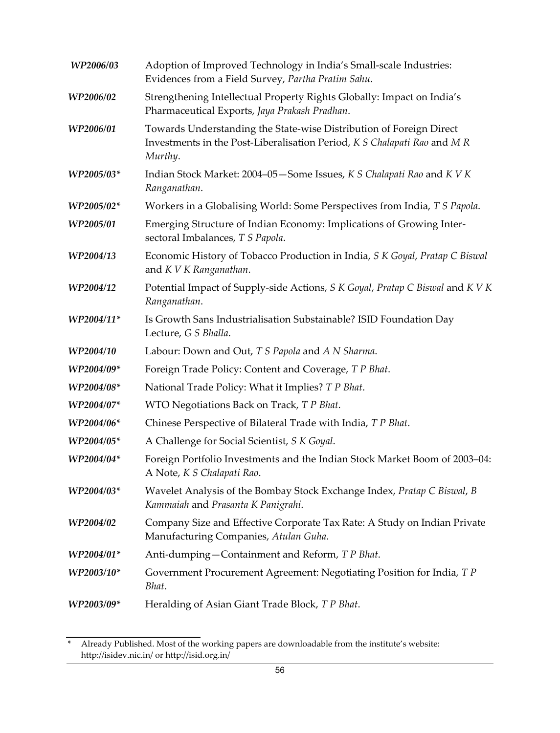| | |
|---|---|
| ***WP2006/03*** | Adoption of Improved Technology in India's Small-scale Industries: Evidences from a Field Survey, *Partha Pratim Sahu*. |
| ***WP2006/02*** | Strengthening Intellectual Property Rights Globally: Impact on India's Pharmaceutical Exports, *Jaya Prakash Pradhan*. |
| ***WP2006/01*** | Towards Understanding the State-wise Distribution of Foreign Direct Investments in the Post-Liberalisation Period, *K S Chalapati Rao* and *M R Murthy*. |
| ***WP2005/03**** | Indian Stock Market: 2004–05—Some Issues, *K S Chalapati Rao* and *K V K Ranganathan*. |
| ***WP2005/02**** | Workers in a Globalising World: Some Perspectives from India, *T S Papola*. |
| ***WP2005/01*** | Emerging Structure of Indian Economy: Implications of Growing Inter-sectoral Imbalances, *T S Papola*. |
| ***WP2004/13*** | Economic History of Tobacco Production in India, *S K Goyal*, *Pratap C Biswal* and *K V K Ranganathan*. |
| ***WP2004/12*** | Potential Impact of Supply-side Actions, *S K Goyal*, *Pratap C Biswal* and *K V K Ranganathan*. |
| ***WP2004/11**** | Is Growth Sans Industrialisation Substainable? ISID Foundation Day Lecture, *G S Bhalla*. |
| ***WP2004/10*** | Labour: Down and Out, *T S Papola* and *A N Sharma*. |
| ***WP2004/09**** | Foreign Trade Policy: Content and Coverage, *T P Bhat*. |
| ***WP2004/08**** | National Trade Policy: What it Implies? *T P Bhat*. |
| ***WP2004/07**** | WTO Negotiations Back on Track, *T P Bhat*. |
| ***WP2004/06**** | Chinese Perspective of Bilateral Trade with India, *T P Bhat*. |
| ***WP2004/05**** | A Challenge for Social Scientist, *S K Goyal*. |
| ***WP2004/04**** | Foreign Portfolio Investments and the Indian Stock Market Boom of 2003–04: A Note, *K S Chalapati Rao*. |
| ***WP2004/03**** | Wavelet Analysis of the Bombay Stock Exchange Index, *Pratap C Biswal*, *B Kammaiah* and *Prasanta K Panigrahi*. |
| ***WP2004/02*** | Company Size and Effective Corporate Tax Rate: A Study on Indian Private Manufacturing Companies, *Atulan Guha*. |
| ***WP2004/01**** | Anti-dumping—Containment and Reform, *T P Bhat*. |
| ***WP2003/10**** | Government Procurement Agreement: Negotiating Position for India, *T P Bhat*. |
| ***WP2003/09**** | Heralding of Asian Giant Trade Block, *T P Bhat*. |

---

\* Already Published. Most of the working papers are downloadable from the institute's website: http://isidev.nic.in/ or http://isid.org.in/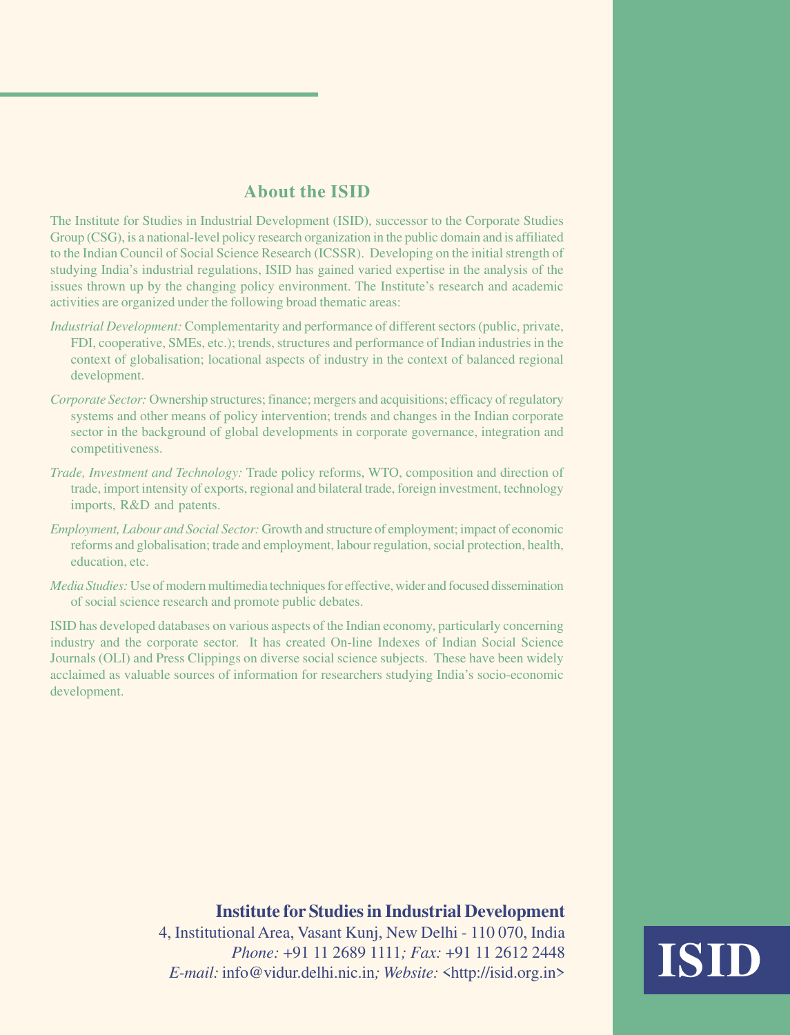## About the ISID

The Institute for Studies in Industrial Development (ISID), successor to the Corporate Studies Group (CSG), is a national-level policy research organization in the public domain and is affiliated to the Indian Council of Social Science Research (ICSSR). Developing on the initial strength of studying India's industrial regulations, ISID has gained varied expertise in the analysis of the issues thrown up by the changing policy environment. The Institute's research and academic activities are organized under the following broad thematic areas:

*Industrial Development:* Complementarity and performance of different sectors (public, private, FDI, cooperative, SMEs, etc.); trends, structures and performance of Indian industries in the context of globalisation; locational aspects of industry in the context of balanced regional development.

*Corporate Sector:* Ownership structures; finance; mergers and acquisitions; efficacy of regulatory systems and other means of policy intervention; trends and changes in the Indian corporate sector in the background of global developments in corporate governance, integration and competitiveness.

*Trade, Investment and Technology:* Trade policy reforms, WTO, composition and direction of trade, import intensity of exports, regional and bilateral trade, foreign investment, technology imports, R&D and patents.

*Employment, Labour and Social Sector:* Growth and structure of employment; impact of economic reforms and globalisation; trade and employment, labour regulation, social protection, health, education, etc.

*Media Studies:* Use of modern multimedia techniques for effective, wider and focused dissemination of social science research and promote public debates.

ISID has developed databases on various aspects of the Indian economy, particularly concerning industry and the corporate sector. It has created On-line Indexes of Indian Social Science Journals (OLI) and Press Clippings on diverse social science subjects. These have been widely acclaimed as valuable sources of information for researchers studying India's socio-economic development.

**Institute for Studies in Industrial Development**
4, Institutional Area, Vasant Kunj, New Delhi - 110 070, India
*Phone:* +91 11 2689 1111*; Fax:* +91 11 2612 2448
*E-mail:* info@vidur.delhi.nic.in*; Website:* <http://isid.org.in>

**ISID**